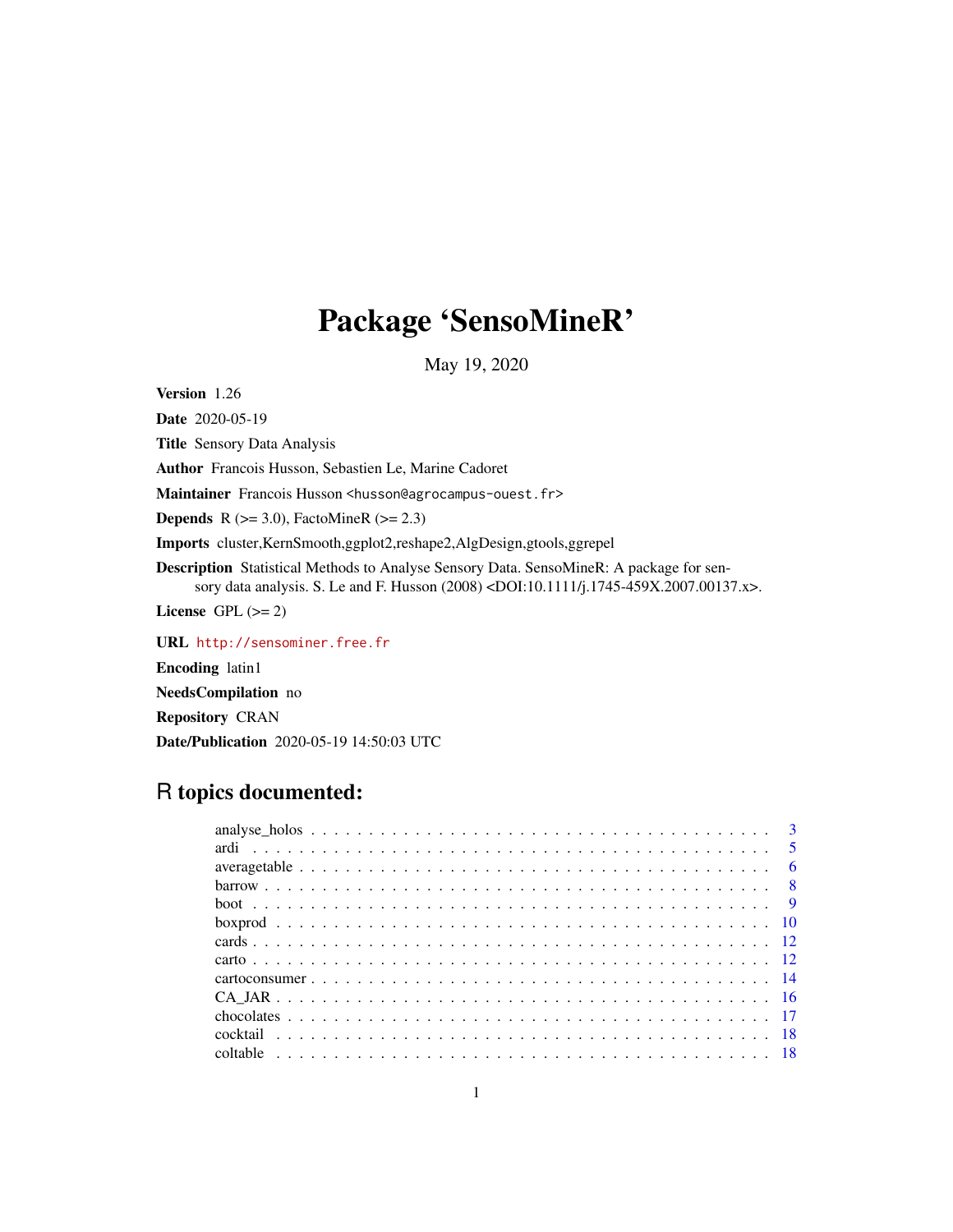# Package 'SensoMineR'

May 19, 2020

**Version** 1.26

**Date** 2020-05-19

**Title** Sensory Data Analysis

**Author** Francois Husson, Sebastien Le, Marine Cadoret

**Maintainer** Francois Husson <husson@agrocampus-ouest.fr>

**Depends** R (>= 3.0), FactoMineR (>= 2.3)

**Imports** cluster,KernSmooth,ggplot2,reshape2,AlgDesign,gtools,ggrepel

**Description** Statistical Methods to Analyse Sensory Data. SensoMineR: A package for sensory data analysis. S. Le and F. Husson (2008) <DOI:10.1111/j.1745-459X.2007.00137.x>.

**License** GPL (>= 2)

**URL** http://sensominer.free.fr

**Encoding** latin1

**NeedsCompilation** no

**Repository** CRAN

**Date/Publication** 2020-05-19 14:50:03 UTC

## R topics documented:

- analyse_holos . . . . . . . . . . . . . . . . . . . . . . . . . . . . . . . . . . . . . . . . . 3
- ardi . . . . . . . . . . . . . . . . . . . . . . . . . . . . . . . . . . . . . . . . . . . . . . 5
- averagetable . . . . . . . . . . . . . . . . . . . . . . . . . . . . . . . . . . . . . . . . . 6
- barrow . . . . . . . . . . . . . . . . . . . . . . . . . . . . . . . . . . . . . . . . . . . . 8
- boot . . . . . . . . . . . . . . . . . . . . . . . . . . . . . . . . . . . . . . . . . . . . . 9
- boxprod . . . . . . . . . . . . . . . . . . . . . . . . . . . . . . . . . . . . . . . . . . . 10
- cards . . . . . . . . . . . . . . . . . . . . . . . . . . . . . . . . . . . . . . . . . . . . . 12
- carto . . . . . . . . . . . . . . . . . . . . . . . . . . . . . . . . . . . . . . . . . . . . . 12
- cartoconsumer . . . . . . . . . . . . . . . . . . . . . . . . . . . . . . . . . . . . . . . . 14
- CA_JAR . . . . . . . . . . . . . . . . . . . . . . . . . . . . . . . . . . . . . . . . . . . . 16
- chocolates . . . . . . . . . . . . . . . . . . . . . . . . . . . . . . . . . . . . . . . . . . 17
- cocktail . . . . . . . . . . . . . . . . . . . . . . . . . . . . . . . . . . . . . . . . . . . . 18
- coltable . . . . . . . . . . . . . . . . . . . . . . . . . . . . . . . . . . . . . . . . . . . . 18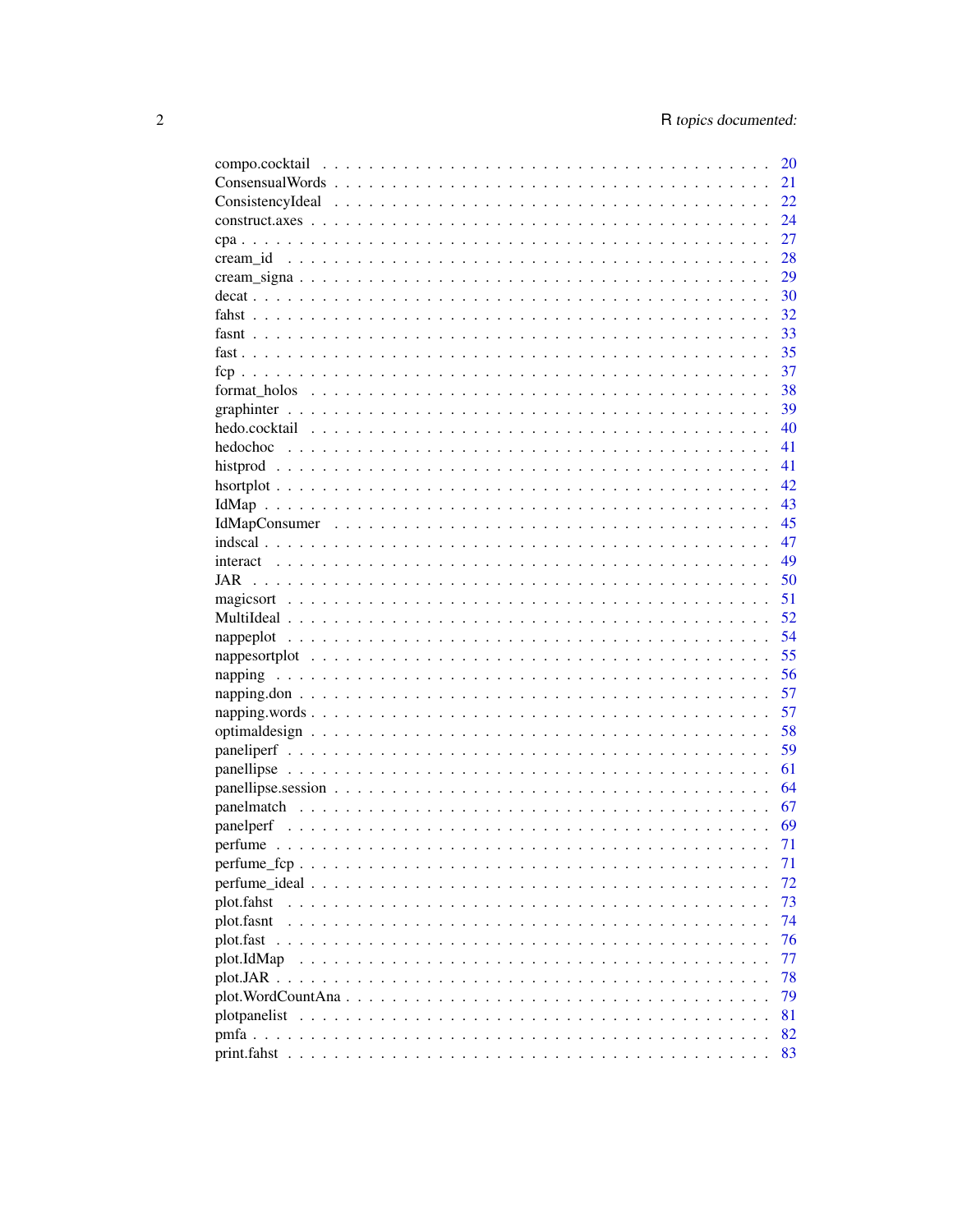| | |
|---|---|
| compo.cocktail | 20 |
| ConsensualWords | 21 |
| ConsistencyIdeal | 22 |
| construct.axes | 24 |
| cpa | 27 |
| cream_id | 28 |
| cream_signa | 29 |
| decat | 30 |
| fahst | 32 |
| fasnt | 33 |
| fast | 35 |
| fcp | 37 |
| format_holos | 38 |
| graphinter | 39 |
| hedo.cocktail | 40 |
| hedochoc | 41 |
| histprod | 41 |
| hsortplot | 42 |
| IdMap | 43 |
| IdMapConsumer | 45 |
| indscal | 47 |
| interact | 49 |
| JAR | 50 |
| magicsort | 51 |
| MultiIdeal | 52 |
| nappeplot | 54 |
| nappesortplot | 55 |
| napping | 56 |
| napping.don | 57 |
| napping.words | 57 |
| optimaldesign | 58 |
| paneliperf | 59 |
| panellipse | 61 |
| panellipse.session | 64 |
| panelmatch | 67 |
| panelperf | 69 |
| perfume | 71 |
| perfume_fcp | 71 |
| perfume_ideal | 72 |
| plot.fahst | 73 |
| plot.fasnt | 74 |
| plot.fast | 76 |
| plot.IdMap | 77 |
| plot.JAR | 78 |
| plot.WordCountAna | 79 |
| plotpanelist | 81 |
| pmfa | 82 |
| print.fahst | 83 |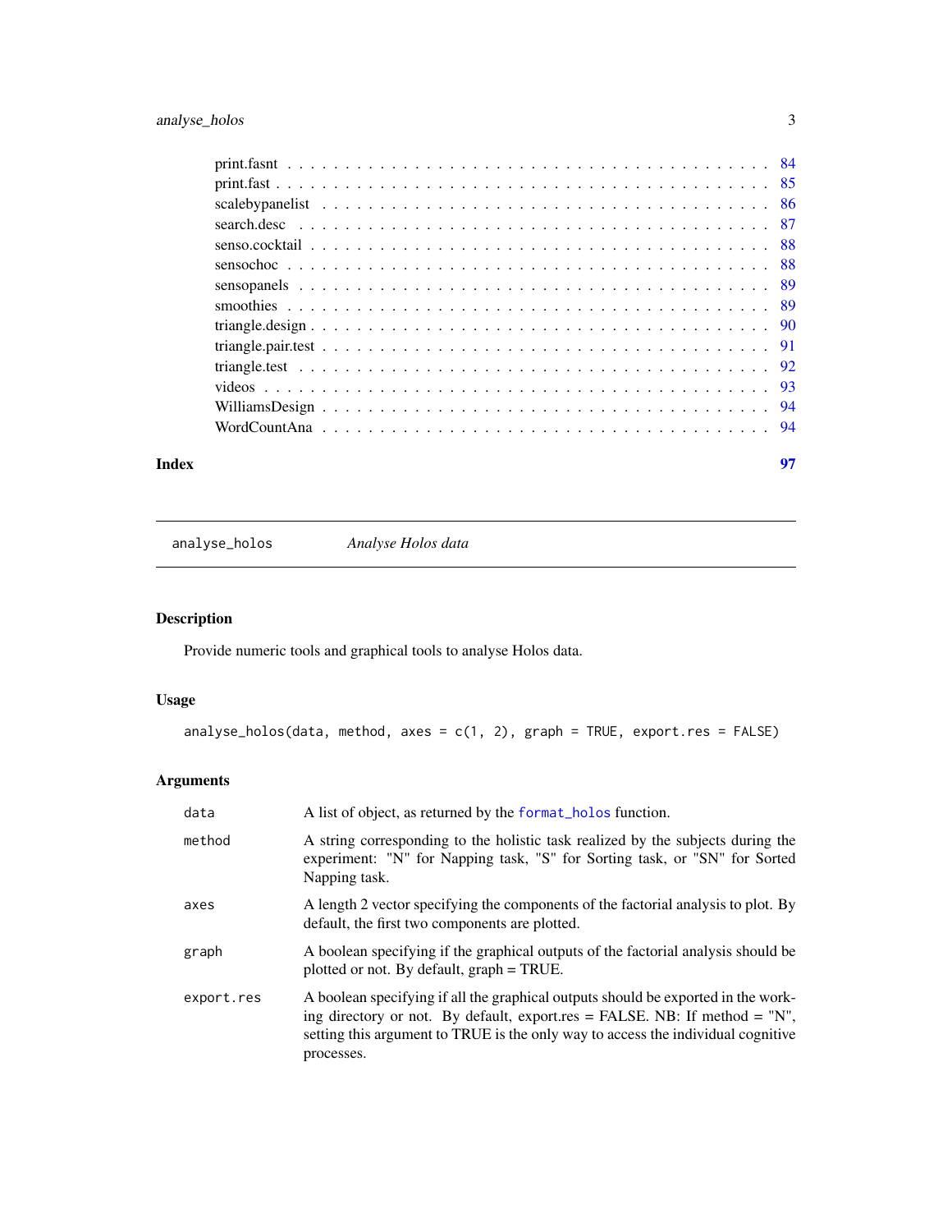print.fasnt . . . . . . . . . . . . . . . . . . . . . . . . . . . . . . . . . . . . . . 84
print.fast . . . . . . . . . . . . . . . . . . . . . . . . . . . . . . . . . . . . . . . 85
scalebypanelist . . . . . . . . . . . . . . . . . . . . . . . . . . . . . . . . . . . . 86
search.desc . . . . . . . . . . . . . . . . . . . . . . . . . . . . . . . . . . . . . . 87
senso.cocktail . . . . . . . . . . . . . . . . . . . . . . . . . . . . . . . . . . . . . 88
sensochoc . . . . . . . . . . . . . . . . . . . . . . . . . . . . . . . . . . . . . . . 88
sensopanels . . . . . . . . . . . . . . . . . . . . . . . . . . . . . . . . . . . . . . 89
smoothies . . . . . . . . . . . . . . . . . . . . . . . . . . . . . . . . . . . . . . . 89
triangle.design . . . . . . . . . . . . . . . . . . . . . . . . . . . . . . . . . . . . . 90
triangle.pair.test . . . . . . . . . . . . . . . . . . . . . . . . . . . . . . . . . . . . 91
triangle.test . . . . . . . . . . . . . . . . . . . . . . . . . . . . . . . . . . . . . . 92
videos . . . . . . . . . . . . . . . . . . . . . . . . . . . . . . . . . . . . . . . . . 93
WilliamsDesign . . . . . . . . . . . . . . . . . . . . . . . . . . . . . . . . . . . . . 94
WordCountAna . . . . . . . . . . . . . . . . . . . . . . . . . . . . . . . . . . . . . . 94

**Index** **97**

---

`analyse_holos` *Analyse Holos data*

---

## Description

Provide numeric tools and graphical tools to analyse Holos data.

## Usage

```
analyse_holos(data, method, axes = c(1, 2), graph = TRUE, export.res = FALSE)
```

## Arguments

| | |
|---|---|
| `data` | A list of object, as returned by the `format_holos` function. |
| `method` | A string corresponding to the holistic task realized by the subjects during the experiment: "N" for Napping task, "S" for Sorting task, or "SN" for Sorted Napping task. |
| `axes` | A length 2 vector specifying the components of the factorial analysis to plot. By default, the first two components are plotted. |
| `graph` | A boolean specifying if the graphical outputs of the factorial analysis should be plotted or not. By default, graph = TRUE. |
| `export.res` | A boolean specifying if all the graphical outputs should be exported in the working directory or not. By default, export.res = FALSE. NB: If method = "N", setting this argument to TRUE is the only way to access the individual cognitive processes. |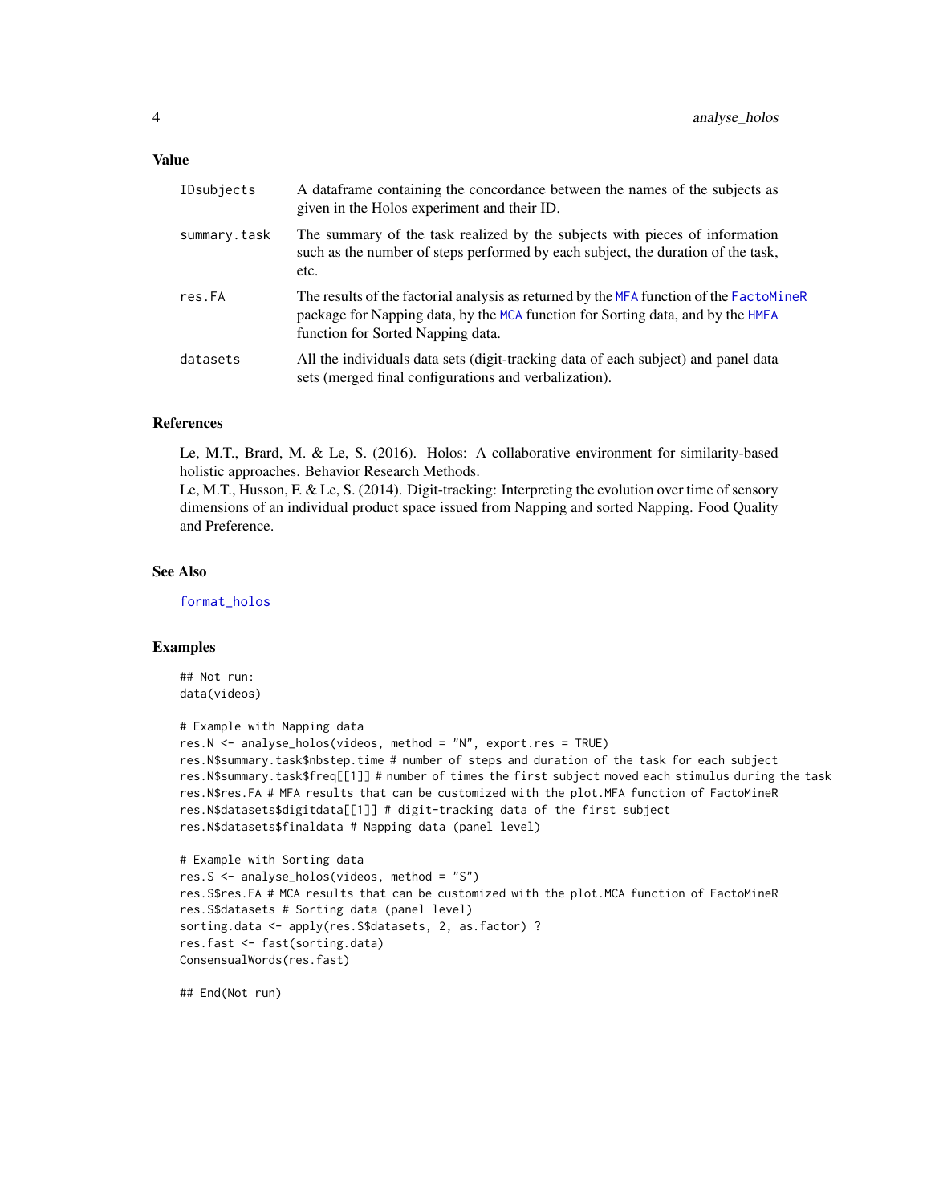## Value

| | |
|---|---|
| `IDsubjects` | A dataframe containing the concordance between the names of the subjects as given in the Holos experiment and their ID. |
| `summary.task` | The summary of the task realized by the subjects with pieces of information such as the number of steps performed by each subject, the duration of the task, etc. |
| `res.FA` | The results of the factorial analysis as returned by the MFA function of the FactoMineR package for Napping data, by the MCA function for Sorting data, and by the HMFA function for Sorted Napping data. |
| `datasets` | All the individuals data sets (digit-tracking data of each subject) and panel data sets (merged final configurations and verbalization). |

## References

Le, M.T., Brard, M. & Le, S. (2016). Holos: A collaborative environment for similarity-based holistic approaches. Behavior Research Methods.
Le, M.T., Husson, F. & Le, S. (2014). Digit-tracking: Interpreting the evolution over time of sensory dimensions of an individual product space issued from Napping and sorted Napping. Food Quality and Preference.

## See Also

format_holos

## Examples

```
## Not run:
data(videos)

# Example with Napping data
res.N <- analyse_holos(videos, method = "N", export.res = TRUE)
res.N$summary.task$nbstep.time # number of steps and duration of the task for each subject
res.N$summary.task$freq[[1]] # number of times the first subject moved each stimulus during the task
res.N$res.FA # MFA results that can be customized with the plot.MFA function of FactoMineR
res.N$datasets$digitdata[[1]] # digit-tracking data of the first subject
res.N$datasets$finaldata # Napping data (panel level)

# Example with Sorting data
res.S <- analyse_holos(videos, method = "S")
res.S$res.FA # MCA results that can be customized with the plot.MCA function of FactoMineR
res.S$datasets # Sorting data (panel level)
sorting.data <- apply(res.S$datasets, 2, as.factor) ?
res.fast <- fast(sorting.data)
ConsensualWords(res.fast)

## End(Not run)
```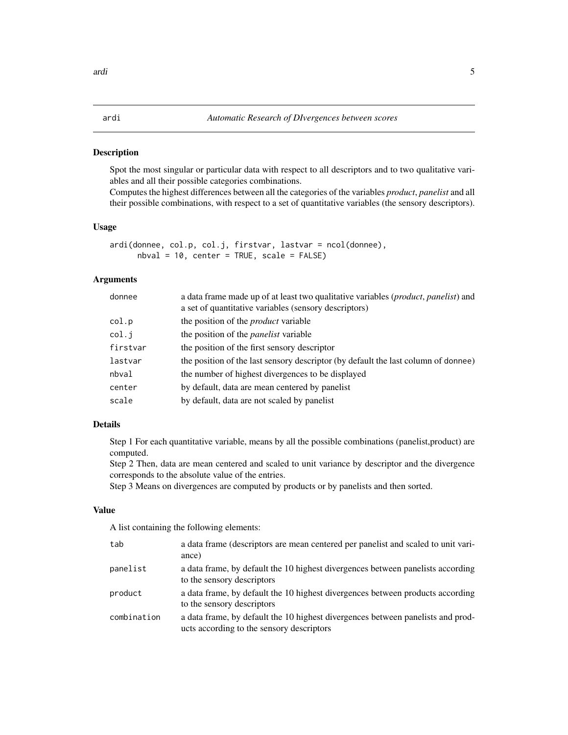## ardi — *Automatic Research of DIvergences between scores*

### Description

Spot the most singular or particular data with respect to all descriptors and to two qualitative variables and all their possible categories combinations.
Computes the highest differences between all the categories of the variables *product*, *panelist* and all their possible combinations, with respect to a set of quantitative variables (the sensory descriptors).

### Usage

```
ardi(donnee, col.p, col.j, firstvar, lastvar = ncol(donnee),
      nbval = 10, center = TRUE, scale = FALSE)
```

### Arguments

| | |
|---|---|
| donnee | a data frame made up of at least two qualitative variables (*product*, *panelist*) and a set of quantitative variables (sensory descriptors) |
| col.p | the position of the *product* variable |
| col.j | the position of the *panelist* variable |
| firstvar | the position of the first sensory descriptor |
| lastvar | the position of the last sensory descriptor (by default the last column of donnee) |
| nbval | the number of highest divergences to be displayed |
| center | by default, data are mean centered by panelist |
| scale | by default, data are not scaled by panelist |

### Details

Step 1 For each quantitative variable, means by all the possible combinations (panelist,product) are computed.
Step 2 Then, data are mean centered and scaled to unit variance by descriptor and the divergence corresponds to the absolute value of the entries.
Step 3 Means on divergences are computed by products or by panelists and then sorted.

### Value

A list containing the following elements:

| | |
|---|---|
| tab | a data frame (descriptors are mean centered per panelist and scaled to unit variance) |
| panelist | a data frame, by default the 10 highest divergences between panelists according to the sensory descriptors |
| product | a data frame, by default the 10 highest divergences between products according to the sensory descriptors |
| combination | a data frame, by default the 10 highest divergences between panelists and products according to the sensory descriptors |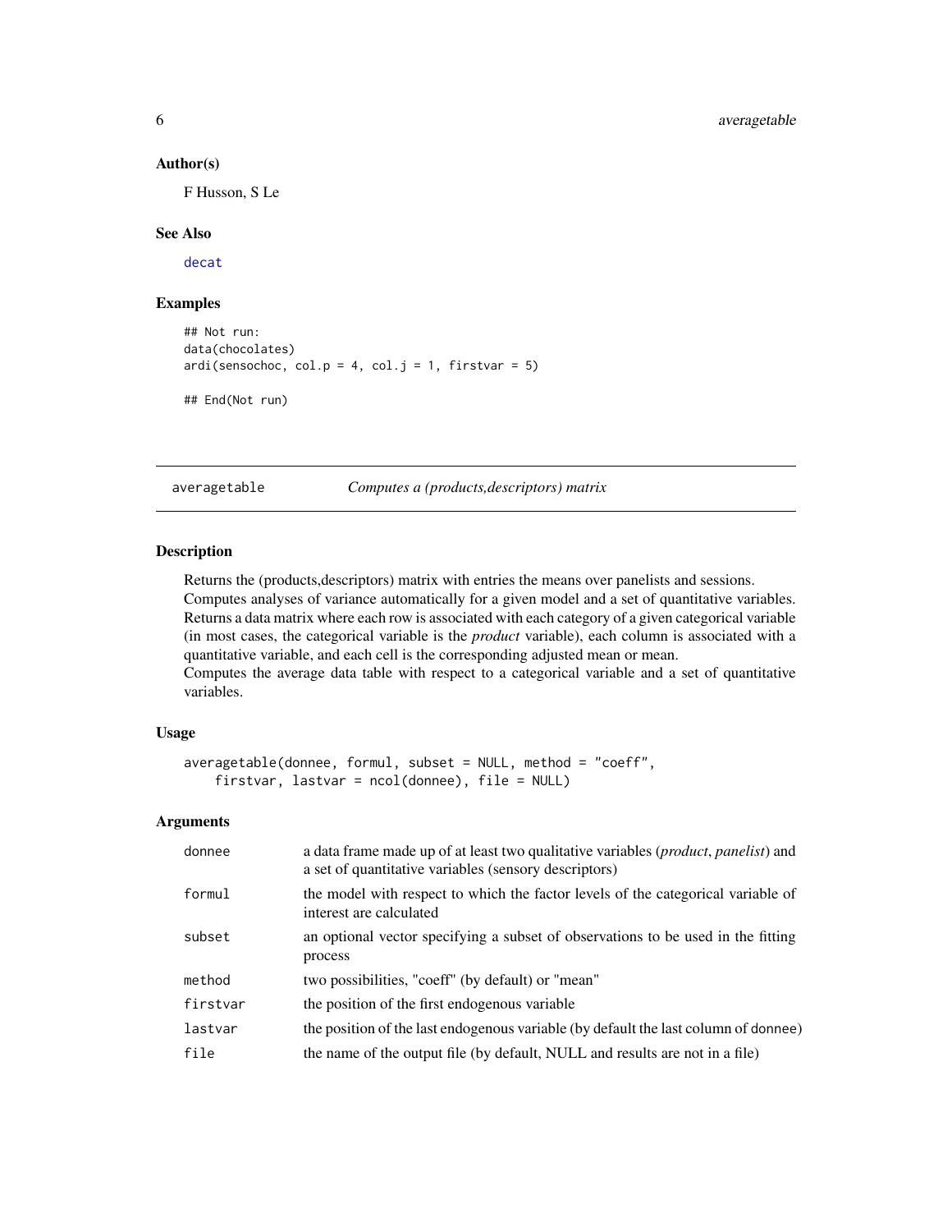### Author(s)

F Husson, S Le

### See Also

decat

### Examples

```
## Not run:
data(chocolates)
ardi(sensochoc, col.p = 4, col.j = 1, firstvar = 5)

## End(Not run)
```

---

## averagetable — *Computes a (products,descriptors) matrix*

### Description

Returns the (products,descriptors) matrix with entries the means over panelists and sessions.
Computes analyses of variance automatically for a given model and a set of quantitative variables.
Returns a data matrix where each row is associated with each category of a given categorical variable (in most cases, the categorical variable is the *product* variable), each column is associated with a quantitative variable, and each cell is the corresponding adjusted mean or mean.
Computes the average data table with respect to a categorical variable and a set of quantitative variables.

### Usage

```
averagetable(donnee, formul, subset = NULL, method = "coeff",
    firstvar, lastvar = ncol(donnee), file = NULL)
```

### Arguments

| | |
|---|---|
| donnee | a data frame made up of at least two qualitative variables (*product*, *panelist*) and a set of quantitative variables (sensory descriptors) |
| formul | the model with respect to which the factor levels of the categorical variable of interest are calculated |
| subset | an optional vector specifying a subset of observations to be used in the fitting process |
| method | two possibilities, "coeff" (by default) or "mean" |
| firstvar | the position of the first endogenous variable |
| lastvar | the position of the last endogenous variable (by default the last column of donnee) |
| file | the name of the output file (by default, NULL and results are not in a file) |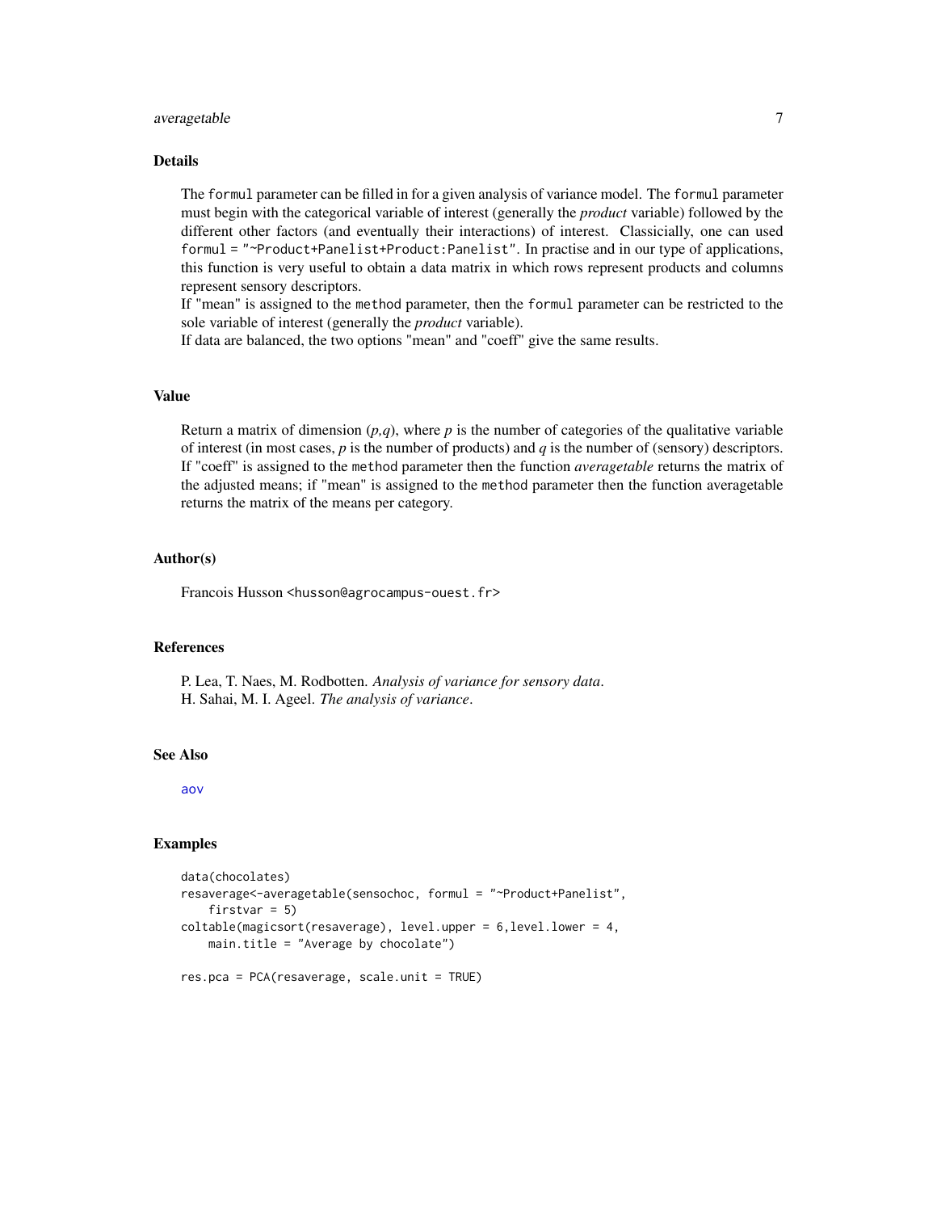## Details

The `formul` parameter can be filled in for a given analysis of variance model. The `formul` parameter must begin with the categorical variable of interest (generally the *product* variable) followed by the different other factors (and eventually their interactions) of interest. Classicially, one can used `formul = "~Product+Panelist+Product:Panelist"`. In practise and in our type of applications, this function is very useful to obtain a data matrix in which rows represent products and columns represent sensory descriptors.

If "mean" is assigned to the `method` parameter, then the `formul` parameter can be restricted to the sole variable of interest (generally the *product* variable).

If data are balanced, the two options "mean" and "coeff" give the same results.

## Value

Return a matrix of dimension $(p,q)$, where $p$ is the number of categories of the qualitative variable of interest (in most cases, $p$ is the number of products) and $q$ is the number of (sensory) descriptors. If "coeff" is assigned to the `method` parameter then the function *averagetable* returns the matrix of the adjusted means; if "mean" is assigned to the `method` parameter then the function averagetable returns the matrix of the means per category.

## Author(s)

Francois Husson <husson@agrocampus-ouest.fr>

## References

P. Lea, T. Naes, M. Rodbotten. *Analysis of variance for sensory data*.
H. Sahai, M. I. Ageel. *The analysis of variance*.

## See Also

aov

## Examples

```
data(chocolates)
resaverage<-averagetable(sensochoc, formul = "~Product+Panelist",
    firstvar = 5)
coltable(magicsort(resaverage), level.upper = 6,level.lower = 4,
    main.title = "Average by chocolate")

res.pca = PCA(resaverage, scale.unit = TRUE)
```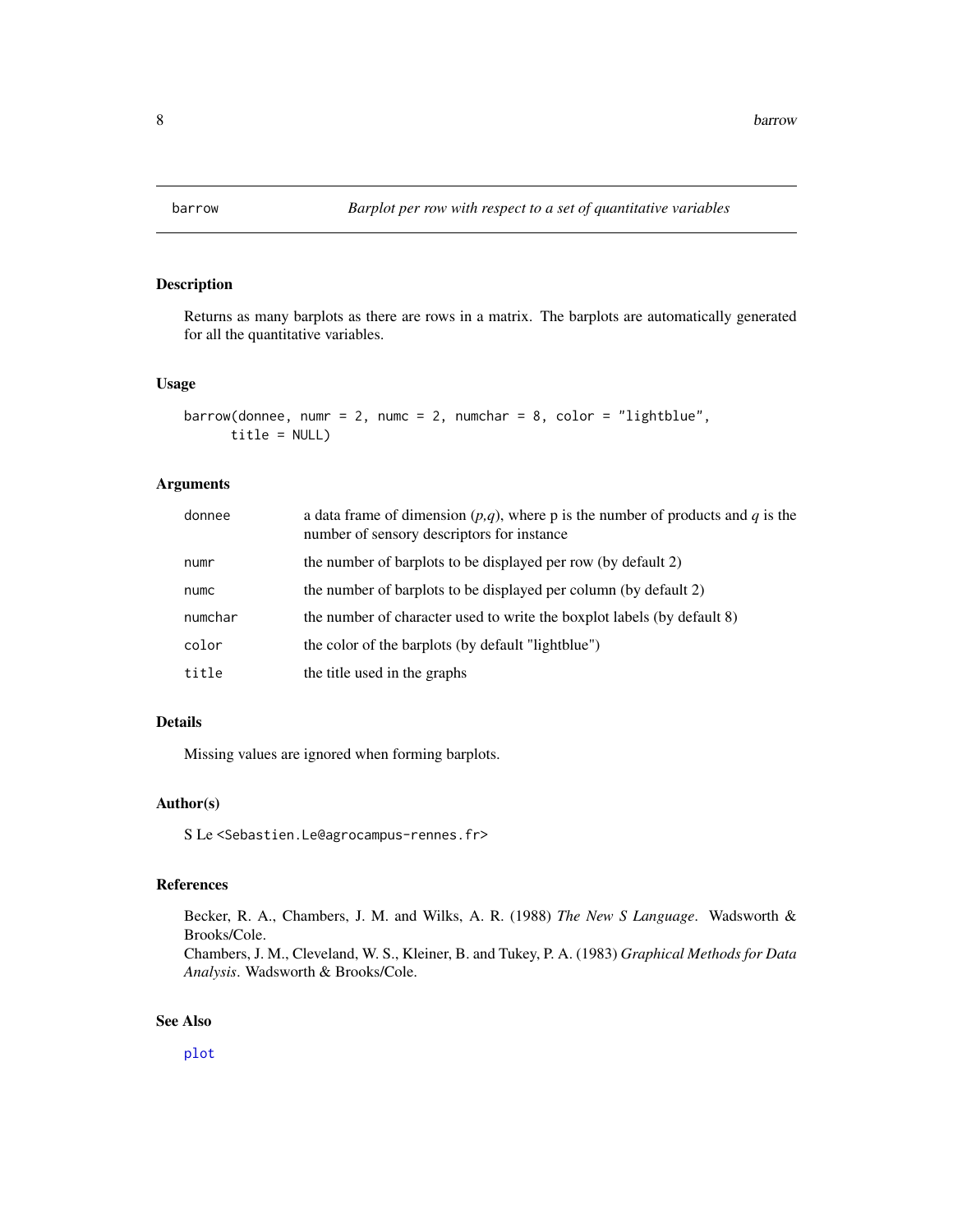## barrow — *Barplot per row with respect to a set of quantitative variables*

### Description

Returns as many barplots as there are rows in a matrix. The barplots are automatically generated for all the quantitative variables.

### Usage

```
barrow(donnee, numr = 2, numc = 2, numchar = 8, color = "lightblue",
      title = NULL)
```

### Arguments

| | |
|---|---|
| donnee | a data frame of dimension (*p*,*q*), where p is the number of products and *q* is the number of sensory descriptors for instance |
| numr | the number of barplots to be displayed per row (by default 2) |
| numc | the number of barplots to be displayed per column (by default 2) |
| numchar | the number of character used to write the boxplot labels (by default 8) |
| color | the color of the barplots (by default "lightblue") |
| title | the title used in the graphs |

### Details

Missing values are ignored when forming barplots.

### Author(s)

S Le <Sebastien.Le@agrocampus-rennes.fr>

### References

Becker, R. A., Chambers, J. M. and Wilks, A. R. (1988) *The New S Language*. Wadsworth & Brooks/Cole.
Chambers, J. M., Cleveland, W. S., Kleiner, B. and Tukey, P. A. (1983) *Graphical Methods for Data Analysis*. Wadsworth & Brooks/Cole.

### See Also

plot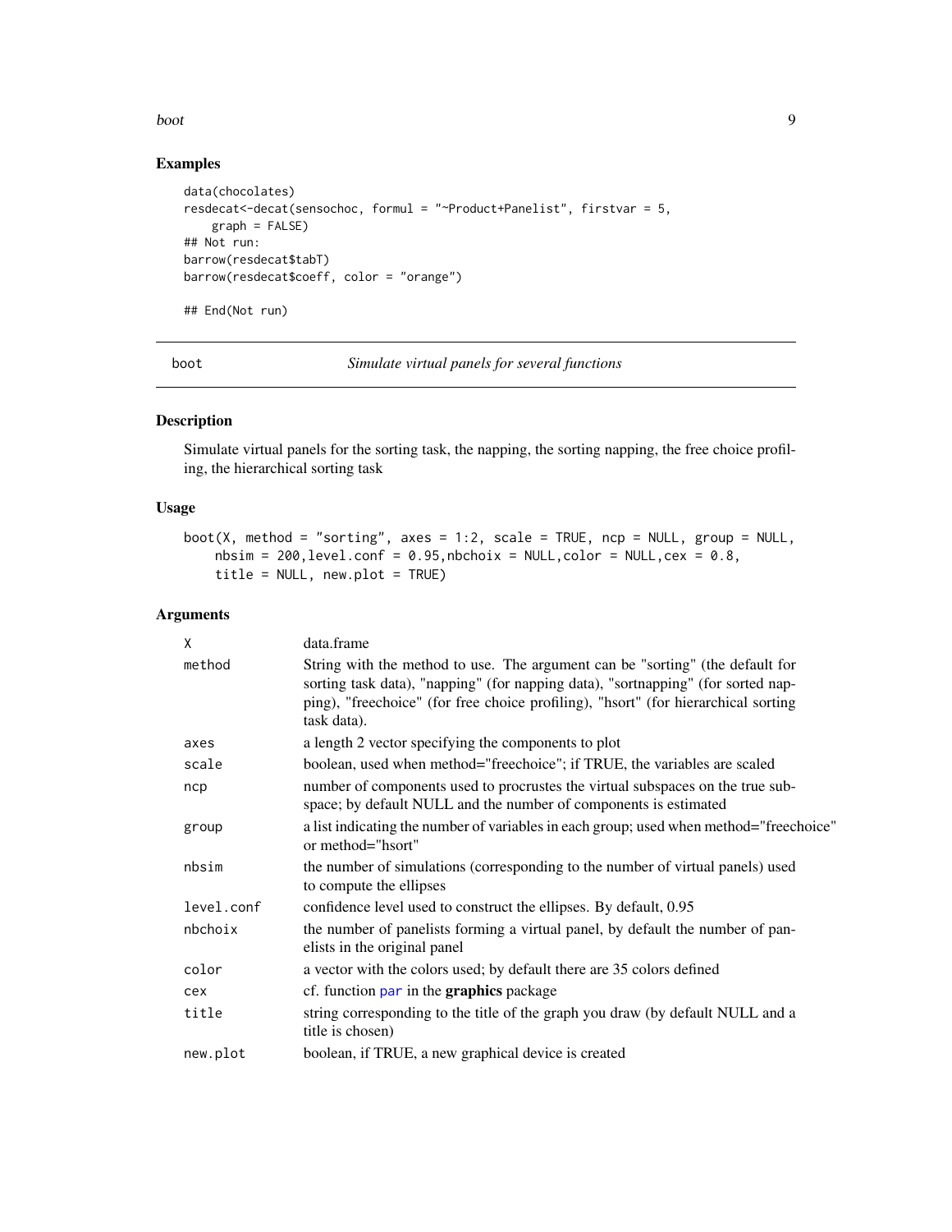## Examples

```
data(chocolates)
resdecat<-decat(sensochoc, formul = "~Product+Panelist", firstvar = 5,
    graph = FALSE)
## Not run:
barrow(resdecat$tabT)
barrow(resdecat$coeff, color = "orange")

## End(Not run)
```

---

# boot — *Simulate virtual panels for several functions*

---

## Description

Simulate virtual panels for the sorting task, the napping, the sorting napping, the free choice profiling, the hierarchical sorting task

## Usage

```
boot(X, method = "sorting", axes = 1:2, scale = TRUE, ncp = NULL, group = NULL,
    nbsim = 200,level.conf = 0.95,nbchoix = NULL,color = NULL,cex = 0.8,
    title = NULL, new.plot = TRUE)
```

## Arguments

| | |
|---|---|
| `X` | data.frame |
| `method` | String with the method to use. The argument can be "sorting" (the default for sorting task data), "napping" (for napping data), "sortnapping" (for sorted napping), "freechoice" (for free choice profiling), "hsort" (for hierarchical sorting task data). |
| `axes` | a length 2 vector specifying the components to plot |
| `scale` | boolean, used when method="freechoice"; if TRUE, the variables are scaled |
| `ncp` | number of components used to procrustes the virtual subspaces on the true subspace; by default NULL and the number of components is estimated |
| `group` | a list indicating the number of variables in each group; used when method="freechoice" or method="hsort" |
| `nbsim` | the number of simulations (corresponding to the number of virtual panels) used to compute the ellipses |
| `level.conf` | confidence level used to construct the ellipses. By default, 0.95 |
| `nbchoix` | the number of panelists forming a virtual panel, by default the number of panelists in the original panel |
| `color` | a vector with the colors used; by default there are 35 colors defined |
| `cex` | cf. function `par` in the **graphics** package |
| `title` | string corresponding to the title of the graph you draw (by default NULL and a title is chosen) |
| `new.plot` | boolean, if TRUE, a new graphical device is created |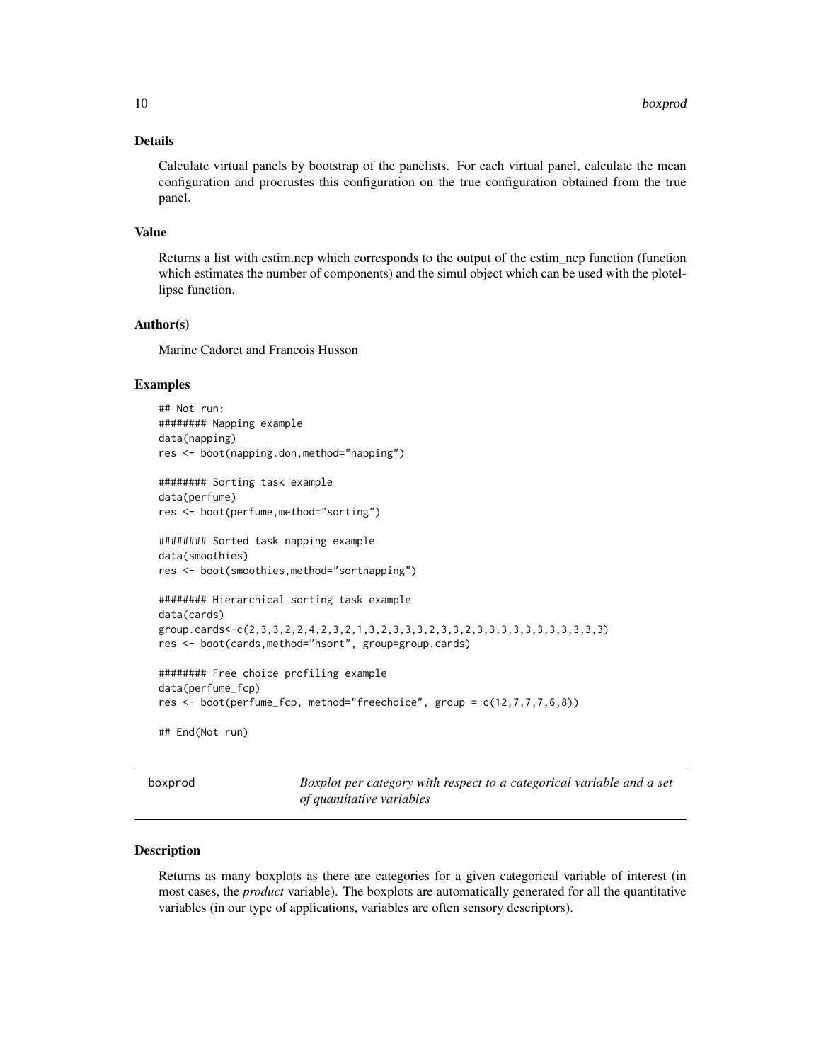### Details

Calculate virtual panels by bootstrap of the panelists. For each virtual panel, calculate the mean configuration and procrustes this configuration on the true configuration obtained from the true panel.

### Value

Returns a list with estim.ncp which corresponds to the output of the estim_ncp function (function which estimates the number of components) and the simul object which can be used with the plotellipse function.

### Author(s)

Marine Cadoret and Francois Husson

### Examples

```
## Not run:
######## Napping example
data(napping)
res <- boot(napping.don,method="napping")

######## Sorting task example
data(perfume)
res <- boot(perfume,method="sorting")

######## Sorted task napping example
data(smoothies)
res <- boot(smoothies,method="sortnapping")

######## Hierarchical sorting task example
data(cards)
group.cards<-c(2,3,3,2,2,4,2,3,2,1,3,2,3,3,3,2,3,3,2,3,3,3,3,3,3,3,3,3,3)
res <- boot(cards,method="hsort", group=group.cards)

######## Free choice profiling example
data(perfume_fcp)
res <- boot(perfume_fcp, method="freechoice", group = c(12,7,7,7,6,8))

## End(Not run)
```

---

## boxprod — *Boxplot per category with respect to a categorical variable and a set of quantitative variables*

### Description

Returns as many boxplots as there are categories for a given categorical variable of interest (in most cases, the *product* variable). The boxplots are automatically generated for all the quantitative variables (in our type of applications, variables are often sensory descriptors).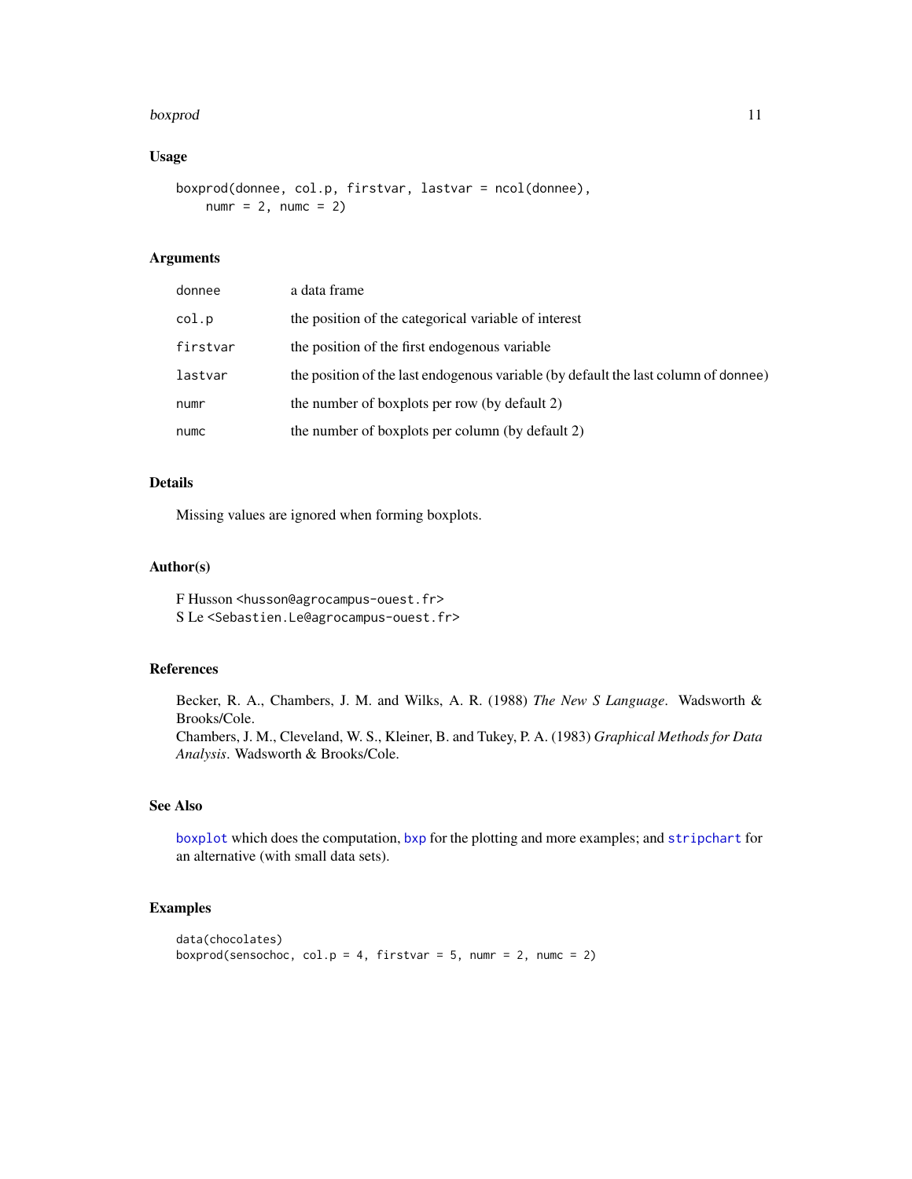### Usage

```
boxprod(donnee, col.p, firstvar, lastvar = ncol(donnee),
    numr = 2, numc = 2)
```

### Arguments

| | |
|---|---|
| donnee | a data frame |
| col.p | the position of the categorical variable of interest |
| firstvar | the position of the first endogenous variable |
| lastvar | the position of the last endogenous variable (by default the last column of donnee) |
| numr | the number of boxplots per row (by default 2) |
| numc | the number of boxplots per column (by default 2) |

### Details

Missing values are ignored when forming boxplots.

### Author(s)

F Husson <husson@agrocampus-ouest.fr>
S Le <Sebastien.Le@agrocampus-ouest.fr>

### References

Becker, R. A., Chambers, J. M. and Wilks, A. R. (1988) *The New S Language*. Wadsworth & Brooks/Cole.
Chambers, J. M., Cleveland, W. S., Kleiner, B. and Tukey, P. A. (1983) *Graphical Methods for Data Analysis*. Wadsworth & Brooks/Cole.

### See Also

boxplot which does the computation, bxp for the plotting and more examples; and stripchart for an alternative (with small data sets).

### Examples

```
data(chocolates)
boxprod(sensochoc, col.p = 4, firstvar = 5, numr = 2, numc = 2)
```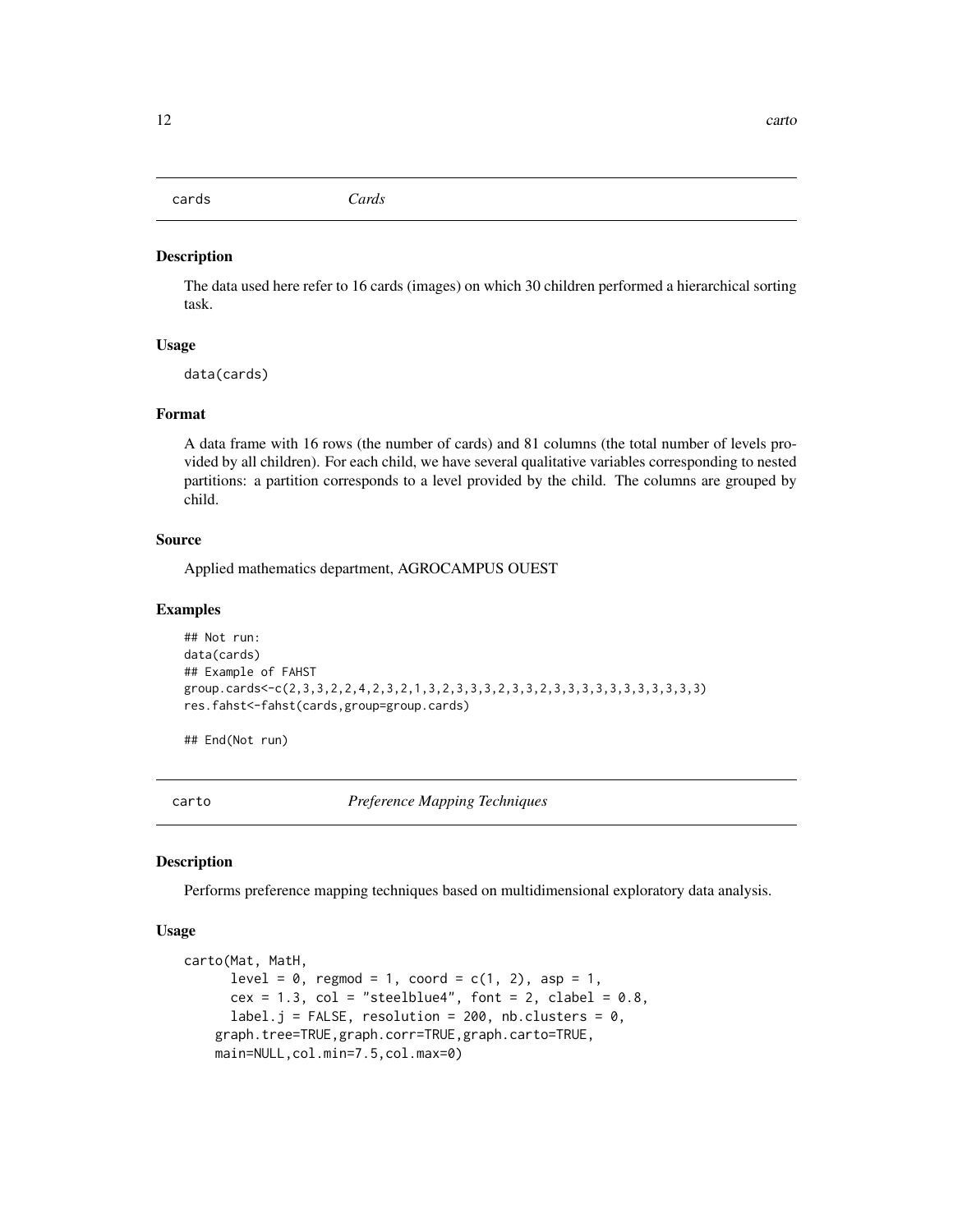## cards *Cards*

### Description

The data used here refer to 16 cards (images) on which 30 children performed a hierarchical sorting task.

### Usage

```
data(cards)
```

### Format

A data frame with 16 rows (the number of cards) and 81 columns (the total number of levels provided by all children). For each child, we have several qualitative variables corresponding to nested partitions: a partition corresponds to a level provided by the child. The columns are grouped by child.

### Source

Applied mathematics department, AGROCAMPUS OUEST

### Examples

```
## Not run:
data(cards)
## Example of FAHST
group.cards<-c(2,3,3,2,2,4,2,3,2,1,3,2,3,3,3,2,3,3,2,3,3,3,3,3,3,3,3,3,3,3)
res.fahst<-fahst(cards,group=group.cards)

## End(Not run)
```

## carto *Preference Mapping Techniques*

### Description

Performs preference mapping techniques based on multidimensional exploratory data analysis.

### Usage

```
carto(Mat, MatH,
      level = 0, regmod = 1, coord = c(1, 2), asp = 1,
      cex = 1.3, col = "steelblue4", font = 2, clabel = 0.8,
      label.j = FALSE, resolution = 200, nb.clusters = 0,
    graph.tree=TRUE,graph.corr=TRUE,graph.carto=TRUE,
    main=NULL,col.min=7.5,col.max=0)
```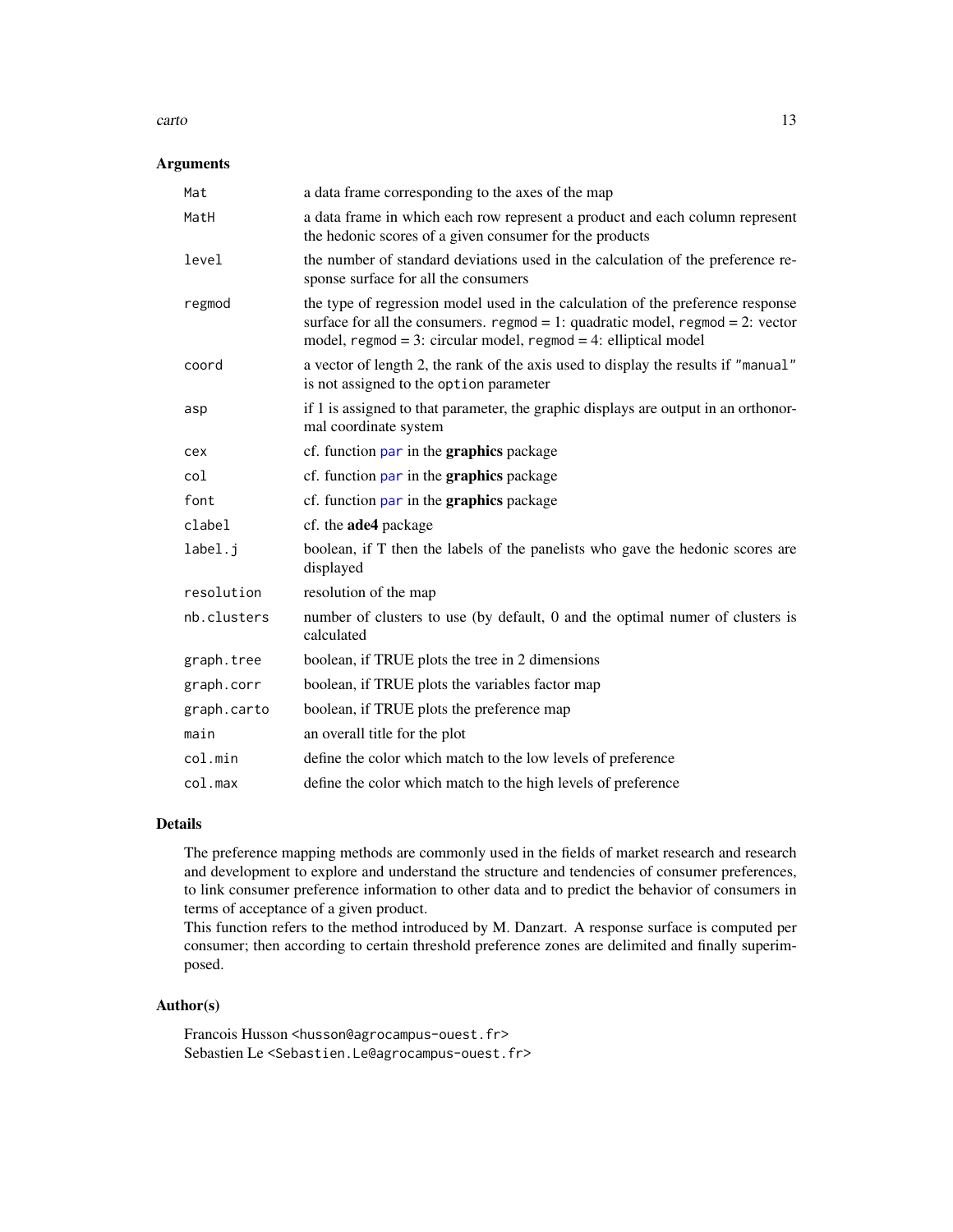## Arguments

| | |
|---|---|
| `Mat` | a data frame corresponding to the axes of the map |
| `MatH` | a data frame in which each row represent a product and each column represent the hedonic scores of a given consumer for the products |
| `level` | the number of standard deviations used in the calculation of the preference response surface for all the consumers |
| `regmod` | the type of regression model used in the calculation of the preference response surface for all the consumers. `regmod` = 1: quadratic model, `regmod` = 2: vector model, `regmod` = 3: circular model, `regmod` = 4: elliptical model |
| `coord` | a vector of length 2, the rank of the axis used to display the results if `"manual"` is not assigned to the `option` parameter |
| `asp` | if 1 is assigned to that parameter, the graphic displays are output in an orthonormal coordinate system |
| `cex` | cf. function `par` in the **graphics** package |
| `col` | cf. function `par` in the **graphics** package |
| `font` | cf. function `par` in the **graphics** package |
| `clabel` | cf. the **ade4** package |
| `label.j` | boolean, if T then the labels of the panelists who gave the hedonic scores are displayed |
| `resolution` | resolution of the map |
| `nb.clusters` | number of clusters to use (by default, 0 and the optimal numer of clusters is calculated |
| `graph.tree` | boolean, if TRUE plots the tree in 2 dimensions |
| `graph.corr` | boolean, if TRUE plots the variables factor map |
| `graph.carto` | boolean, if TRUE plots the preference map |
| `main` | an overall title for the plot |
| `col.min` | define the color which match to the low levels of preference |
| `col.max` | define the color which match to the high levels of preference |

## Details

The preference mapping methods are commonly used in the fields of market research and research and development to explore and understand the structure and tendencies of consumer preferences, to link consumer preference information to other data and to predict the behavior of consumers in terms of acceptance of a given product.

This function refers to the method introduced by M. Danzart. A response surface is computed per consumer; then according to certain threshold preference zones are delimited and finally superimposed.

## Author(s)

Francois Husson <husson@agrocampus-ouest.fr>
Sebastien Le <Sebastien.Le@agrocampus-ouest.fr>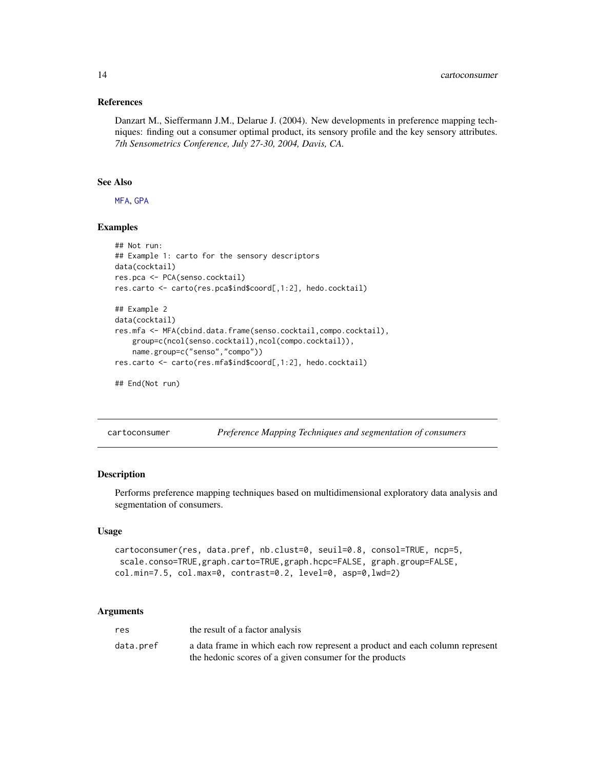## References

Danzart M., Sieffermann J.M., Delarue J. (2004). New developments in preference mapping techniques: finding out a consumer optimal product, its sensory profile and the key sensory attributes. *7th Sensometrics Conference, July 27-30, 2004, Davis, CA.*

## See Also

MFA, GPA

## Examples

```
## Not run:
## Example 1: carto for the sensory descriptors
data(cocktail)
res.pca <- PCA(senso.cocktail)
res.carto <- carto(res.pca$ind$coord[,1:2], hedo.cocktail)

## Example 2
data(cocktail)
res.mfa <- MFA(cbind.data.frame(senso.cocktail,compo.cocktail),
    group=c(ncol(senso.cocktail),ncol(compo.cocktail)),
    name.group=c("senso","compo"))
res.carto <- carto(res.mfa$ind$coord[,1:2], hedo.cocktail)

## End(Not run)
```

---

# cartoconsumer — *Preference Mapping Techniques and segmentation of consumers*

## Description

Performs preference mapping techniques based on multidimensional exploratory data analysis and segmentation of consumers.

## Usage

```
cartoconsumer(res, data.pref, nb.clust=0, seuil=0.8, consol=TRUE, ncp=5,
 scale.conso=TRUE,graph.carto=TRUE,graph.hcpc=FALSE, graph.group=FALSE,
col.min=7.5, col.max=0, contrast=0.2, level=0, asp=0,lwd=2)
```

## Arguments

| | |
|---|---|
| res | the result of a factor analysis |
| data.pref | a data frame in which each row represent a product and each column represent the hedonic scores of a given consumer for the products |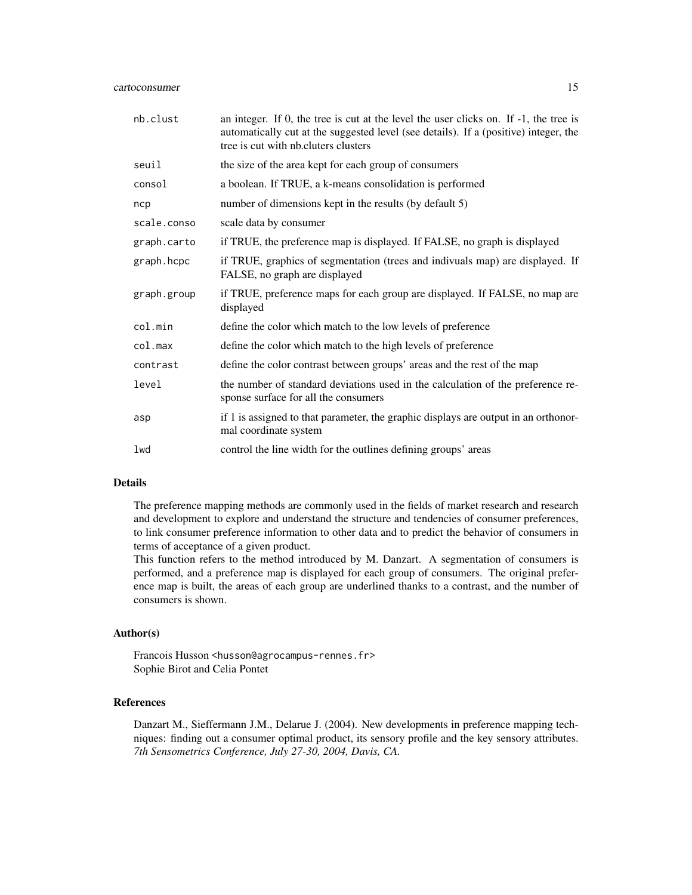| | |
|---|---|
| nb.clust | an integer. If 0, the tree is cut at the level the user clicks on. If -1, the tree is automatically cut at the suggested level (see details). If a (positive) integer, the tree is cut with nb.cluters clusters |
| seuil | the size of the area kept for each group of consumers |
| consol | a boolean. If TRUE, a k-means consolidation is performed |
| ncp | number of dimensions kept in the results (by default 5) |
| scale.conso | scale data by consumer |
| graph.carto | if TRUE, the preference map is displayed. If FALSE, no graph is displayed |
| graph.hcpc | if TRUE, graphics of segmentation (trees and indivuals map) are displayed. If FALSE, no graph are displayed |
| graph.group | if TRUE, preference maps for each group are displayed. If FALSE, no map are displayed |
| col.min | define the color which match to the low levels of preference |
| col.max | define the color which match to the high levels of preference |
| contrast | define the color contrast between groups' areas and the rest of the map |
| level | the number of standard deviations used in the calculation of the preference response surface for all the consumers |
| asp | if 1 is assigned to that parameter, the graphic displays are output in an orthonormal coordinate system |
| lwd | control the line width for the outlines defining groups' areas |

## Details

The preference mapping methods are commonly used in the fields of market research and research and development to explore and understand the structure and tendencies of consumer preferences, to link consumer preference information to other data and to predict the behavior of consumers in terms of acceptance of a given product.
This function refers to the method introduced by M. Danzart. A segmentation of consumers is performed, and a preference map is displayed for each group of consumers. The original preference map is built, the areas of each group are underlined thanks to a contrast, and the number of consumers is shown.

## Author(s)

Francois Husson <husson@agrocampus-rennes.fr>
Sophie Birot and Celia Pontet

## References

Danzart M., Sieffermann J.M., Delarue J. (2004). New developments in preference mapping techniques: finding out a consumer optimal product, its sensory profile and the key sensory attributes. *7th Sensometrics Conference, July 27-30, 2004, Davis, CA.*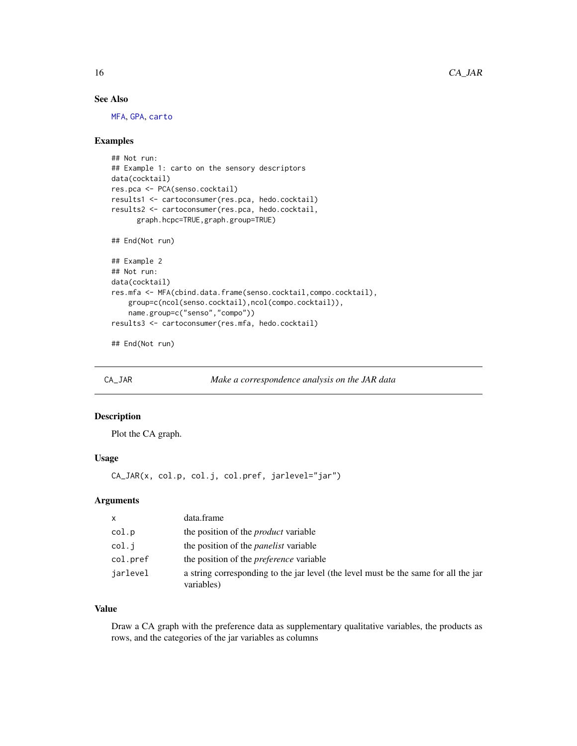### See Also

MFA, GPA, carto

### Examples

```
## Not run:
## Example 1: carto on the sensory descriptors
data(cocktail)
res.pca <- PCA(senso.cocktail)
results1 <- cartoconsumer(res.pca, hedo.cocktail)
results2 <- cartoconsumer(res.pca, hedo.cocktail,
      graph.hcpc=TRUE,graph.group=TRUE)

## End(Not run)

## Example 2
## Not run:
data(cocktail)
res.mfa <- MFA(cbind.data.frame(senso.cocktail,compo.cocktail),
    group=c(ncol(senso.cocktail),ncol(compo.cocktail)),
    name.group=c("senso","compo"))
results3 <- cartoconsumer(res.mfa, hedo.cocktail)

## End(Not run)
```

---

## CA_JAR — *Make a correspondence analysis on the JAR data*

---

### Description

Plot the CA graph.

### Usage

```
CA_JAR(x, col.p, col.j, col.pref, jarlevel="jar")
```

### Arguments

| | |
|---|---|
| x | data.frame |
| col.p | the position of the *product* variable |
| col.j | the position of the *panelist* variable |
| col.pref | the position of the *preference* variable |
| jarlevel | a string corresponding to the jar level (the level must be the same for all the jar variables) |

### Value

Draw a CA graph with the preference data as supplementary qualitative variables, the products as rows, and the categories of the jar variables as columns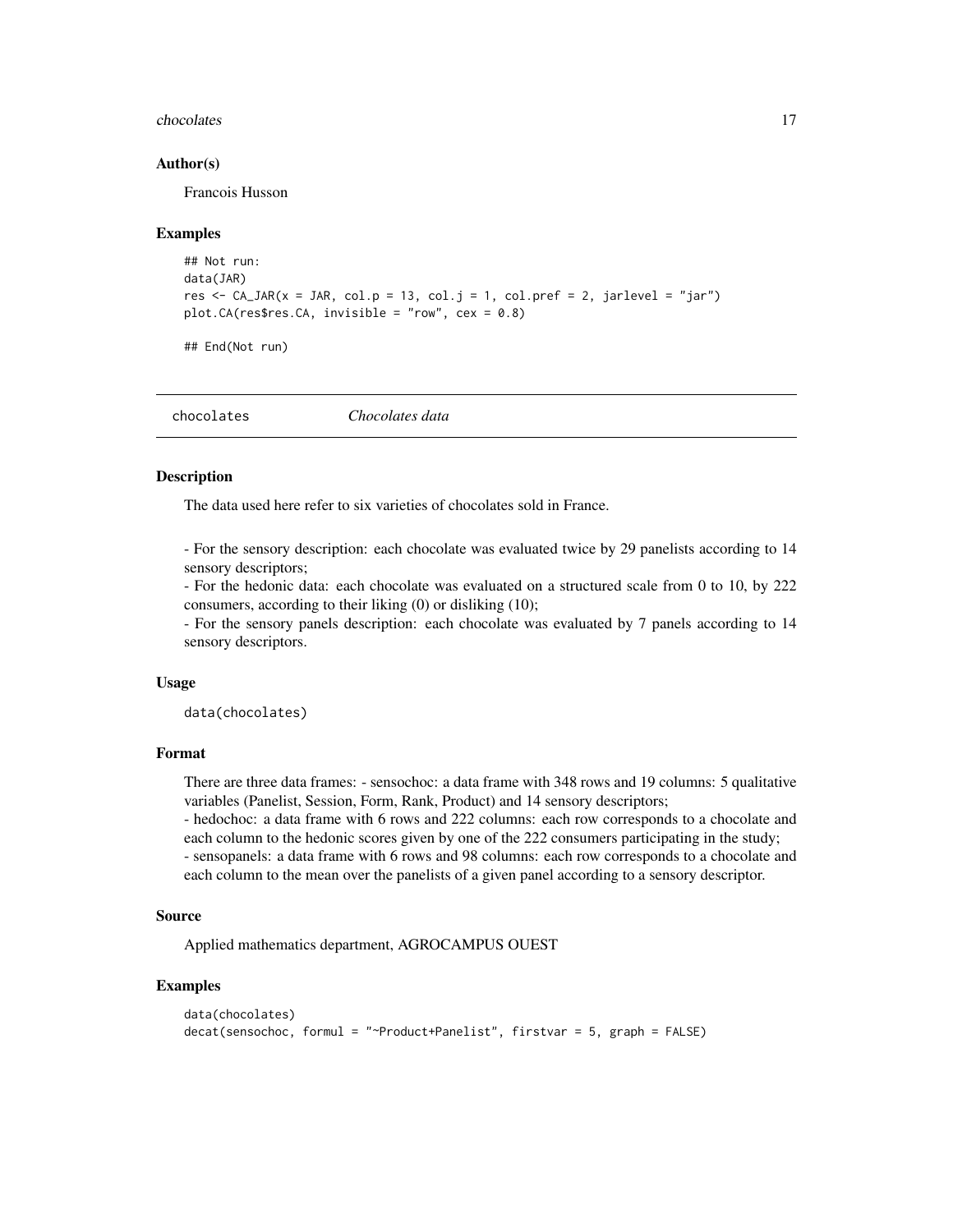### Author(s)

Francois Husson

### Examples

```
## Not run:
data(JAR)
res <- CA_JAR(x = JAR, col.p = 13, col.j = 1, col.pref = 2, jarlevel = "jar")
plot.CA(res$res.CA, invisible = "row", cex = 0.8)

## End(Not run)
```

---

## chocolates *Chocolates data*

---

### Description

The data used here refer to six varieties of chocolates sold in France.

- For the sensory description: each chocolate was evaluated twice by 29 panelists according to 14 sensory descriptors;
- For the hedonic data: each chocolate was evaluated on a structured scale from 0 to 10, by 222 consumers, according to their liking (0) or disliking (10);
- For the sensory panels description: each chocolate was evaluated by 7 panels according to 14 sensory descriptors.

### Usage

```
data(chocolates)
```

### Format

There are three data frames: - sensochoc: a data frame with 348 rows and 19 columns: 5 qualitative variables (Panelist, Session, Form, Rank, Product) and 14 sensory descriptors;
- hedochoc: a data frame with 6 rows and 222 columns: each row corresponds to a chocolate and each column to the hedonic scores given by one of the 222 consumers participating in the study;
- sensopanels: a data frame with 6 rows and 98 columns: each row corresponds to a chocolate and each column to the mean over the panelists of a given panel according to a sensory descriptor.

### Source

Applied mathematics department, AGROCAMPUS OUEST

### Examples

```
data(chocolates)
decat(sensochoc, formul = "~Product+Panelist", firstvar = 5, graph = FALSE)
```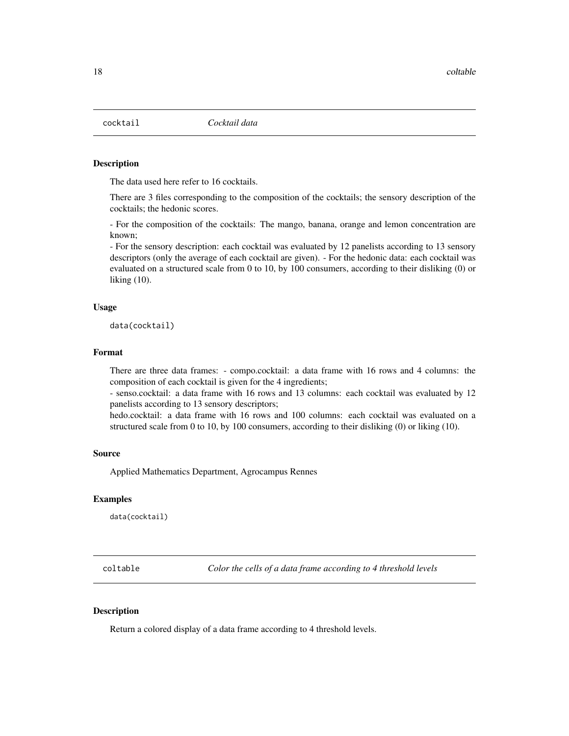## cocktail *Cocktail data*

### Description

The data used here refer to 16 cocktails.

There are 3 files corresponding to the composition of the cocktails; the sensory description of the cocktails; the hedonic scores.

- For the composition of the cocktails: The mango, banana, orange and lemon concentration are known;
- For the sensory description: each cocktail was evaluated by 12 panelists according to 13 sensory descriptors (only the average of each cocktail are given). - For the hedonic data: each cocktail was evaluated on a structured scale from 0 to 10, by 100 consumers, according to their disliking (0) or liking (10).

### Usage

```
data(cocktail)
```

### Format

There are three data frames: - compo.cocktail: a data frame with 16 rows and 4 columns: the composition of each cocktail is given for the 4 ingredients;
- senso.cocktail: a data frame with 16 rows and 13 columns: each cocktail was evaluated by 12 panelists according to 13 sensory descriptors;
hedo.cocktail: a data frame with 16 rows and 100 columns: each cocktail was evaluated on a structured scale from 0 to 10, by 100 consumers, according to their disliking (0) or liking (10).

### Source

Applied Mathematics Department, Agrocampus Rennes

### Examples

```
data(cocktail)
```

## coltable *Color the cells of a data frame according to 4 threshold levels*

### Description

Return a colored display of a data frame according to 4 threshold levels.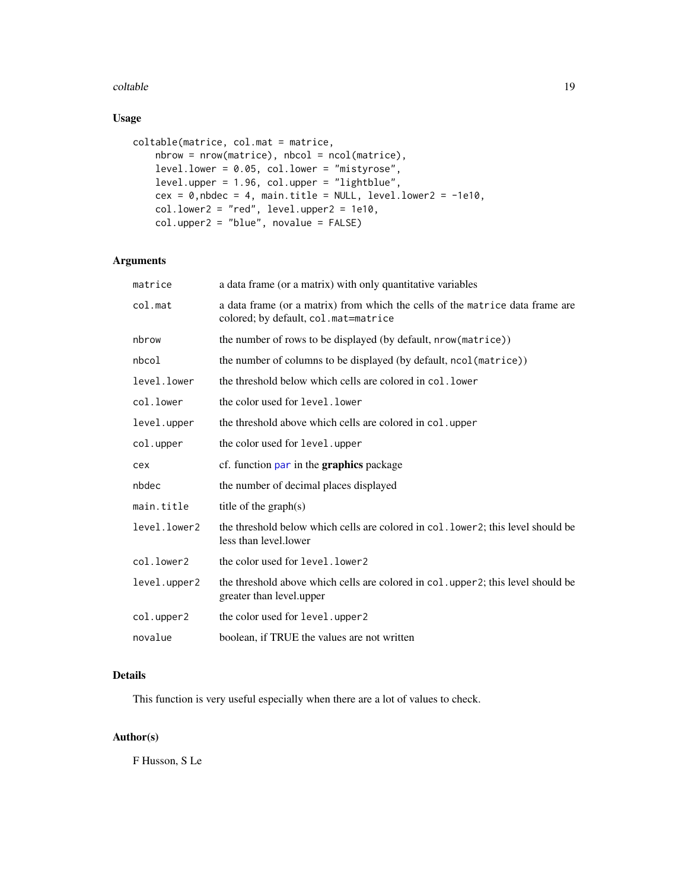## Usage

```
coltable(matrice, col.mat = matrice,
    nbrow = nrow(matrice), nbcol = ncol(matrice),
    level.lower = 0.05, col.lower = "mistyrose",
    level.upper = 1.96, col.upper = "lightblue",
    cex = 0,nbdec = 4, main.title = NULL, level.lower2 = -1e10,
    col.lower2 = "red", level.upper2 = 1e10,
    col.upper2 = "blue", novalue = FALSE)
```

## Arguments

| | |
|---|---|
| `matrice` | a data frame (or a matrix) with only quantitative variables |
| `col.mat` | a data frame (or a matrix) from which the cells of the `matrice` data frame are colored; by default, `col.mat=matrice` |
| `nbrow` | the number of rows to be displayed (by default, `nrow(matrice)`) |
| `nbcol` | the number of columns to be displayed (by default, `ncol(matrice)`) |
| `level.lower` | the threshold below which cells are colored in `col.lower` |
| `col.lower` | the color used for `level.lower` |
| `level.upper` | the threshold above which cells are colored in `col.upper` |
| `col.upper` | the color used for `level.upper` |
| `cex` | cf. function `par` in the **graphics** package |
| `nbdec` | the number of decimal places displayed |
| `main.title` | title of the graph(s) |
| `level.lower2` | the threshold below which cells are colored in `col.lower2`; this level should be less than level.lower |
| `col.lower2` | the color used for `level.lower2` |
| `level.upper2` | the threshold above which cells are colored in `col.upper2`; this level should be greater than level.upper |
| `col.upper2` | the color used for `level.upper2` |
| `novalue` | boolean, if TRUE the values are not written |

## Details

This function is very useful especially when there are a lot of values to check.

## Author(s)

F Husson, S Le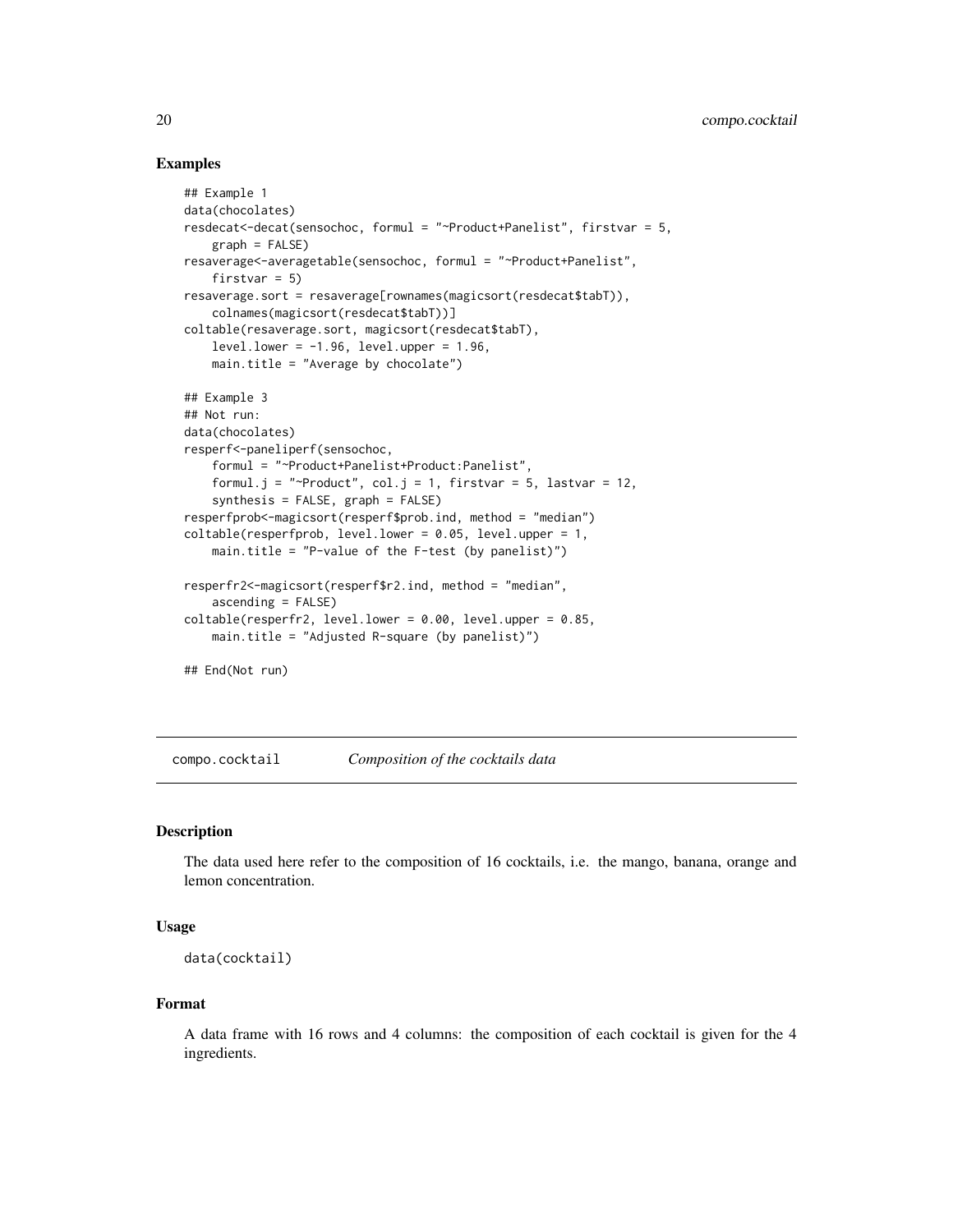### Examples

```
## Example 1
data(chocolates)
resdecat<-decat(sensochoc, formul = "~Product+Panelist", firstvar = 5,
    graph = FALSE)
resaverage<-averagetable(sensochoc, formul = "~Product+Panelist",
    firstvar = 5)
resaverage.sort = resaverage[rownames(magicsort(resdecat$tabT)),
    colnames(magicsort(resdecat$tabT))]
coltable(resaverage.sort, magicsort(resdecat$tabT),
    level.lower = -1.96, level.upper = 1.96,
    main.title = "Average by chocolate")

## Example 3
## Not run:
data(chocolates)
resperf<-paneliperf(sensochoc,
    formul = "~Product+Panelist+Product:Panelist",
    formul.j = "~Product", col.j = 1, firstvar = 5, lastvar = 12,
    synthesis = FALSE, graph = FALSE)
resperfprob<-magicsort(resperf$prob.ind, method = "median")
coltable(resperfprob, level.lower = 0.05, level.upper = 1,
    main.title = "P-value of the F-test (by panelist)")

resperfr2<-magicsort(resperf$r2.ind, method = "median",
    ascending = FALSE)
coltable(resperfr2, level.lower = 0.00, level.upper = 0.85,
    main.title = "Adjusted R-square (by panelist)")

## End(Not run)
```

---

## compo.cocktail *Composition of the cocktails data*

### Description

The data used here refer to the composition of 16 cocktails, i.e. the mango, banana, orange and lemon concentration.

### Usage

```
data(cocktail)
```

### Format

A data frame with 16 rows and 4 columns: the composition of each cocktail is given for the 4 ingredients.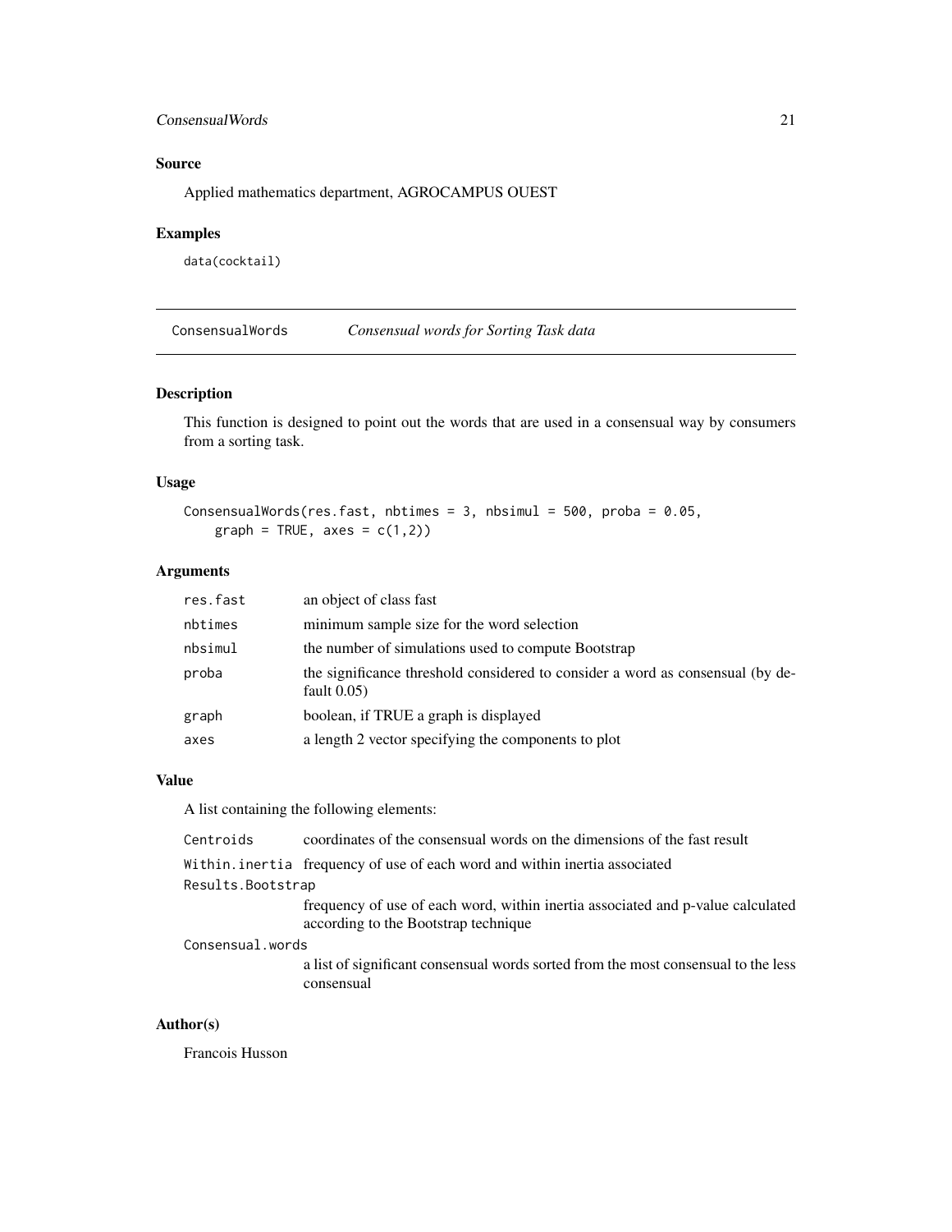### Source

Applied mathematics department, AGROCAMPUS OUEST

### Examples

```
data(cocktail)
```

---

## ConsensualWords — *Consensual words for Sorting Task data*

### Description

This function is designed to point out the words that are used in a consensual way by consumers from a sorting task.

### Usage

```
ConsensualWords(res.fast, nbtimes = 3, nbsimul = 500, proba = 0.05,
    graph = TRUE, axes = c(1,2))
```

### Arguments

| | |
|---|---|
| res.fast | an object of class fast |
| nbtimes | minimum sample size for the word selection |
| nbsimul | the number of simulations used to compute Bootstrap |
| proba | the significance threshold considered to consider a word as consensual (by default 0.05) |
| graph | boolean, if TRUE a graph is displayed |
| axes | a length 2 vector specifying the components to plot |

### Value

A list containing the following elements:

| | |
|---|---|
| Centroids | coordinates of the consensual words on the dimensions of the fast result |
| Within.inertia | frequency of use of each word and within inertia associated |
| Results.Bootstrap | frequency of use of each word, within inertia associated and p-value calculated according to the Bootstrap technique |
| Consensual.words | a list of significant consensual words sorted from the most consensual to the less consensual |

### Author(s)

Francois Husson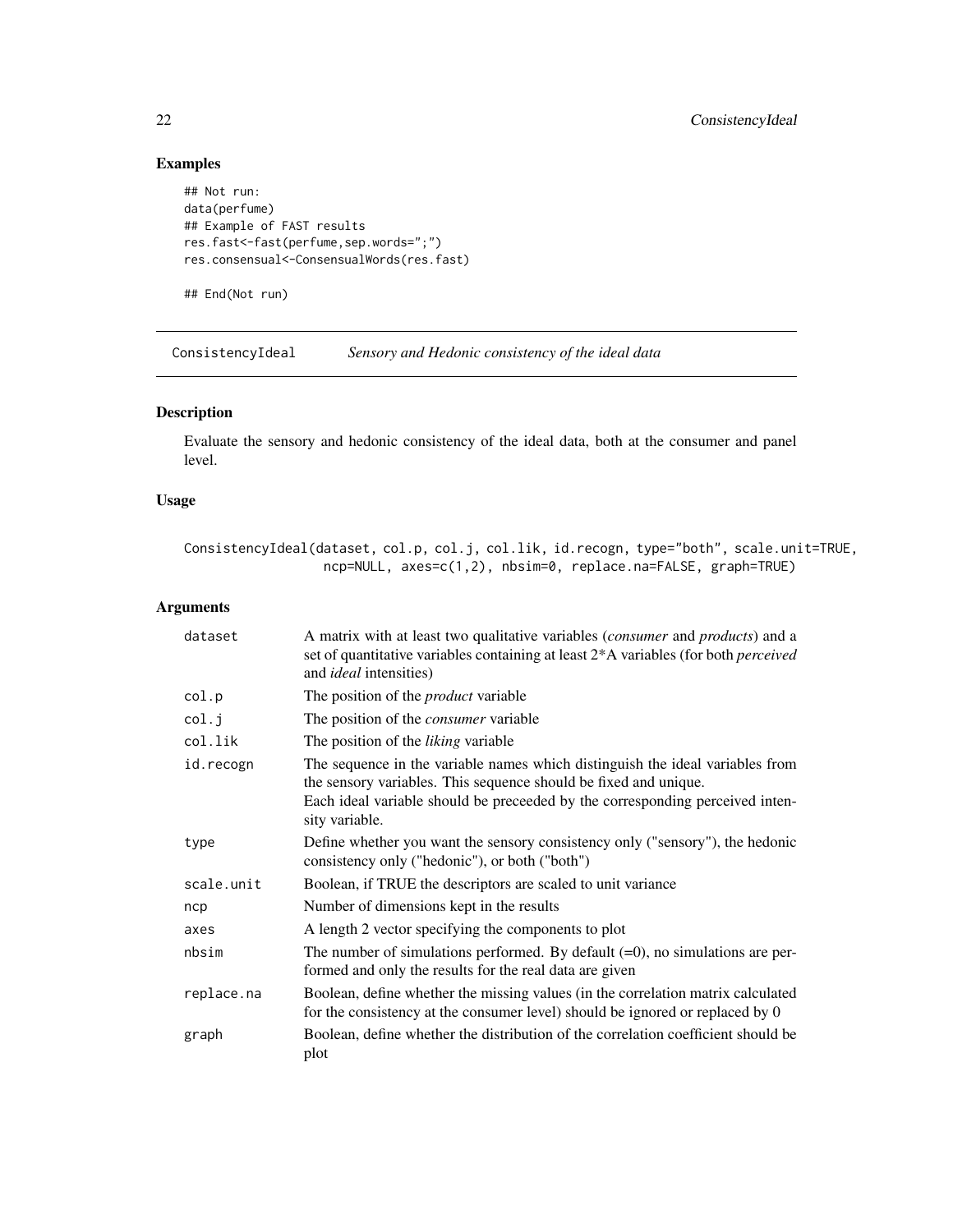## Examples

```
## Not run:
data(perfume)
## Example of FAST results
res.fast<-fast(perfume,sep.words=";")
res.consensual<-ConsensualWords(res.fast)

## End(Not run)
```

---

# ConsistencyIdeal *Sensory and Hedonic consistency of the ideal data*

---

## Description

Evaluate the sensory and hedonic consistency of the ideal data, both at the consumer and panel level.

## Usage

```
ConsistencyIdeal(dataset, col.p, col.j, col.lik, id.recogn, type="both", scale.unit=TRUE,
                 ncp=NULL, axes=c(1,2), nbsim=0, replace.na=FALSE, graph=TRUE)
```

## Arguments

| | |
|---|---|
| dataset | A matrix with at least two qualitative variables (*consumer* and *products*) and a set of quantitative variables containing at least 2*A variables (for both *perceived* and *ideal* intensities) |
| col.p | The position of the *product* variable |
| col.j | The position of the *consumer* variable |
| col.lik | The position of the *liking* variable |
| id.recogn | The sequence in the variable names which distinguish the ideal variables from the sensory variables. This sequence should be fixed and unique. Each ideal variable should be preceeded by the corresponding perceived intensity variable. |
| type | Define whether you want the sensory consistency only ("sensory"), the hedonic consistency only ("hedonic"), or both ("both") |
| scale.unit | Boolean, if TRUE the descriptors are scaled to unit variance |
| ncp | Number of dimensions kept in the results |
| axes | A length 2 vector specifying the components to plot |
| nbsim | The number of simulations performed. By default (=0), no simulations are performed and only the results for the real data are given |
| replace.na | Boolean, define whether the missing values (in the correlation matrix calculated for the consistency at the consumer level) should be ignored or replaced by 0 |
| graph | Boolean, define whether the distribution of the correlation coefficient should be plot |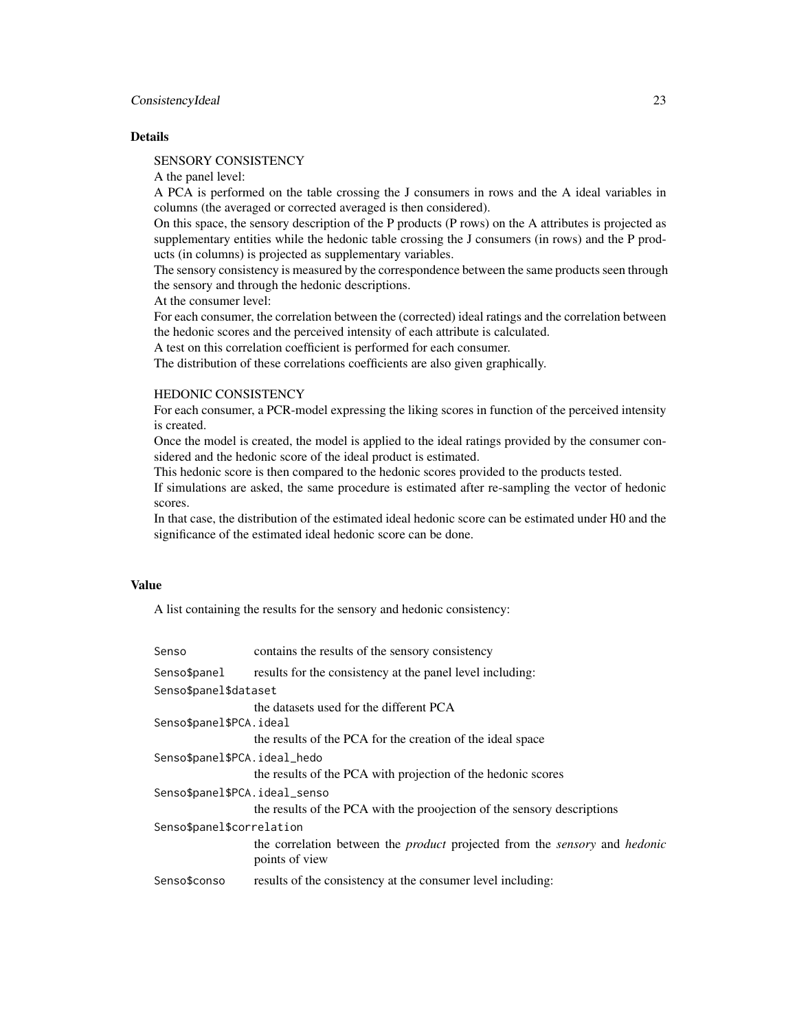## Details

SENSORY CONSISTENCY

A the panel level:

A PCA is performed on the table crossing the J consumers in rows and the A ideal variables in columns (the averaged or corrected averaged is then considered).

On this space, the sensory description of the P products (P rows) on the A attributes is projected as supplementary entities while the hedonic table crossing the J consumers (in rows) and the P products (in columns) is projected as supplementary variables.

The sensory consistency is measured by the correspondence between the same products seen through the sensory and through the hedonic descriptions.

At the consumer level:

For each consumer, the correlation between the (corrected) ideal ratings and the correlation between the hedonic scores and the perceived intensity of each attribute is calculated.

A test on this correlation coefficient is performed for each consumer.

The distribution of these correlations coefficients are also given graphically.

HEDONIC CONSISTENCY

For each consumer, a PCR-model expressing the liking scores in function of the perceived intensity is created.

Once the model is created, the model is applied to the ideal ratings provided by the consumer considered and the hedonic score of the ideal product is estimated.

This hedonic score is then compared to the hedonic scores provided to the products tested.

If simulations are asked, the same procedure is estimated after re-sampling the vector of hedonic scores.

In that case, the distribution of the estimated ideal hedonic score can be estimated under H0 and the significance of the estimated ideal hedonic score can be done.

## Value

A list containing the results for the sensory and hedonic consistency:

| | |
|---|---|
| `Senso` | contains the results of the sensory consistency |
| `Senso$panel` | results for the consistency at the panel level including: |
| `Senso$panel$dataset` | the datasets used for the different PCA |
| `Senso$panel$PCA.ideal` | the results of the PCA for the creation of the ideal space |
| `Senso$panel$PCA.ideal_hedo` | the results of the PCA with projection of the hedonic scores |
| `Senso$panel$PCA.ideal_senso` | the results of the PCA with the proojection of the sensory descriptions |
| `Senso$panel$correlation` | the correlation between the *product* projected from the *sensory* and *hedonic* points of view |
| `Senso$conso` | results of the consistency at the consumer level including: |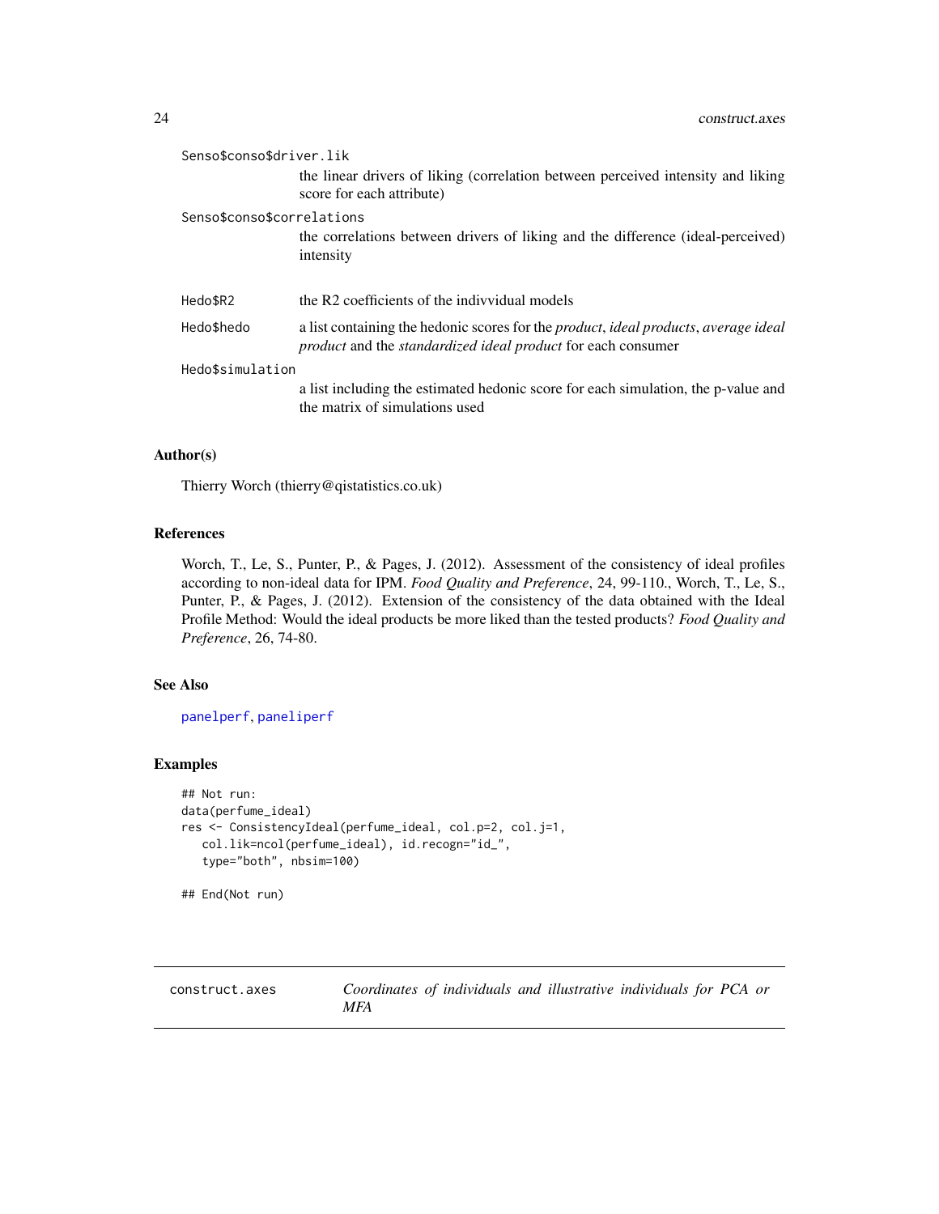Senso$conso$driver.lik
: the linear drivers of liking (correlation between perceived intensity and liking score for each attribute)

Senso$conso$correlations
: the correlations between drivers of liking and the difference (ideal-perceived) intensity

Hedo$R2
: the R2 coefficients of the indivvidual models

Hedo$hedo
: a list containing the hedonic scores for the *product*, *ideal products*, *average ideal product* and the *standardized ideal product* for each consumer

Hedo$simulation
: a list including the estimated hedonic score for each simulation, the p-value and the matrix of simulations used

### Author(s)

Thierry Worch (thierry@qistatistics.co.uk)

### References

Worch, T., Le, S., Punter, P., & Pages, J. (2012). Assessment of the consistency of ideal profiles according to non-ideal data for IPM. *Food Quality and Preference*, 24, 99-110., Worch, T., Le, S., Punter, P., & Pages, J. (2012). Extension of the consistency of the data obtained with the Ideal Profile Method: Would the ideal products be more liked than the tested products? *Food Quality and Preference*, 26, 74-80.

### See Also

panelperf, paneliperf

### Examples

```
## Not run:
data(perfume_ideal)
res <- ConsistencyIdeal(perfume_ideal, col.p=2, col.j=1,
   col.lik=ncol(perfume_ideal), id.recogn="id_",
   type="both", nbsim=100)

## End(Not run)
```

---

## construct.axes — *Coordinates of individuals and illustrative individuals for PCA or MFA*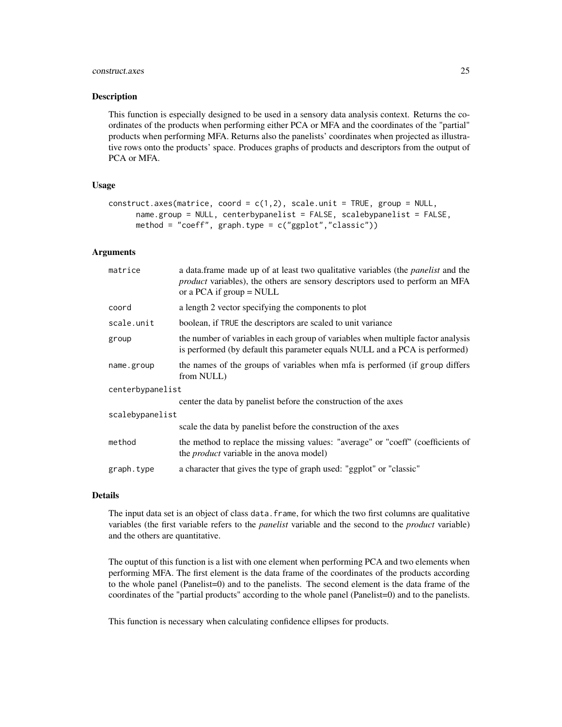## Description

This function is especially designed to be used in a sensory data analysis context. Returns the coordinates of the products when performing either PCA or MFA and the coordinates of the "partial" products when performing MFA. Returns also the panelists' coordinates when projected as illustrative rows onto the products' space. Produces graphs of products and descriptors from the output of PCA or MFA.

## Usage

```
construct.axes(matrice, coord = c(1,2), scale.unit = TRUE, group = NULL,
      name.group = NULL, centerbypanelist = FALSE, scalebypanelist = FALSE,
      method = "coeff", graph.type = c("ggplot","classic"))
```

## Arguments

| | |
|---|---|
| `matrice` | a data.frame made up of at least two qualitative variables (the *panelist* and the *product* variables), the others are sensory descriptors used to perform an MFA or a PCA if group = NULL |
| `coord` | a length 2 vector specifying the components to plot |
| `scale.unit` | boolean, if TRUE the descriptors are scaled to unit variance |
| `group` | the number of variables in each group of variables when multiple factor analysis is performed (by default this parameter equals NULL and a PCA is performed) |
| `name.group` | the names of the groups of variables when mfa is performed (if group differs from NULL) |
| `centerbypanelist` | center the data by panelist before the construction of the axes |
| `scalebypanelist` | scale the data by panelist before the construction of the axes |
| `method` | the method to replace the missing values: "average" or "coeff" (coefficients of the *product* variable in the anova model) |
| `graph.type` | a character that gives the type of graph used: "ggplot" or "classic" |

## Details

The input data set is an object of class data.frame, for which the two first columns are qualitative variables (the first variable refers to the *panelist* variable and the second to the *product* variable) and the others are quantitative.

The ouptut of this function is a list with one element when performing PCA and two elements when performing MFA. The first element is the data frame of the coordinates of the products according to the whole panel (Panelist=0) and to the panelists. The second element is the data frame of the coordinates of the "partial products" according to the whole panel (Panelist=0) and to the panelists.

This function is necessary when calculating confidence ellipses for products.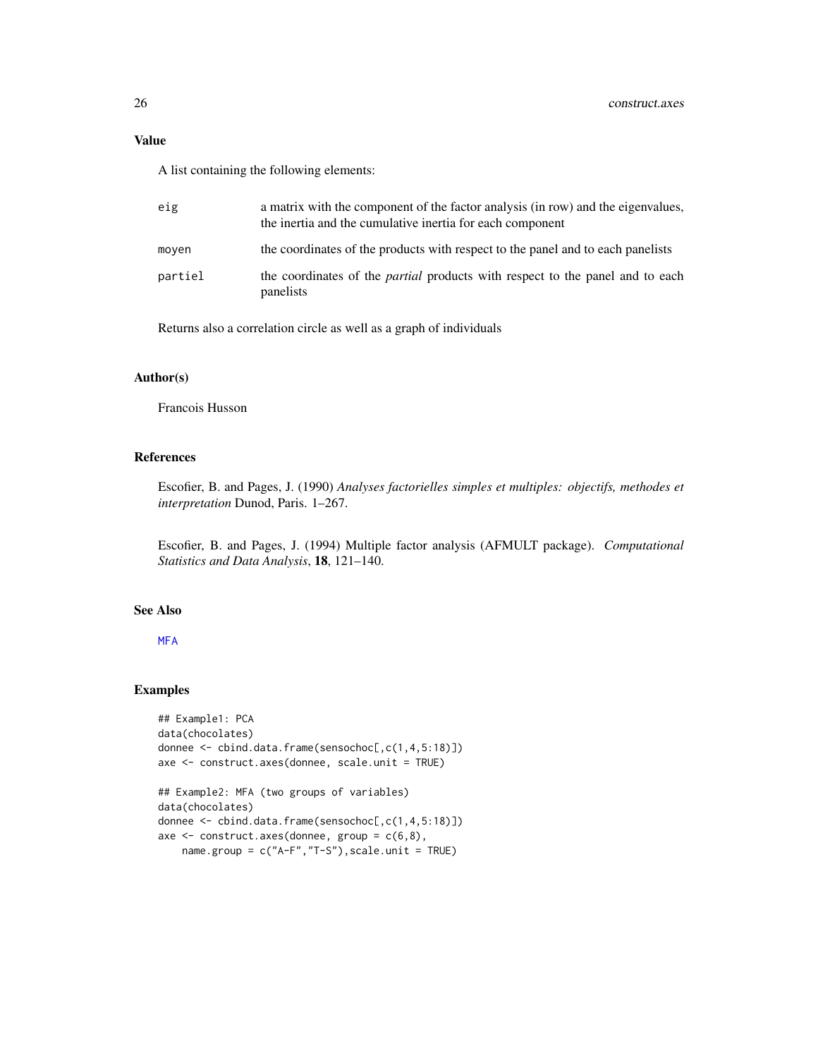## Value

A list containing the following elements:

| | |
|---|---|
| eig | a matrix with the component of the factor analysis (in row) and the eigenvalues, the inertia and the cumulative inertia for each component |
| moyen | the coordinates of the products with respect to the panel and to each panelists |
| partiel | the coordinates of the *partial* products with respect to the panel and to each panelists |

Returns also a correlation circle as well as a graph of individuals

## Author(s)

Francois Husson

## References

Escofier, B. and Pages, J. (1990) *Analyses factorielles simples et multiples: objectifs, methodes et interpretation* Dunod, Paris. 1–267.

Escofier, B. and Pages, J. (1994) Multiple factor analysis (AFMULT package). *Computational Statistics and Data Analysis*, **18**, 121–140.

## See Also

MFA

## Examples

```
## Example1: PCA
data(chocolates)
donnee <- cbind.data.frame(sensochoc[,c(1,4,5:18)])
axe <- construct.axes(donnee, scale.unit = TRUE)

## Example2: MFA (two groups of variables)
data(chocolates)
donnee <- cbind.data.frame(sensochoc[,c(1,4,5:18)])
axe <- construct.axes(donnee, group = c(6,8),
    name.group = c("A-F","T-S"),scale.unit = TRUE)
```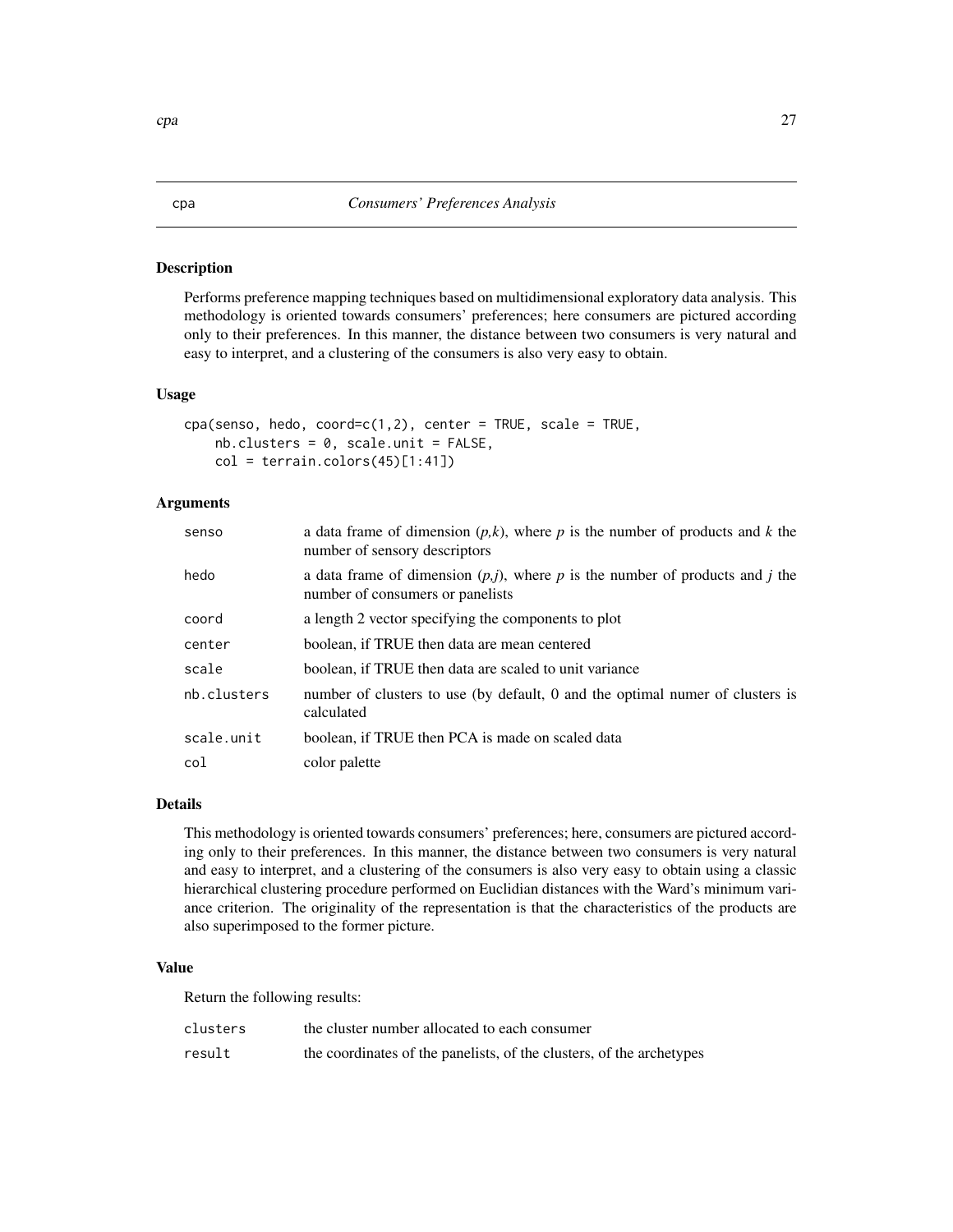## cpa — *Consumers' Preferences Analysis*

### Description

Performs preference mapping techniques based on multidimensional exploratory data analysis. This methodology is oriented towards consumers' preferences; here consumers are pictured according only to their preferences. In this manner, the distance between two consumers is very natural and easy to interpret, and a clustering of the consumers is also very easy to obtain.

### Usage

```
cpa(senso, hedo, coord=c(1,2), center = TRUE, scale = TRUE,
    nb.clusters = 0, scale.unit = FALSE,
    col = terrain.colors(45)[1:41])
```

### Arguments

| | |
|---|---|
| senso | a data frame of dimension $(p,k)$, where $p$ is the number of products and $k$ the number of sensory descriptors |
| hedo | a data frame of dimension $(p,j)$, where $p$ is the number of products and $j$ the number of consumers or panelists |
| coord | a length 2 vector specifying the components to plot |
| center | boolean, if TRUE then data are mean centered |
| scale | boolean, if TRUE then data are scaled to unit variance |
| nb.clusters | number of clusters to use (by default, 0 and the optimal numer of clusters is calculated |
| scale.unit | boolean, if TRUE then PCA is made on scaled data |
| col | color palette |

### Details

This methodology is oriented towards consumers' preferences; here, consumers are pictured according only to their preferences. In this manner, the distance between two consumers is very natural and easy to interpret, and a clustering of the consumers is also very easy to obtain using a classic hierarchical clustering procedure performed on Euclidian distances with the Ward's minimum variance criterion. The originality of the representation is that the characteristics of the products are also superimposed to the former picture.

### Value

Return the following results:

| | |
|---|---|
| clusters | the cluster number allocated to each consumer |
| result | the coordinates of the panelists, of the clusters, of the archetypes |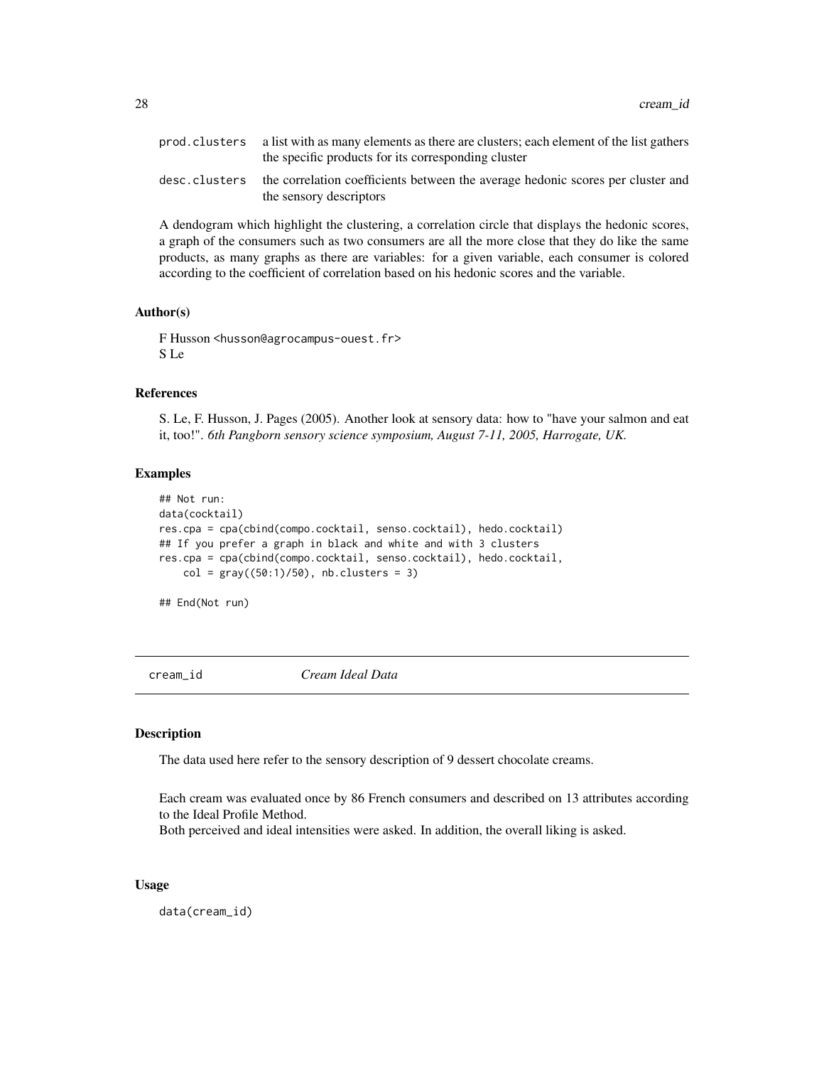| | |
|---|---|
| prod.clusters | a list with as many elements as there are clusters; each element of the list gathers the specific products for its corresponding cluster |
| desc.clusters | the correlation coefficients between the average hedonic scores per cluster and the sensory descriptors |

A dendogram which highlight the clustering, a correlation circle that displays the hedonic scores, a graph of the consumers such as two consumers are all the more close that they do like the same products, as many graphs as there are variables: for a given variable, each consumer is colored according to the coefficient of correlation based on his hedonic scores and the variable.

### Author(s)

F Husson <husson@agrocampus-ouest.fr>
S Le

### References

S. Le, F. Husson, J. Pages (2005). Another look at sensory data: how to "have your salmon and eat it, too!". *6th Pangborn sensory science symposium, August 7-11, 2005, Harrogate, UK.*

### Examples

```
## Not run:
data(cocktail)
res.cpa = cpa(cbind(compo.cocktail, senso.cocktail), hedo.cocktail)
## If you prefer a graph in black and white and with 3 clusters
res.cpa = cpa(cbind(compo.cocktail, senso.cocktail), hedo.cocktail,
    col = gray((50:1)/50), nb.clusters = 3)

## End(Not run)
```

---

## cream_id    *Cream Ideal Data*

### Description

The data used here refer to the sensory description of 9 dessert chocolate creams.

Each cream was evaluated once by 86 French consumers and described on 13 attributes according to the Ideal Profile Method.
Both perceived and ideal intensities were asked. In addition, the overall liking is asked.

### Usage

```
data(cream_id)
```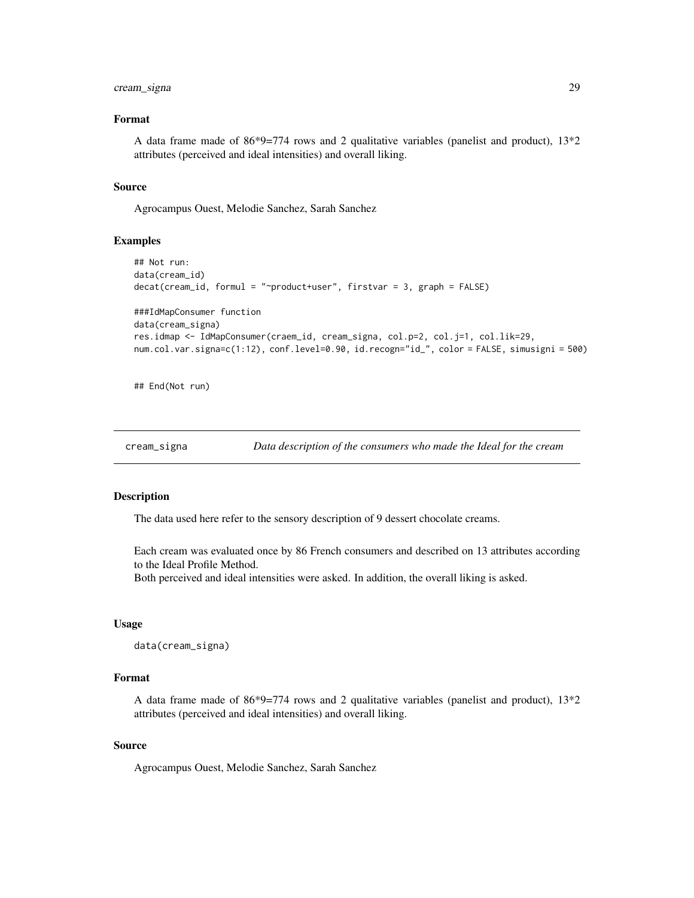### Format

A data frame made of 86*9=774 rows and 2 qualitative variables (panelist and product), 13*2 attributes (perceived and ideal intensities) and overall liking.

### Source

Agrocampus Ouest, Melodie Sanchez, Sarah Sanchez

### Examples

```
## Not run:
data(cream_id)
decat(cream_id, formul = "~product+user", firstvar = 3, graph = FALSE)

###IdMapConsumer function
data(cream_signa)
res.idmap <- IdMapConsumer(craem_id, cream_signa, col.p=2, col.j=1, col.lik=29,
num.col.var.signa=c(1:12), conf.level=0.90, id.recogn="id_", color = FALSE, simusigni = 500)


## End(Not run)
```

---

## cream_signa — *Data description of the consumers who made the Ideal for the cream*

### Description

The data used here refer to the sensory description of 9 dessert chocolate creams.

Each cream was evaluated once by 86 French consumers and described on 13 attributes according to the Ideal Profile Method.
Both perceived and ideal intensities were asked. In addition, the overall liking is asked.

### Usage

```
data(cream_signa)
```

### Format

A data frame made of 86*9=774 rows and 2 qualitative variables (panelist and product), 13*2 attributes (perceived and ideal intensities) and overall liking.

### Source

Agrocampus Ouest, Melodie Sanchez, Sarah Sanchez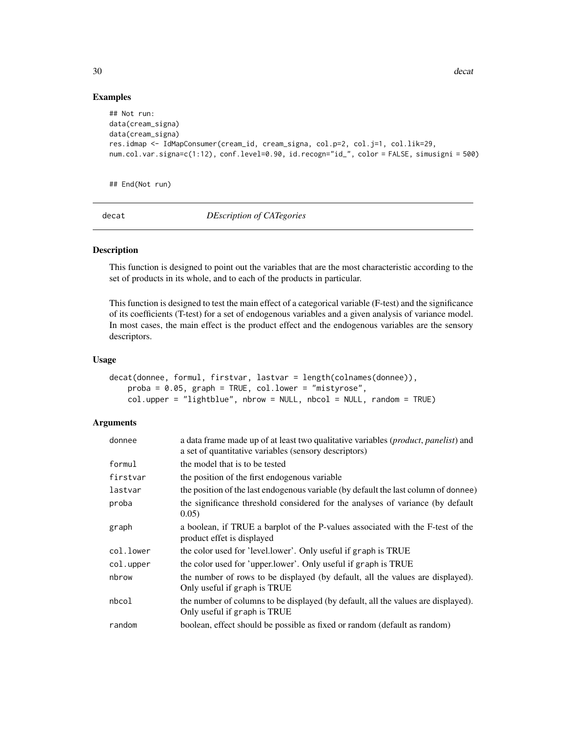## Examples

```
## Not run:
data(cream_signa)
data(cream_signa)
res.idmap <- IdMapConsumer(cream_id, cream_signa, col.p=2, col.j=1, col.lik=29,
num.col.var.signa=c(1:12), conf.level=0.90, id.recogn="id_", color = FALSE, simusigni = 500)


## End(Not run)
```

---

# decat — *DEscription of CATegories*

---

## Description

This function is designed to point out the variables that are the most characteristic according to the set of products in its whole, and to each of the products in particular.

This function is designed to test the main effect of a categorical variable (F-test) and the significance of its coefficients (T-test) for a set of endogenous variables and a given analysis of variance model. In most cases, the main effect is the product effect and the endogenous variables are the sensory descriptors.

## Usage

```
decat(donnee, formul, firstvar, lastvar = length(colnames(donnee)),
    proba = 0.05, graph = TRUE, col.lower = "mistyrose",
    col.upper = "lightblue", nbrow = NULL, nbcol = NULL, random = TRUE)
```

## Arguments

| | |
|---|---|
| `donnee` | a data frame made up of at least two qualitative variables (*product*, *panelist*) and a set of quantitative variables (sensory descriptors) |
| `formul` | the model that is to be tested |
| `firstvar` | the position of the first endogenous variable |
| `lastvar` | the position of the last endogenous variable (by default the last column of donnee) |
| `proba` | the significance threshold considered for the analyses of variance (by default 0.05) |
| `graph` | a boolean, if TRUE a barplot of the P-values associated with the F-test of the product effet is displayed |
| `col.lower` | the color used for 'level.lower'. Only useful if `graph` is TRUE |
| `col.upper` | the color used for 'upper.lower'. Only useful if `graph` is TRUE |
| `nbrow` | the number of rows to be displayed (by default, all the values are displayed). Only useful if `graph` is TRUE |
| `nbcol` | the number of columns to be displayed (by default, all the values are displayed). Only useful if `graph` is TRUE |
| `random` | boolean, effect should be possible as fixed or random (default as random) |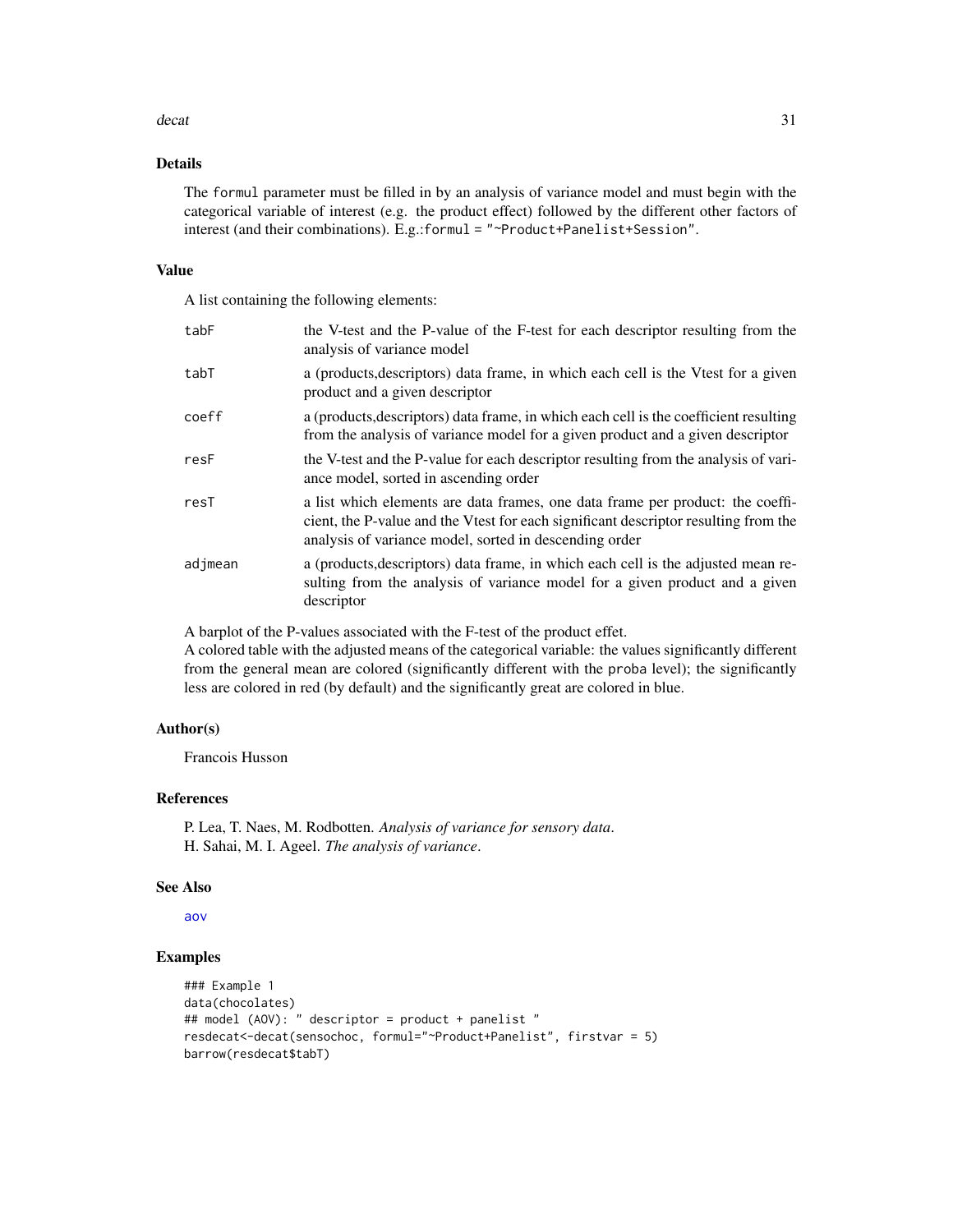## Details

The `formul` parameter must be filled in by an analysis of variance model and must begin with the categorical variable of interest (e.g. the product effect) followed by the different other factors of interest (and their combinations). E.g.:`formul = "~Product+Panelist+Session"`.

## Value

A list containing the following elements:

| | |
|---|---|
| `tabF` | the V-test and the P-value of the F-test for each descriptor resulting from the analysis of variance model |
| `tabT` | a (products,descriptors) data frame, in which each cell is the Vtest for a given product and a given descriptor |
| `coeff` | a (products,descriptors) data frame, in which each cell is the coefficient resulting from the analysis of variance model for a given product and a given descriptor |
| `resF` | the V-test and the P-value for each descriptor resulting from the analysis of variance model, sorted in ascending order |
| `resT` | a list which elements are data frames, one data frame per product: the coefficient, the P-value and the Vtest for each significant descriptor resulting from the analysis of variance model, sorted in descending order |
| `adjmean` | a (products,descriptors) data frame, in which each cell is the adjusted mean resulting from the analysis of variance model for a given product and a given descriptor |

A barplot of the P-values associated with the F-test of the product effet.
A colored table with the adjusted means of the categorical variable: the values significantly different from the general mean are colored (significantly different with the `proba` level); the significantly less are colored in red (by default) and the significantly great are colored in blue.

## Author(s)

Francois Husson

## References

P. Lea, T. Naes, M. Rodbotten. *Analysis of variance for sensory data*.
H. Sahai, M. I. Ageel. *The analysis of variance*.

## See Also

`aov`

## Examples

```
### Example 1
data(chocolates)
## model (AOV): " descriptor = product + panelist "
resdecat<-decat(sensochoc, formul="~Product+Panelist", firstvar = 5)
barrow(resdecat$tabT)
```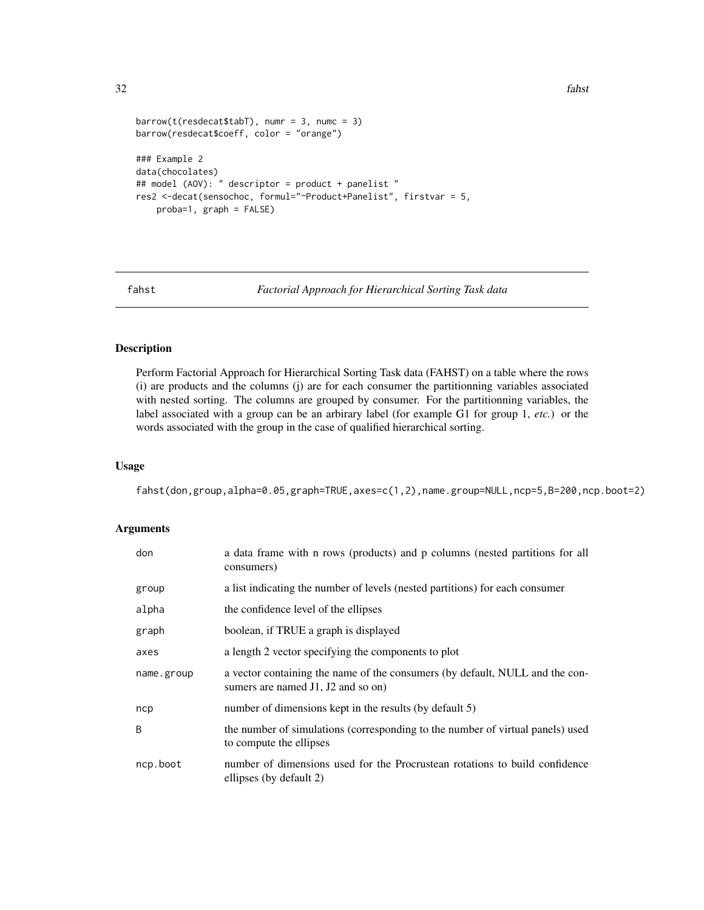```
barrow(t(resdecat$tabT), numr = 3, numc = 3)
barrow(resdecat$coeff, color = "orange")

### Example 2
data(chocolates)
## model (AOV): " descriptor = product + panelist "
res2 <-decat(sensochoc, formul="~Product+Panelist", firstvar = 5,
    proba=1, graph = FALSE)
```

---

## fahst — *Factorial Approach for Hierarchical Sorting Task data*

### Description

Perform Factorial Approach for Hierarchical Sorting Task data (FAHST) on a table where the rows (i) are products and the columns (j) are for each consumer the partitionning variables associated with nested sorting. The columns are grouped by consumer. For the partitionning variables, the label associated with a group can be an arbirary label (for example G1 for group 1, *etc.*) or the words associated with the group in the case of qualified hierarchical sorting.

### Usage

```
fahst(don,group,alpha=0.05,graph=TRUE,axes=c(1,2),name.group=NULL,ncp=5,B=200,ncp.boot=2)
```

### Arguments

| | |
|---|---|
| don | a data frame with n rows (products) and p columns (nested partitions for all consumers) |
| group | a list indicating the number of levels (nested partitions) for each consumer |
| alpha | the confidence level of the ellipses |
| graph | boolean, if TRUE a graph is displayed |
| axes | a length 2 vector specifying the components to plot |
| name.group | a vector containing the name of the consumers (by default, NULL and the consumers are named J1, J2 and so on) |
| ncp | number of dimensions kept in the results (by default 5) |
| B | the number of simulations (corresponding to the number of virtual panels) used to compute the ellipses |
| ncp.boot | number of dimensions used for the Procrustean rotations to build confidence ellipses (by default 2) |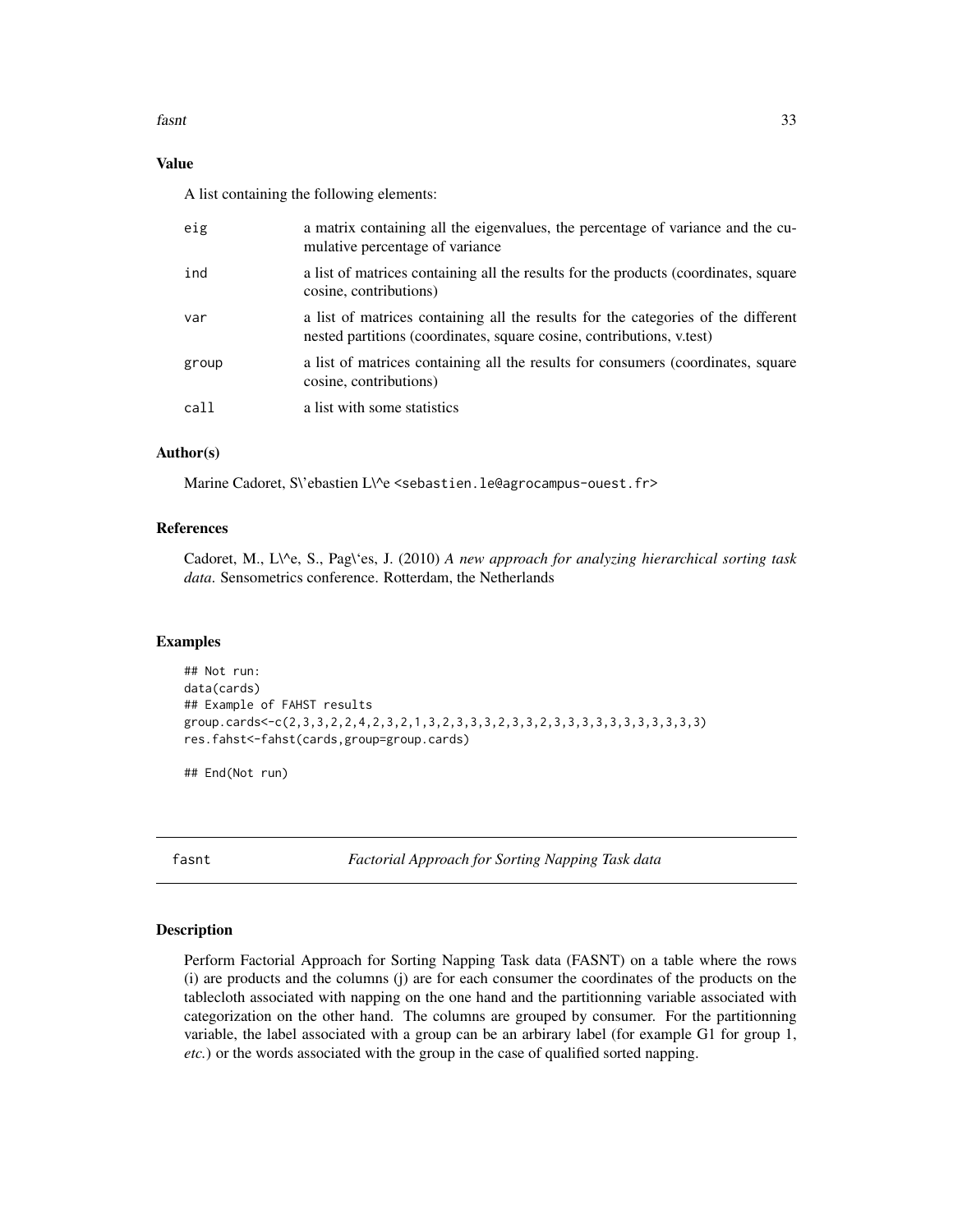### Value

A list containing the following elements:

| | |
|---|---|
| eig | a matrix containing all the eigenvalues, the percentage of variance and the cumulative percentage of variance |
| ind | a list of matrices containing all the results for the products (coordinates, square cosine, contributions) |
| var | a list of matrices containing all the results for the categories of the different nested partitions (coordinates, square cosine, contributions, v.test) |
| group | a list of matrices containing all the results for consumers (coordinates, square cosine, contributions) |
| call | a list with some statistics |

### Author(s)

Marine Cadoret, S\'ebastien L\^e <sebastien.le@agrocampus-ouest.fr>

### References

Cadoret, M., L\^e, S., Pag\`es, J. (2010) *A new approach for analyzing hierarchical sorting task data.* Sensometrics conference. Rotterdam, the Netherlands

### Examples

```
## Not run:
data(cards)
## Example of FAHST results
group.cards<-c(2,3,3,2,2,4,2,3,2,1,3,2,3,3,3,2,3,3,2,3,3,3,3,3,3,3,3,3,3,3)
res.fahst<-fahst(cards,group=group.cards)

## End(Not run)
```

---

## fasnt — *Factorial Approach for Sorting Napping Task data*

### Description

Perform Factorial Approach for Sorting Napping Task data (FASNT) on a table where the rows (i) are products and the columns (j) are for each consumer the coordinates of the products on the tablecloth associated with napping on the one hand and the partitionning variable associated with categorization on the other hand. The columns are grouped by consumer. For the partitionning variable, the label associated with a group can be an arbirary label (for example G1 for group 1, *etc.*) or the words associated with the group in the case of qualified sorted napping.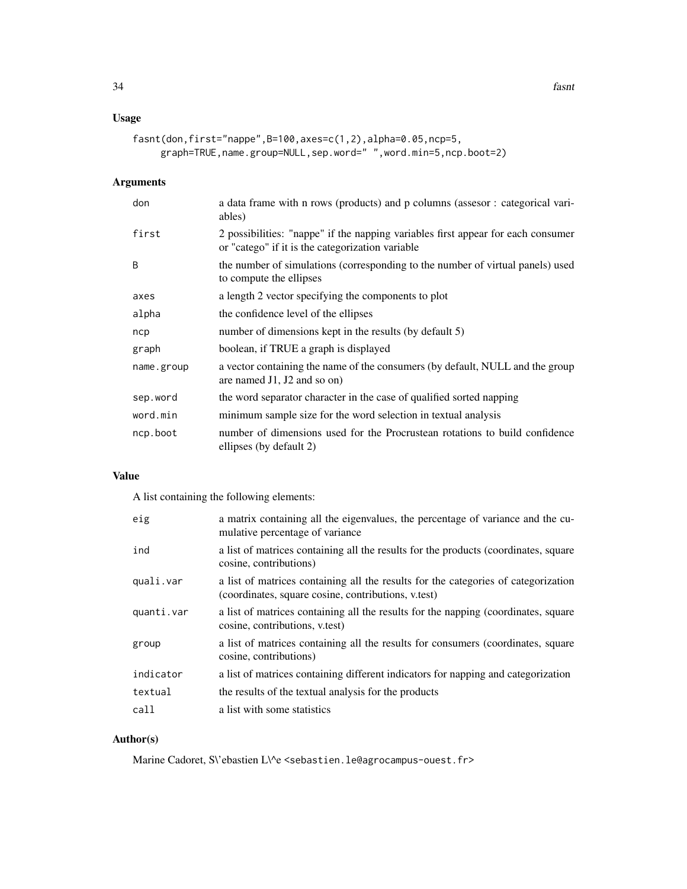## Usage

```
fasnt(don,first="nappe",B=100,axes=c(1,2),alpha=0.05,ncp=5,
     graph=TRUE,name.group=NULL,sep.word=" ",word.min=5,ncp.boot=2)
```

## Arguments

| | |
|---|---|
| don | a data frame with n rows (products) and p columns (assesor : categorical variables) |
| first | 2 possibilities: "nappe" if the napping variables first appear for each consumer or "catego" if it is the categorization variable |
| B | the number of simulations (corresponding to the number of virtual panels) used to compute the ellipses |
| axes | a length 2 vector specifying the components to plot |
| alpha | the confidence level of the ellipses |
| ncp | number of dimensions kept in the results (by default 5) |
| graph | boolean, if TRUE a graph is displayed |
| name.group | a vector containing the name of the consumers (by default, NULL and the group are named J1, J2 and so on) |
| sep.word | the word separator character in the case of qualified sorted napping |
| word.min | minimum sample size for the word selection in textual analysis |
| ncp.boot | number of dimensions used for the Procrustean rotations to build confidence ellipses (by default 2) |

## Value

A list containing the following elements:

| | |
|---|---|
| eig | a matrix containing all the eigenvalues, the percentage of variance and the cumulative percentage of variance |
| ind | a list of matrices containing all the results for the products (coordinates, square cosine, contributions) |
| quali.var | a list of matrices containing all the results for the categories of categorization (coordinates, square cosine, contributions, v.test) |
| quanti.var | a list of matrices containing all the results for the napping (coordinates, square cosine, contributions, v.test) |
| group | a list of matrices containing all the results for consumers (coordinates, square cosine, contributions) |
| indicator | a list of matrices containing different indicators for napping and categorization |
| textual | the results of the textual analysis for the products |
| call | a list with some statistics |

## Author(s)

Marine Cadoret, S\'ebastien L\^e <sebastien.le@agrocampus-ouest.fr>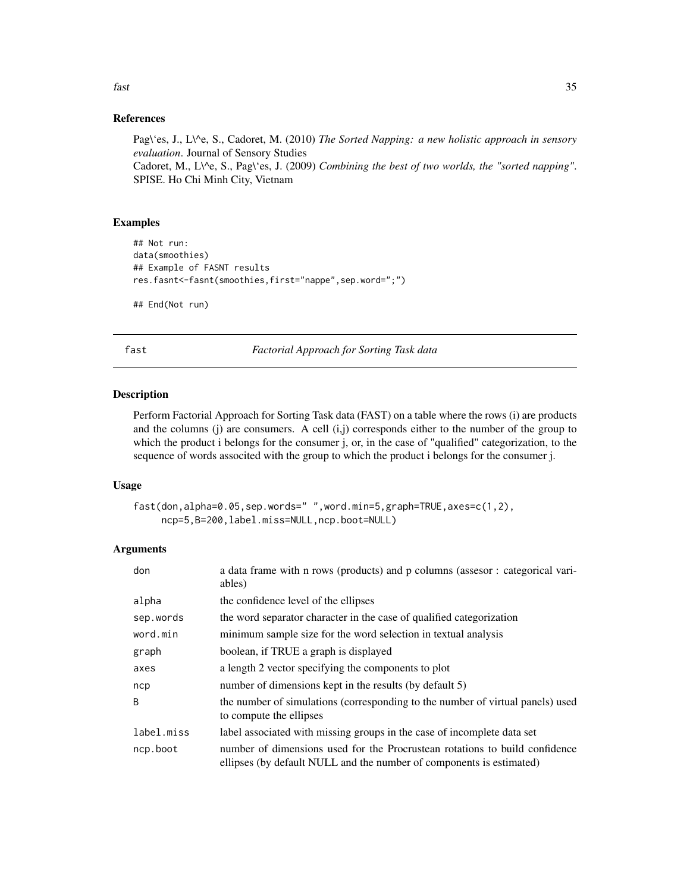## References

Pag\`es, J., L\^e, S., Cadoret, M. (2010) *The Sorted Napping: a new holistic approach in sensory evaluation*. Journal of Sensory Studies
Cadoret, M., L\^e, S., Pag\`es, J. (2009) *Combining the best of two worlds, the "sorted napping"*. SPISE. Ho Chi Minh City, Vietnam

## Examples

```
## Not run:
data(smoothies)
## Example of FASNT results
res.fasnt<-fasnt(smoothies,first="nappe",sep.word=";")

## End(Not run)
```

---

# fast — *Factorial Approach for Sorting Task data*

---

## Description

Perform Factorial Approach for Sorting Task data (FAST) on a table where the rows (i) are products and the columns (j) are consumers. A cell (i,j) corresponds either to the number of the group to which the product i belongs for the consumer j, or, in the case of "qualified" categorization, to the sequence of words associted with the group to which the product i belongs for the consumer j.

## Usage

```
fast(don,alpha=0.05,sep.words=" ",word.min=5,graph=TRUE,axes=c(1,2),
     ncp=5,B=200,label.miss=NULL,ncp.boot=NULL)
```

## Arguments

| | |
|---|---|
| don | a data frame with n rows (products) and p columns (assesor : categorical variables) |
| alpha | the confidence level of the ellipses |
| sep.words | the word separator character in the case of qualified categorization |
| word.min | minimum sample size for the word selection in textual analysis |
| graph | boolean, if TRUE a graph is displayed |
| axes | a length 2 vector specifying the components to plot |
| ncp | number of dimensions kept in the results (by default 5) |
| B | the number of simulations (corresponding to the number of virtual panels) used to compute the ellipses |
| label.miss | label associated with missing groups in the case of incomplete data set |
| ncp.boot | number of dimensions used for the Procrustean rotations to build confidence ellipses (by default NULL and the number of components is estimated) |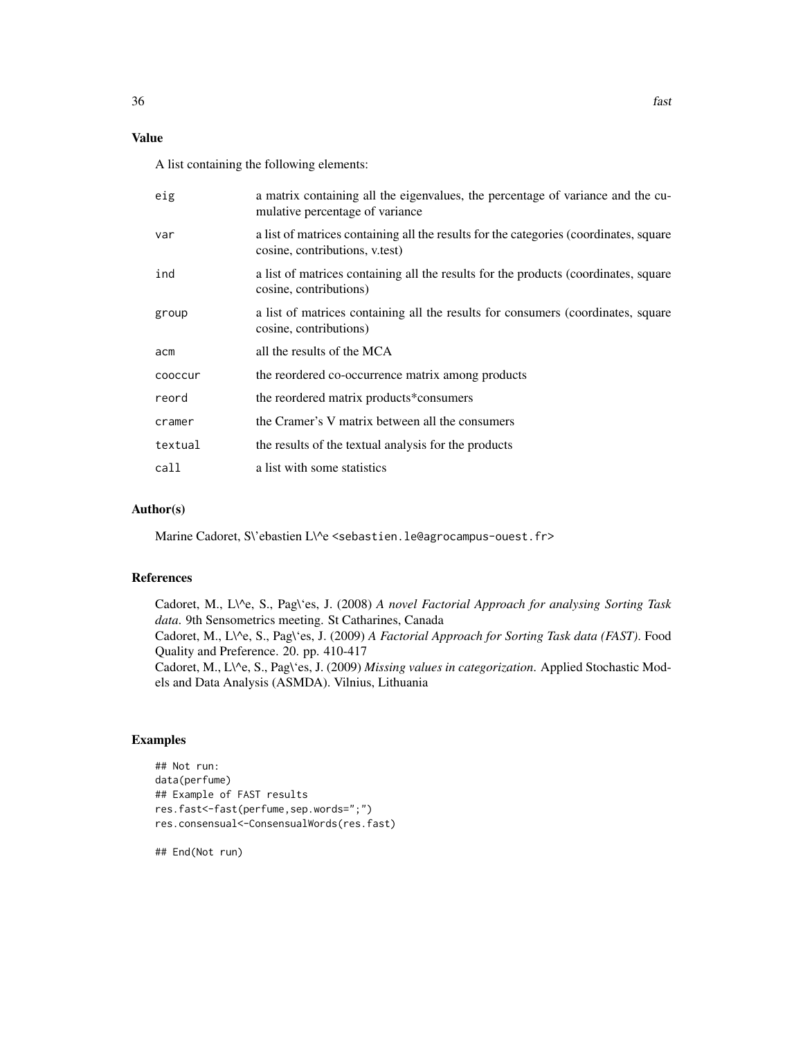## Value

A list containing the following elements:

| | |
|---|---|
| eig | a matrix containing all the eigenvalues, the percentage of variance and the cumulative percentage of variance |
| var | a list of matrices containing all the results for the categories (coordinates, square cosine, contributions, v.test) |
| ind | a list of matrices containing all the results for the products (coordinates, square cosine, contributions) |
| group | a list of matrices containing all the results for consumers (coordinates, square cosine, contributions) |
| acm | all the results of the MCA |
| cooccur | the reordered co-occurrence matrix among products |
| reord | the reordered matrix products*consumers |
| cramer | the Cramer's V matrix between all the consumers |
| textual | the results of the textual analysis for the products |
| call | a list with some statistics |

## Author(s)

Marine Cadoret, S\'ebastien L\^e <sebastien.le@agrocampus-ouest.fr>

## References

Cadoret, M., L\^e, S., Pag\`es, J. (2008) *A novel Factorial Approach for analysing Sorting Task data*. 9th Sensometrics meeting. St Catharines, Canada
Cadoret, M., L\^e, S., Pag\`es, J. (2009) *A Factorial Approach for Sorting Task data (FAST)*. Food Quality and Preference. 20. pp. 410-417
Cadoret, M., L\^e, S., Pag\`es, J. (2009) *Missing values in categorization*. Applied Stochastic Models and Data Analysis (ASMDA). Vilnius, Lithuania

## Examples

```
## Not run:
data(perfume)
## Example of FAST results
res.fast<-fast(perfume,sep.words=";")
res.consensual<-ConsensualWords(res.fast)

## End(Not run)
```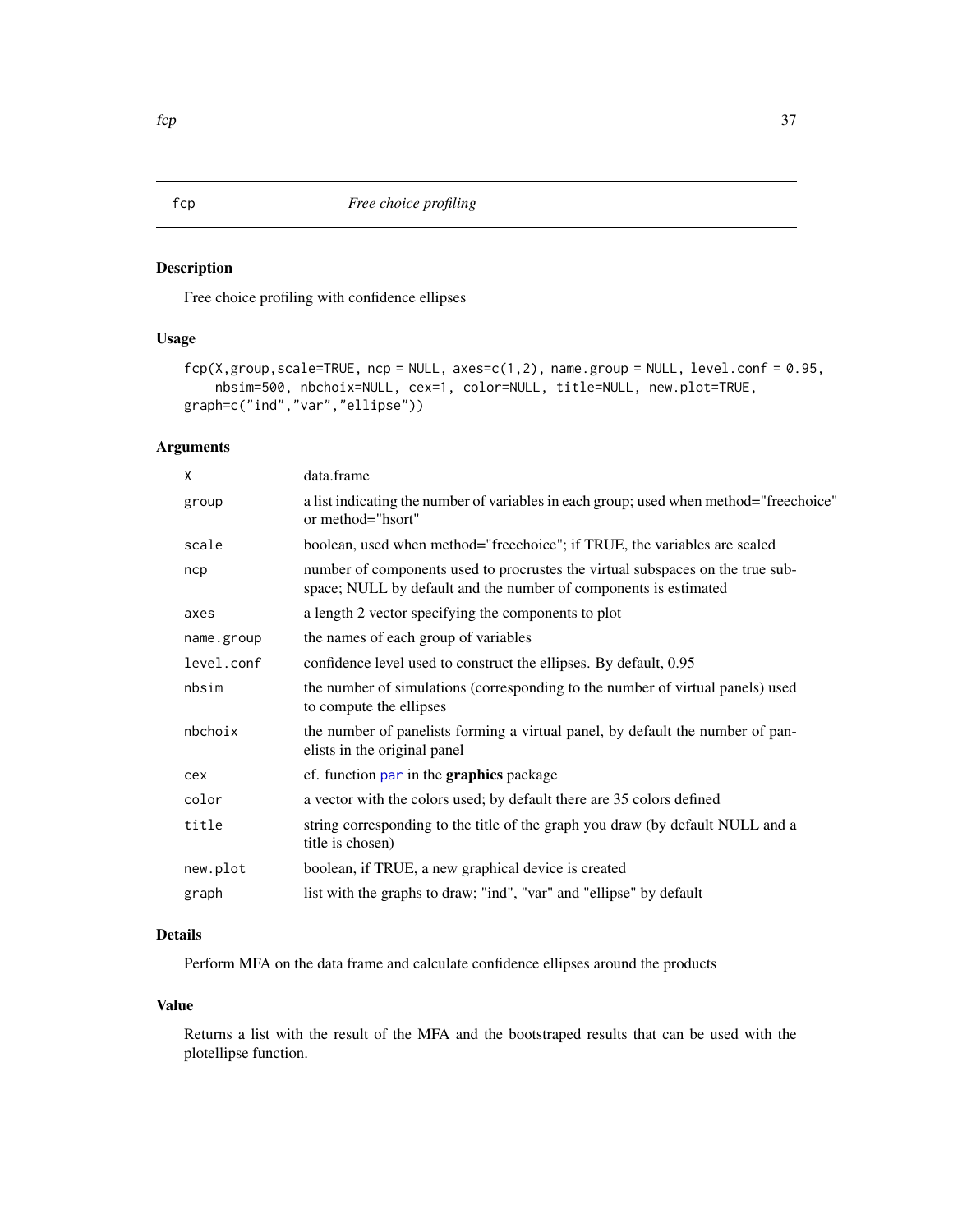# fcp — *Free choice profiling*

## Description

Free choice profiling with confidence ellipses

## Usage

```
fcp(X,group,scale=TRUE, ncp = NULL, axes=c(1,2), name.group = NULL, level.conf = 0.95,
    nbsim=500, nbchoix=NULL, cex=1, color=NULL, title=NULL, new.plot=TRUE,
graph=c("ind","var","ellipse"))
```

## Arguments

| Argument | Description |
|---|---|
| `X` | data.frame |
| `group` | a list indicating the number of variables in each group; used when method="freechoice" or method="hsort" |
| `scale` | boolean, used when method="freechoice"; if TRUE, the variables are scaled |
| `ncp` | number of components used to procrustes the virtual subspaces on the true subspace; NULL by default and the number of components is estimated |
| `axes` | a length 2 vector specifying the components to plot |
| `name.group` | the names of each group of variables |
| `level.conf` | confidence level used to construct the ellipses. By default, 0.95 |
| `nbsim` | the number of simulations (corresponding to the number of virtual panels) used to compute the ellipses |
| `nbchoix` | the number of panelists forming a virtual panel, by default the number of panelists in the original panel |
| `cex` | cf. function `par` in the **graphics** package |
| `color` | a vector with the colors used; by default there are 35 colors defined |
| `title` | string corresponding to the title of the graph you draw (by default NULL and a title is chosen) |
| `new.plot` | boolean, if TRUE, a new graphical device is created |
| `graph` | list with the graphs to draw; "ind", "var" and "ellipse" by default |

## Details

Perform MFA on the data frame and calculate confidence ellipses around the products

## Value

Returns a list with the result of the MFA and the bootstraped results that can be used with the plotellipse function.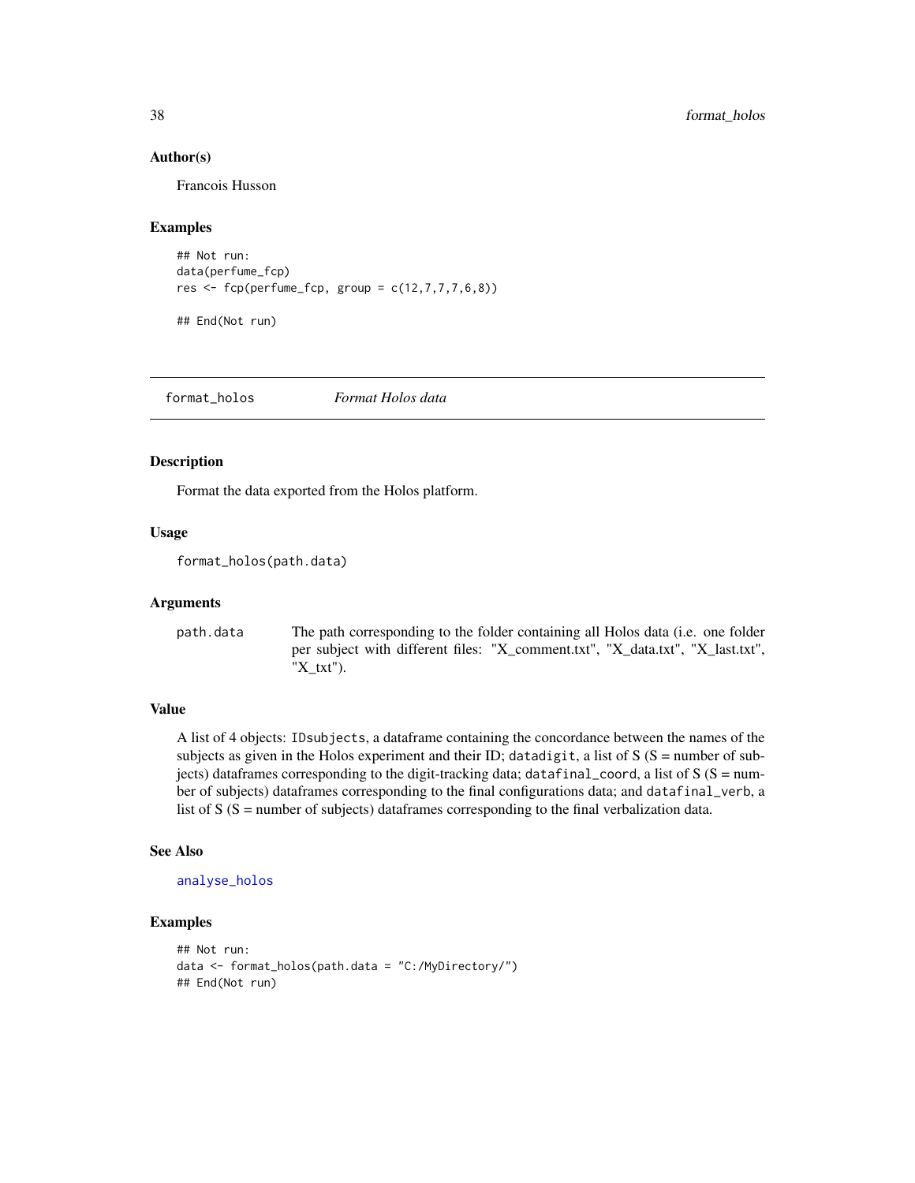### Author(s)

Francois Husson

### Examples

```
## Not run:
data(perfume_fcp)
res <- fcp(perfume_fcp, group = c(12,7,7,7,6,8))

## End(Not run)
```

---

## format_holos *Format Holos data*

### Description

Format the data exported from the Holos platform.

### Usage

```
format_holos(path.data)
```

### Arguments

| | |
|---|---|
| path.data | The path corresponding to the folder containing all Holos data (i.e. one folder per subject with different files: "X_comment.txt", "X_data.txt", "X_last.txt", "X_txt"). |

### Value

A list of 4 objects: `IDsubjects`, a dataframe containing the concordance between the names of the subjects as given in the Holos experiment and their ID; `datadigit`, a list of S (S = number of subjects) dataframes corresponding to the digit-tracking data; `datafinal_coord`, a list of S (S = number of subjects) dataframes corresponding to the final configurations data; and `datafinal_verb`, a list of S (S = number of subjects) dataframes corresponding to the final verbalization data.

### See Also

analyse_holos

### Examples

```
## Not run:
data <- format_holos(path.data = "C:/MyDirectory/")
## End(Not run)
```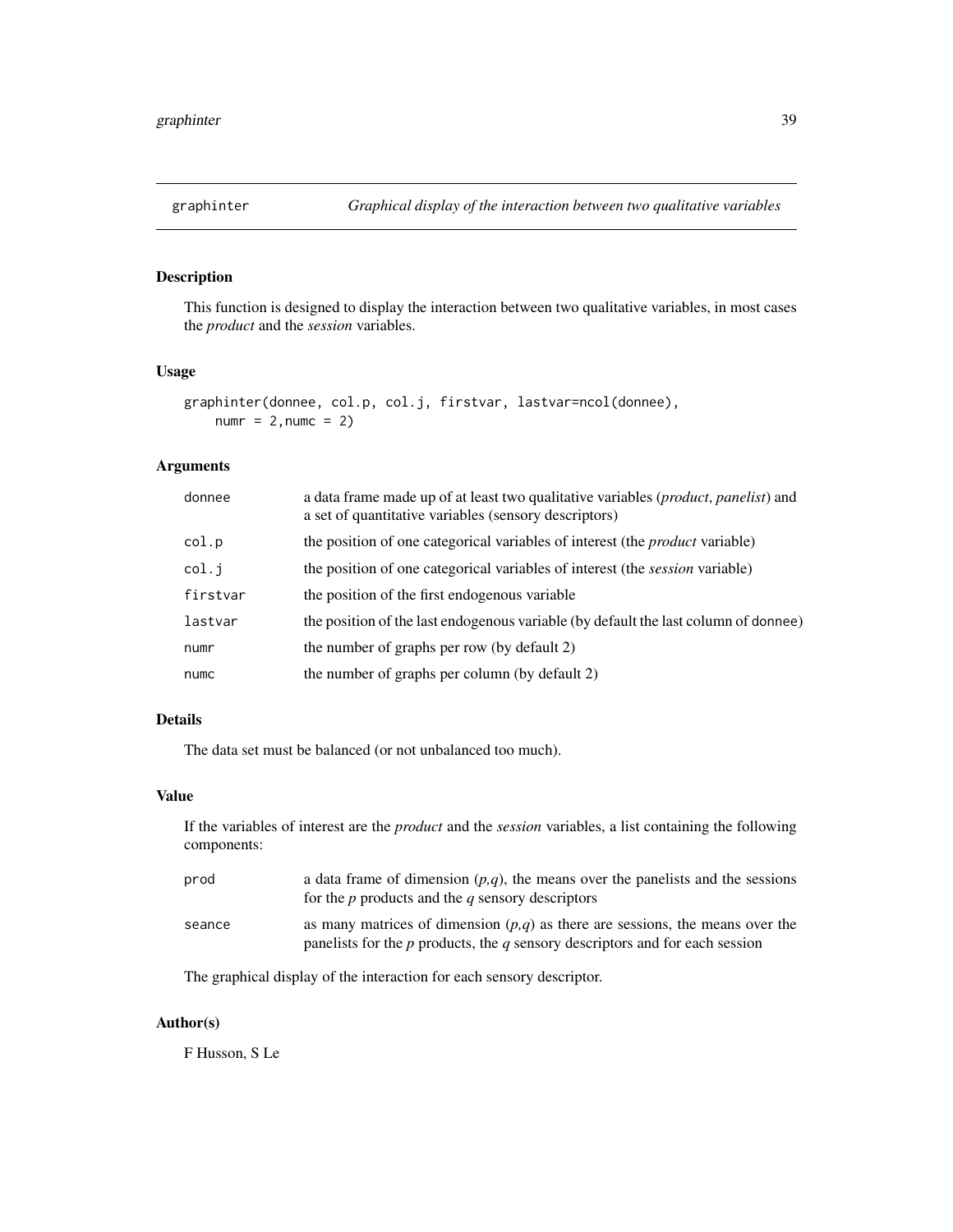# graphinter — *Graphical display of the interaction between two qualitative variables*

## Description

This function is designed to display the interaction between two qualitative variables, in most cases the *product* and the *session* variables.

## Usage

```
graphinter(donnee, col.p, col.j, firstvar, lastvar=ncol(donnee),
    numr = 2,numc = 2)
```

## Arguments

| | |
|---|---|
| `donnee` | a data frame made up of at least two qualitative variables (*product*, *panelist*) and a set of quantitative variables (sensory descriptors) |
| `col.p` | the position of one categorical variables of interest (the *product* variable) |
| `col.j` | the position of one categorical variables of interest (the *session* variable) |
| `firstvar` | the position of the first endogenous variable |
| `lastvar` | the position of the last endogenous variable (by default the last column of donnee) |
| `numr` | the number of graphs per row (by default 2) |
| `numc` | the number of graphs per column (by default 2) |

## Details

The data set must be balanced (or not unbalanced too much).

## Value

If the variables of interest are the *product* and the *session* variables, a list containing the following components:

| | |
|---|---|
| `prod` | a data frame of dimension $(p,q)$, the means over the panelists and the sessions for the $p$ products and the $q$ sensory descriptors |
| `seance` | as many matrices of dimension $(p,q)$ as there are sessions, the means over the panelists for the $p$ products, the $q$ sensory descriptors and for each session |

The graphical display of the interaction for each sensory descriptor.

## Author(s)

F Husson, S Le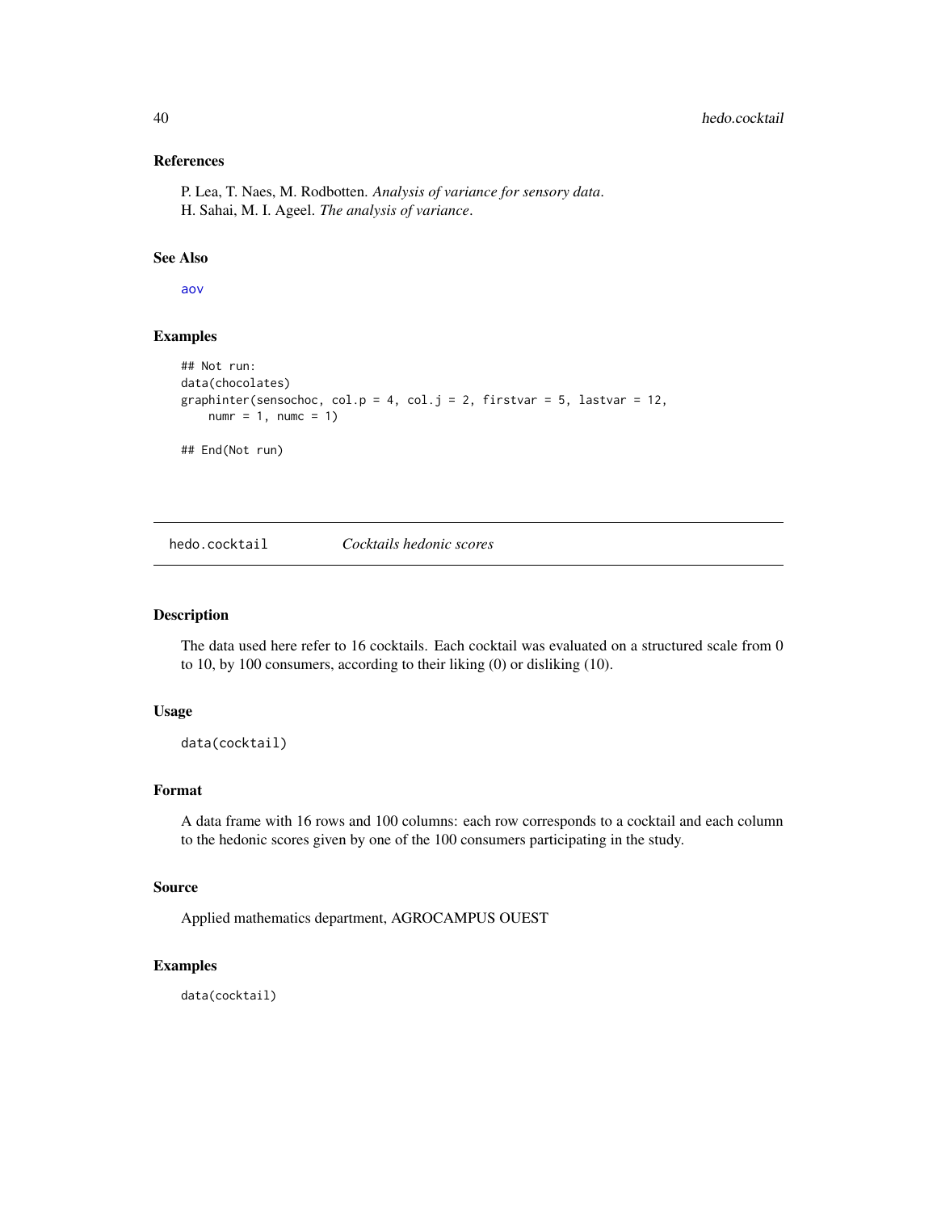### References

P. Lea, T. Naes, M. Rodbotten. *Analysis of variance for sensory data*.
H. Sahai, M. I. Ageel. *The analysis of variance*.

### See Also

aov

### Examples

```
## Not run:
data(chocolates)
graphinter(sensochoc, col.p = 4, col.j = 2, firstvar = 5, lastvar = 12,
    numr = 1, numc = 1)

## End(Not run)
```

---

## hedo.cocktail *Cocktails hedonic scores*

---

### Description

The data used here refer to 16 cocktails. Each cocktail was evaluated on a structured scale from 0 to 10, by 100 consumers, according to their liking (0) or disliking (10).

### Usage

```
data(cocktail)
```

### Format

A data frame with 16 rows and 100 columns: each row corresponds to a cocktail and each column to the hedonic scores given by one of the 100 consumers participating in the study.

### Source

Applied mathematics department, AGROCAMPUS OUEST

### Examples

```
data(cocktail)
```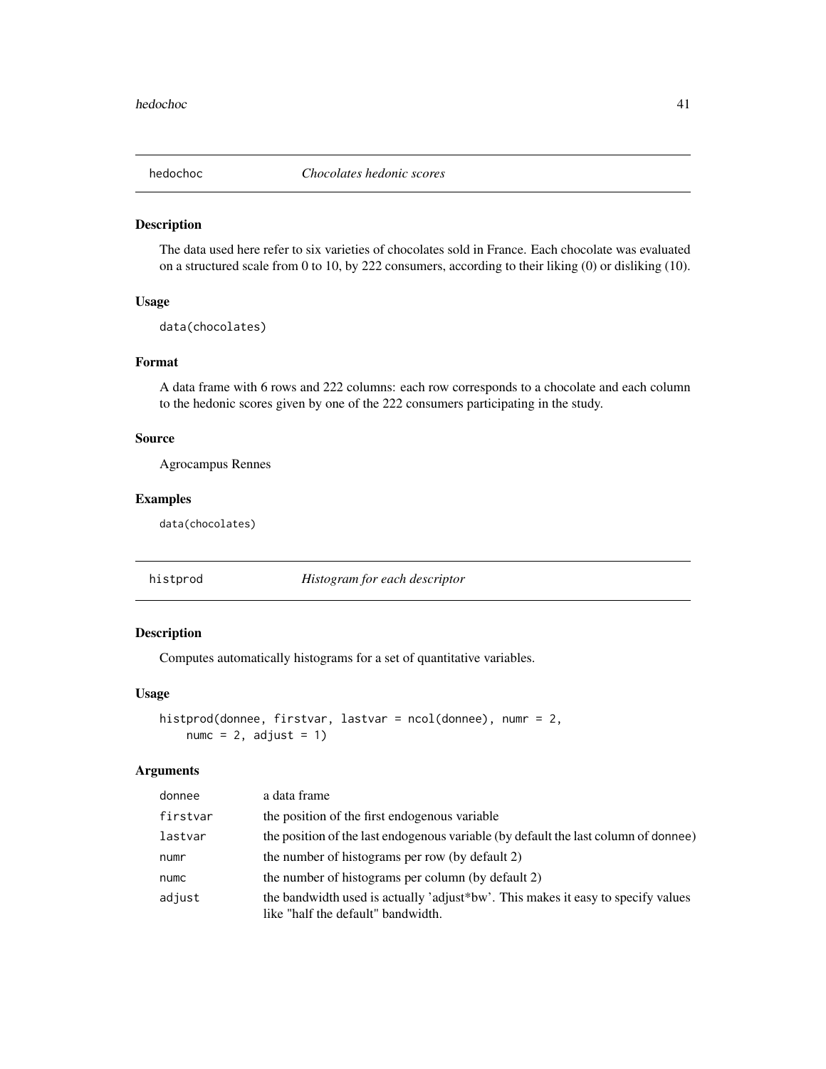## hedochoc — *Chocolates hedonic scores*

### Description

The data used here refer to six varieties of chocolates sold in France. Each chocolate was evaluated on a structured scale from 0 to 10, by 222 consumers, according to their liking (0) or disliking (10).

### Usage

```
data(chocolates)
```

### Format

A data frame with 6 rows and 222 columns: each row corresponds to a chocolate and each column to the hedonic scores given by one of the 222 consumers participating in the study.

### Source

Agrocampus Rennes

### Examples

```
data(chocolates)
```

## histprod — *Histogram for each descriptor*

### Description

Computes automatically histograms for a set of quantitative variables.

### Usage

```
histprod(donnee, firstvar, lastvar = ncol(donnee), numr = 2,
    numc = 2, adjust = 1)
```

### Arguments

| | |
|---|---|
| donnee | a data frame |
| firstvar | the position of the first endogenous variable |
| lastvar | the position of the last endogenous variable (by default the last column of donnee) |
| numr | the number of histograms per row (by default 2) |
| numc | the number of histograms per column (by default 2) |
| adjust | the bandwidth used is actually 'adjust*bw'. This makes it easy to specify values like "half the default" bandwidth. |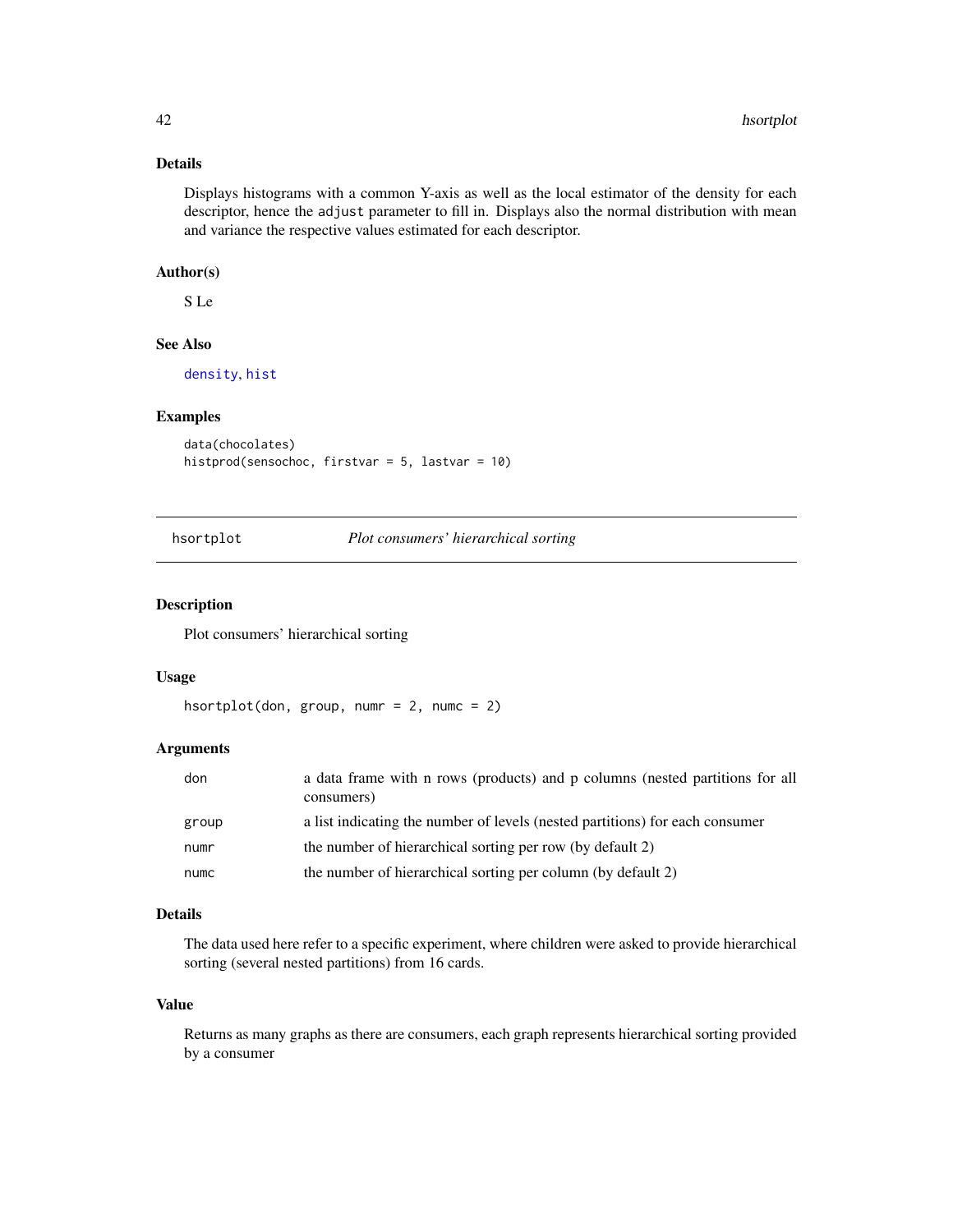### Details

Displays histograms with a common Y-axis as well as the local estimator of the density for each descriptor, hence the `adjust` parameter to fill in. Displays also the normal distribution with mean and variance the respective values estimated for each descriptor.

### Author(s)

S Le

### See Also

`density`, `hist`

### Examples

```
data(chocolates)
histprod(sensochoc, firstvar = 5, lastvar = 10)
```

---

## hsortplot — *Plot consumers' hierarchical sorting*

---

### Description

Plot consumers' hierarchical sorting

### Usage

```
hsortplot(don, group, numr = 2, numc = 2)
```

### Arguments

| | |
|---|---|
| `don` | a data frame with n rows (products) and p columns (nested partitions for all consumers) |
| `group` | a list indicating the number of levels (nested partitions) for each consumer |
| `numr` | the number of hierarchical sorting per row (by default 2) |
| `numc` | the number of hierarchical sorting per column (by default 2) |

### Details

The data used here refer to a specific experiment, where children were asked to provide hierarchical sorting (several nested partitions) from 16 cards.

### Value

Returns as many graphs as there are consumers, each graph represents hierarchical sorting provided by a consumer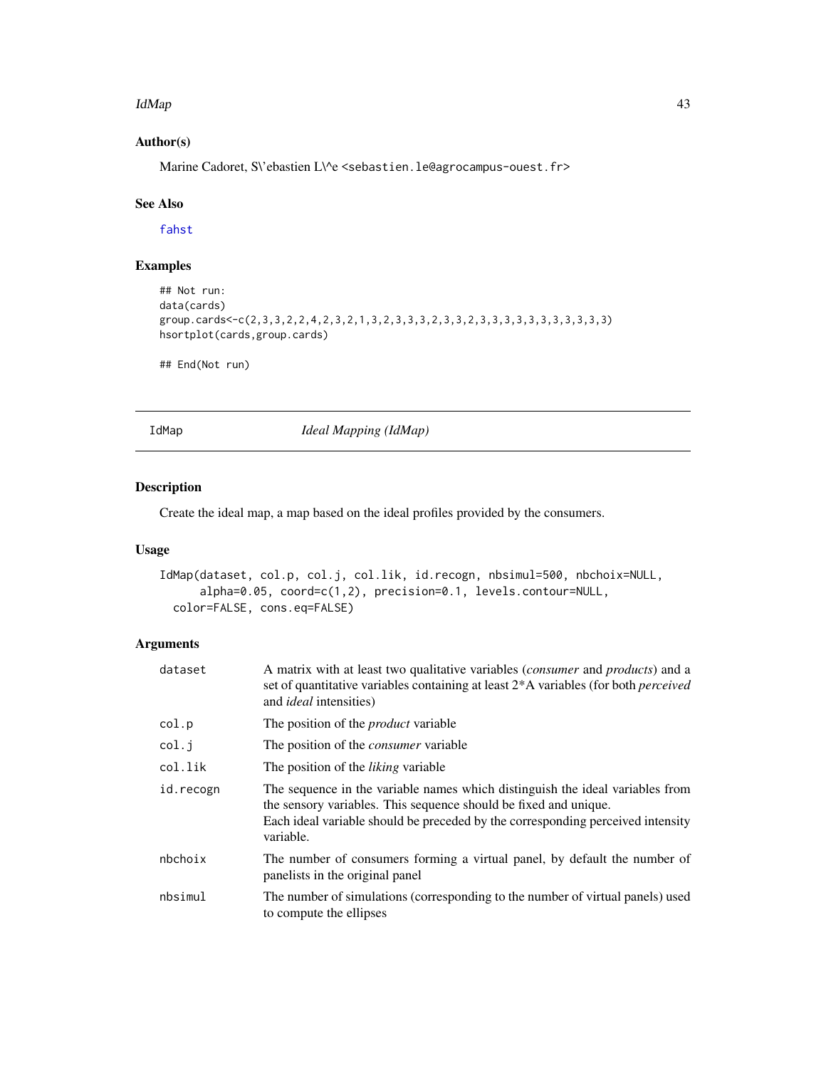### Author(s)

Marine Cadoret, S\'ebastien L\^e <sebastien.le@agrocampus-ouest.fr>

### See Also

fahst

### Examples

```
## Not run:
data(cards)
group.cards<-c(2,3,3,2,2,4,2,3,2,1,3,2,3,3,3,2,3,3,2,3,3,3,3,3,3,3,3,3,3,3)
hsortplot(cards,group.cards)

## End(Not run)
```

---

## IdMap *Ideal Mapping (IdMap)*

### Description

Create the ideal map, a map based on the ideal profiles provided by the consumers.

### Usage

```
IdMap(dataset, col.p, col.j, col.lik, id.recogn, nbsimul=500, nbchoix=NULL,
      alpha=0.05, coord=c(1,2), precision=0.1, levels.contour=NULL,
   color=FALSE, cons.eq=FALSE)
```

### Arguments

| | |
|---|---|
| dataset | A matrix with at least two qualitative variables (*consumer* and *products*) and a set of quantitative variables containing at least 2*A variables (for both *perceived* and *ideal* intensities) |
| col.p | The position of the *product* variable |
| col.j | The position of the *consumer* variable |
| col.lik | The position of the *liking* variable |
| id.recogn | The sequence in the variable names which distinguish the ideal variables from the sensory variables. This sequence should be fixed and unique. Each ideal variable should be preceded by the corresponding perceived intensity variable. |
| nbchoix | The number of consumers forming a virtual panel, by default the number of panelists in the original panel |
| nbsimul | The number of simulations (corresponding to the number of virtual panels) used to compute the ellipses |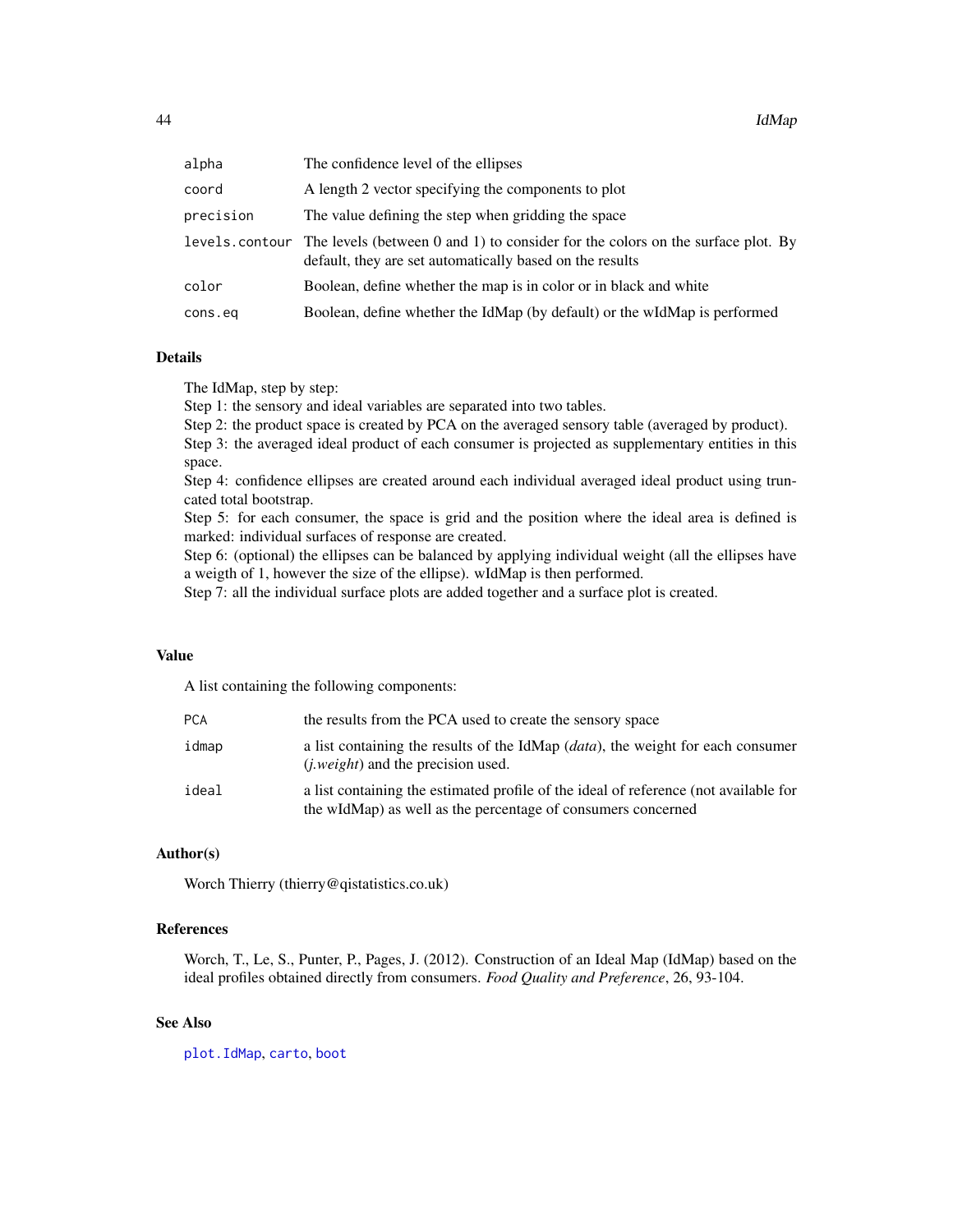| | |
|---|---|
| alpha | The confidence level of the ellipses |
| coord | A length 2 vector specifying the components to plot |
| precision | The value defining the step when gridding the space |
| levels.contour | The levels (between 0 and 1) to consider for the colors on the surface plot. By default, they are set automatically based on the results |
| color | Boolean, define whether the map is in color or in black and white |
| cons.eq | Boolean, define whether the IdMap (by default) or the wIdMap is performed |

## Details

The IdMap, step by step:
Step 1: the sensory and ideal variables are separated into two tables.
Step 2: the product space is created by PCA on the averaged sensory table (averaged by product).
Step 3: the averaged ideal product of each consumer is projected as supplementary entities in this space.
Step 4: confidence ellipses are created around each individual averaged ideal product using truncated total bootstrap.
Step 5: for each consumer, the space is grid and the position where the ideal area is defined is marked: individual surfaces of response are created.
Step 6: (optional) the ellipses can be balanced by applying individual weight (all the ellipses have a weigth of 1, however the size of the ellipse). wIdMap is then performed.
Step 7: all the individual surface plots are added together and a surface plot is created.

## Value

A list containing the following components:

| | |
|---|---|
| PCA | the results from the PCA used to create the sensory space |
| idmap | a list containing the results of the IdMap (*data*), the weight for each consumer (*j.weight*) and the precision used. |
| ideal | a list containing the estimated profile of the ideal of reference (not available for the wIdMap) as well as the percentage of consumers concerned |

## Author(s)

Worch Thierry (thierry@qistatistics.co.uk)

## References

Worch, T., Le, S., Punter, P., Pages, J. (2012). Construction of an Ideal Map (IdMap) based on the ideal profiles obtained directly from consumers. *Food Quality and Preference*, 26, 93-104.

## See Also

plot.IdMap, carto, boot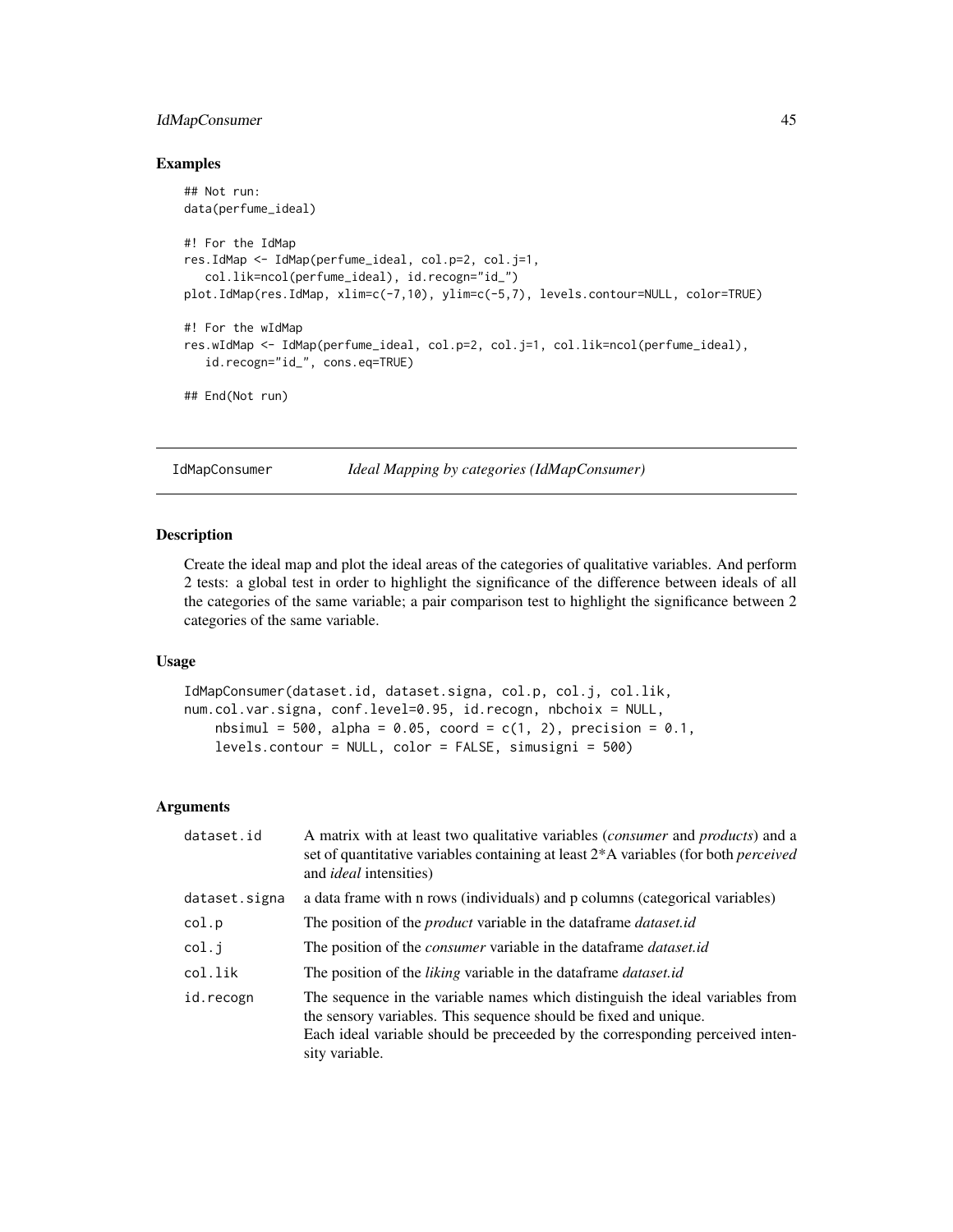## Examples

```
## Not run:
data(perfume_ideal)

#! For the IdMap
res.IdMap <- IdMap(perfume_ideal, col.p=2, col.j=1,
   col.lik=ncol(perfume_ideal), id.recogn="id_")
plot.IdMap(res.IdMap, xlim=c(-7,10), ylim=c(-5,7), levels.contour=NULL, color=TRUE)

#! For the wIdMap
res.wIdMap <- IdMap(perfume_ideal, col.p=2, col.j=1, col.lik=ncol(perfume_ideal),
   id.recogn="id_", cons.eq=TRUE)

## End(Not run)
```

---

# IdMapConsumer — *Ideal Mapping by categories (IdMapConsumer)*

---

## Description

Create the ideal map and plot the ideal areas of the categories of qualitative variables. And perform 2 tests: a global test in order to highlight the significance of the difference between ideals of all the categories of the same variable; a pair comparison test to highlight the significance between 2 categories of the same variable.

## Usage

```
IdMapConsumer(dataset.id, dataset.signa, col.p, col.j, col.lik,
num.col.var.signa, conf.level=0.95, id.recogn, nbchoix = NULL,
    nbsimul = 500, alpha = 0.05, coord = c(1, 2), precision = 0.1,
    levels.contour = NULL, color = FALSE, simusigni = 500)
```

## Arguments

| | |
|---|---|
| `dataset.id` | A matrix with at least two qualitative variables (*consumer* and *products*) and a set of quantitative variables containing at least 2*A variables (for both *perceived* and *ideal* intensities) |
| `dataset.signa` | a data frame with n rows (individuals) and p columns (categorical variables) |
| `col.p` | The position of the *product* variable in the dataframe *dataset.id* |
| `col.j` | The position of the *consumer* variable in the dataframe *dataset.id* |
| `col.lik` | The position of the *liking* variable in the dataframe *dataset.id* |
| `id.recogn` | The sequence in the variable names which distinguish the ideal variables from the sensory variables. This sequence should be fixed and unique. Each ideal variable should be preceeded by the corresponding perceived intensity variable. |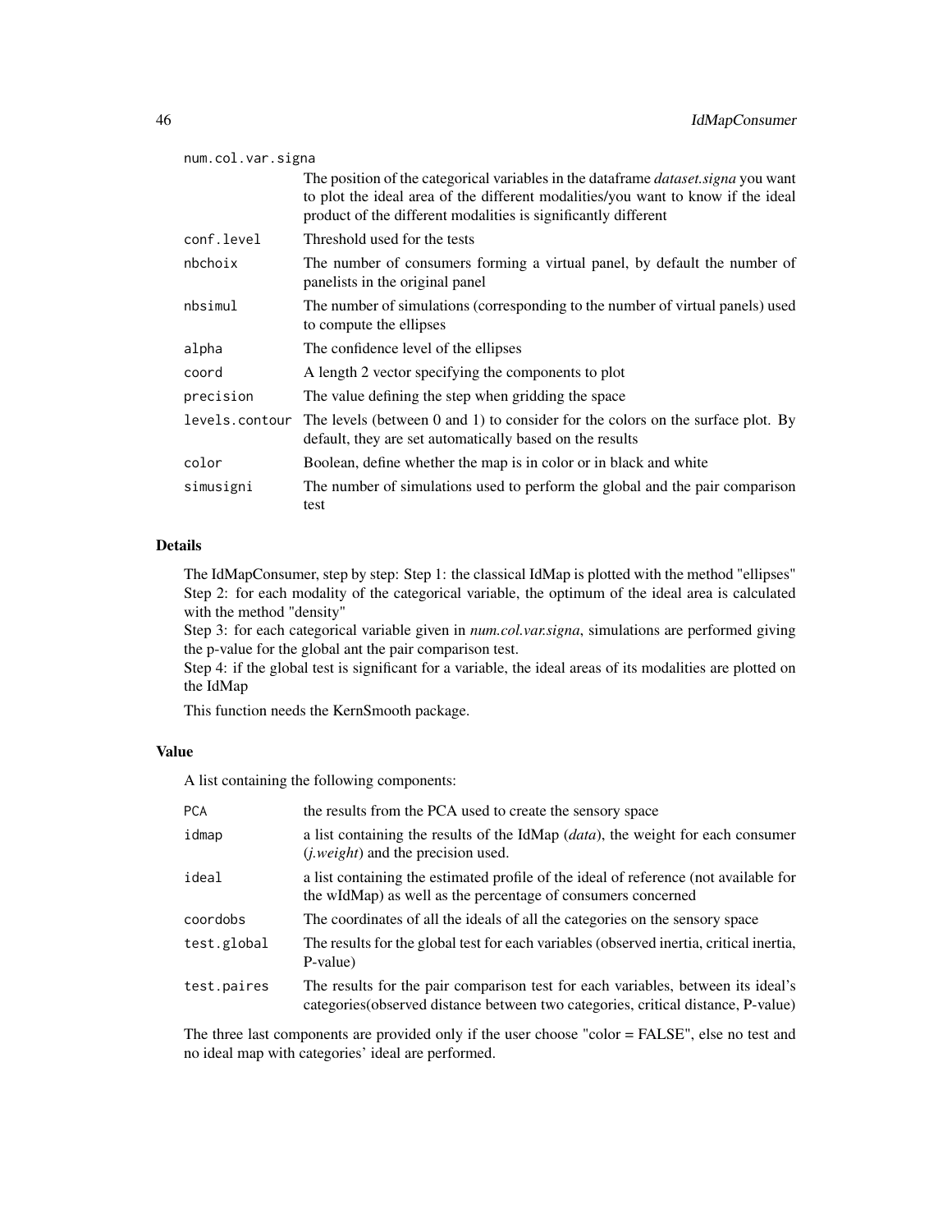| | |
|---|---|
| num.col.var.signa | The position of the categorical variables in the dataframe *dataset.signa* you want to plot the ideal area of the different modalities/you want to know if the ideal product of the different modalities is significantly different |
| conf.level | Threshold used for the tests |
| nbchoix | The number of consumers forming a virtual panel, by default the number of panelists in the original panel |
| nbsimul | The number of simulations (corresponding to the number of virtual panels) used to compute the ellipses |
| alpha | The confidence level of the ellipses |
| coord | A length 2 vector specifying the components to plot |
| precision | The value defining the step when gridding the space |
| levels.contour | The levels (between 0 and 1) to consider for the colors on the surface plot. By default, they are set automatically based on the results |
| color | Boolean, define whether the map is in color or in black and white |
| simusigni | The number of simulations used to perform the global and the pair comparison test |

## Details

The IdMapConsumer, step by step: Step 1: the classical IdMap is plotted with the method "ellipses" Step 2: for each modality of the categorical variable, the optimum of the ideal area is calculated with the method "density"
Step 3: for each categorical variable given in *num.col.var.signa*, simulations are performed giving the p-value for the global ant the pair comparison test.
Step 4: if the global test is significant for a variable, the ideal areas of its modalities are plotted on the IdMap

This function needs the KernSmooth package.

## Value

A list containing the following components:

| | |
|---|---|
| PCA | the results from the PCA used to create the sensory space |
| idmap | a list containing the results of the IdMap (*data*), the weight for each consumer (*j.weight*) and the precision used. |
| ideal | a list containing the estimated profile of the ideal of reference (not available for the wIdMap) as well as the percentage of consumers concerned |
| coordobs | The coordinates of all the ideals of all the categories on the sensory space |
| test.global | The results for the global test for each variables (observed inertia, critical inertia, P-value) |
| test.paires | The results for the pair comparison test for each variables, between its ideal's categories(observed distance between two categories, critical distance, P-value) |

The three last components are provided only if the user choose "color = FALSE", else no test and no ideal map with categories' ideal are performed.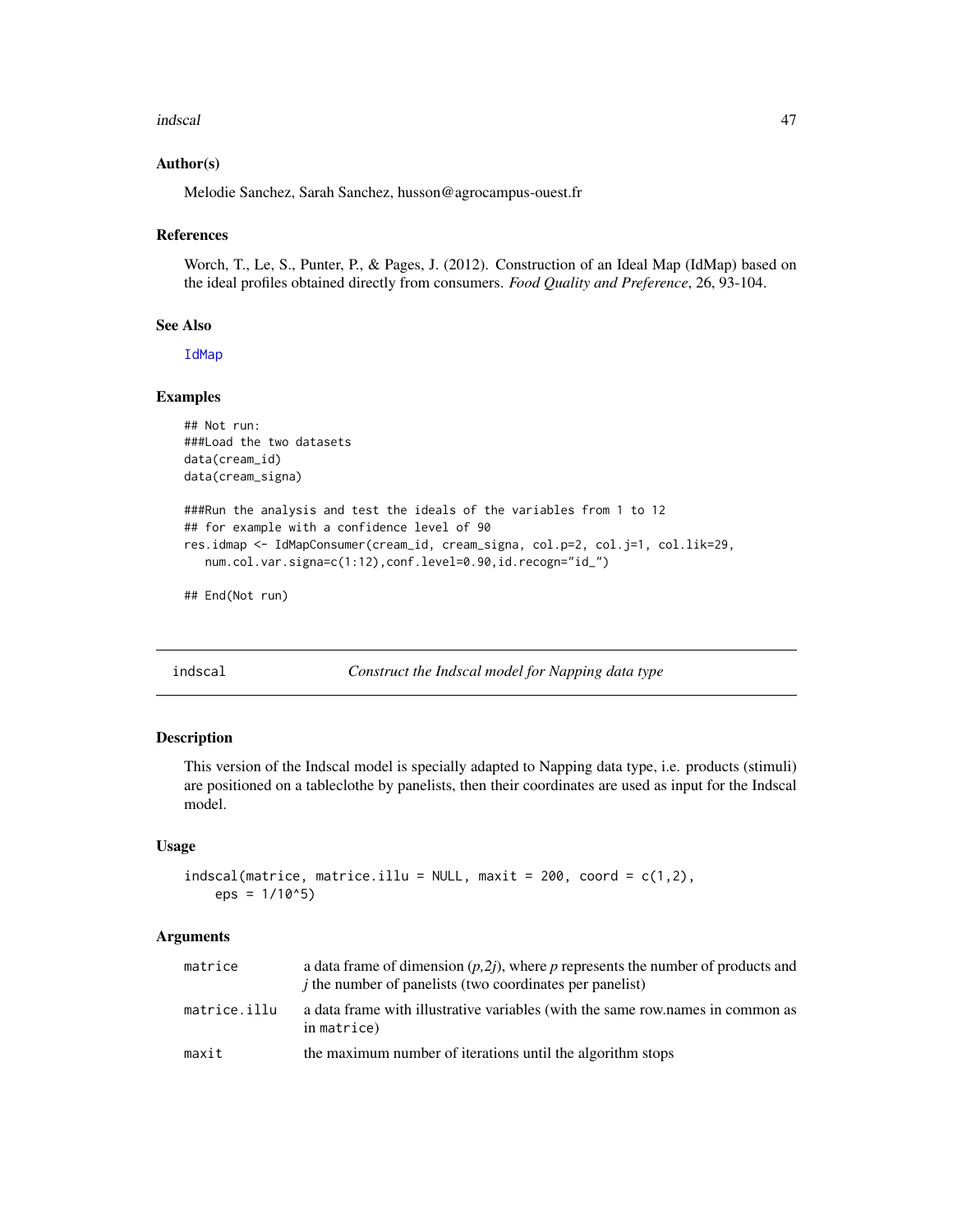### Author(s)

Melodie Sanchez, Sarah Sanchez, husson@agrocampus-ouest.fr

### References

Worch, T., Le, S., Punter, P., & Pages, J. (2012). Construction of an Ideal Map (IdMap) based on the ideal profiles obtained directly from consumers. *Food Quality and Preference*, 26, 93-104.

### See Also

IdMap

### Examples

```
## Not run:
###Load the two datasets
data(cream_id)
data(cream_signa)

###Run the analysis and test the ideals of the variables from 1 to 12
## for example with a confidence level of 90
res.idmap <- IdMapConsumer(cream_id, cream_signa, col.p=2, col.j=1, col.lik=29,
   num.col.var.signa=c(1:12),conf.level=0.90,id.recogn="id_")

## End(Not run)
```

---

## indscal — *Construct the Indscal model for Napping data type*

### Description

This version of the Indscal model is specially adapted to Napping data type, i.e. products (stimuli) are positioned on a tableclothe by panelists, then their coordinates are used as input for the Indscal model.

### Usage

```
indscal(matrice, matrice.illu = NULL, maxit = 200, coord = c(1,2),
    eps = 1/10^5)
```

### Arguments

| | |
|---|---|
| matrice | a data frame of dimension *(p,2j)*, where *p* represents the number of products and *j* the number of panelists (two coordinates per panelist) |
| matrice.illu | a data frame with illustrative variables (with the same row.names in common as in matrice) |
| maxit | the maximum number of iterations until the algorithm stops |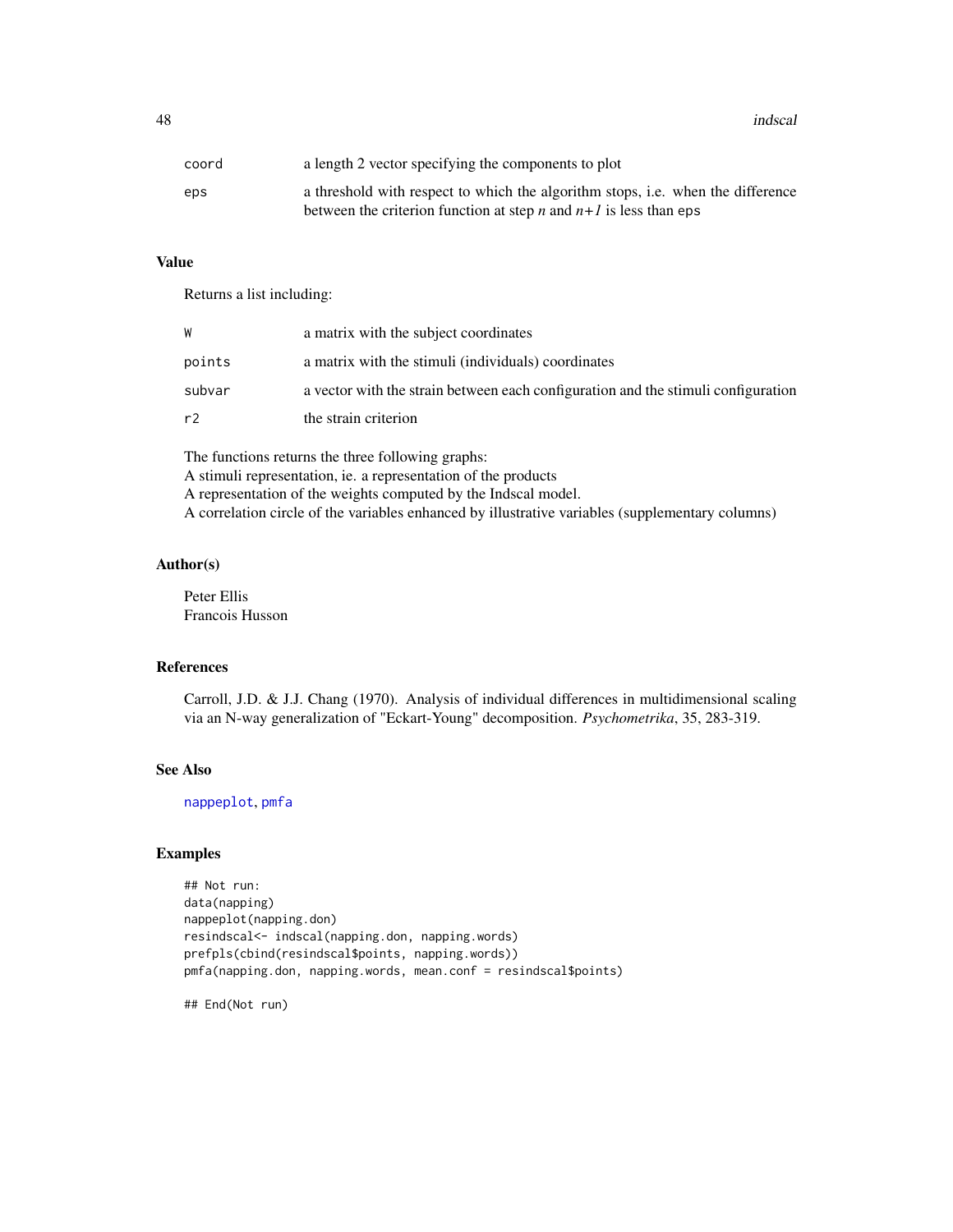| | |
|---|---|
| coord | a length 2 vector specifying the components to plot |
| eps | a threshold with respect to which the algorithm stops, i.e. when the difference between the criterion function at step $n$ and $n+1$ is less than eps |

## Value

Returns a list including:

| | |
|---|---|
| W | a matrix with the subject coordinates |
| points | a matrix with the stimuli (individuals) coordinates |
| subvar | a vector with the strain between each configuration and the stimuli configuration |
| r2 | the strain criterion |

The functions returns the three following graphs:
A stimuli representation, ie. a representation of the products
A representation of the weights computed by the Indscal model.
A correlation circle of the variables enhanced by illustrative variables (supplementary columns)

## Author(s)

Peter Ellis
Francois Husson

## References

Carroll, J.D. & J.J. Chang (1970). Analysis of individual differences in multidimensional scaling via an N-way generalization of "Eckart-Young" decomposition. *Psychometrika*, 35, 283-319.

## See Also

nappeplot, pmfa

## Examples

```
## Not run:
data(napping)
nappeplot(napping.don)
resindscal<- indscal(napping.don, napping.words)
prefpls(cbind(resindscal$points, napping.words))
pmfa(napping.don, napping.words, mean.conf = resindscal$points)

## End(Not run)
```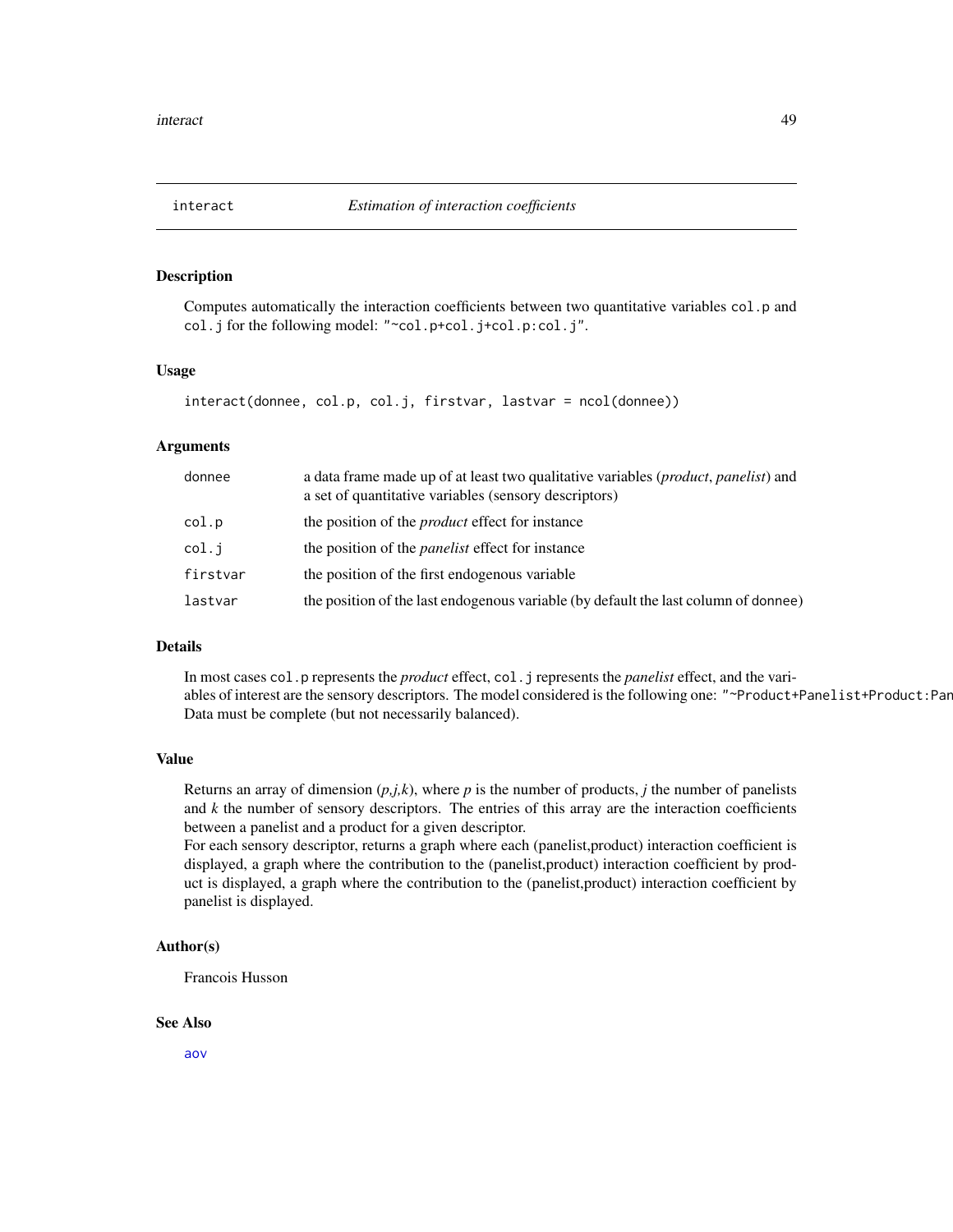## interact — *Estimation of interaction coefficients*

### Description

Computes automatically the interaction coefficients between two quantitative variables `col.p` and `col.j` for the following model: `"~col.p+col.j+col.p:col.j"`.

### Usage

```
interact(donnee, col.p, col.j, firstvar, lastvar = ncol(donnee))
```

### Arguments

| | |
|---|---|
| `donnee` | a data frame made up of at least two qualitative variables (*product*, *panelist*) and a set of quantitative variables (sensory descriptors) |
| `col.p` | the position of the *product* effect for instance |
| `col.j` | the position of the *panelist* effect for instance |
| `firstvar` | the position of the first endogenous variable |
| `lastvar` | the position of the last endogenous variable (by default the last column of donnee) |

### Details

In most cases `col.p` represents the *product* effect, `col.j` represents the *panelist* effect, and the variables of interest are the sensory descriptors. The model considered is the following one: `"~Product+Panelist+Product:Pan`
Data must be complete (but not necessarily balanced).

### Value

Returns an array of dimension (*p*,*j*,*k*), where *p* is the number of products, *j* the number of panelists and *k* the number of sensory descriptors. The entries of this array are the interaction coefficients between a panelist and a product for a given descriptor.
For each sensory descriptor, returns a graph where each (panelist,product) interaction coefficient is displayed, a graph where the contribution to the (panelist,product) interaction coefficient by product is displayed, a graph where the contribution to the (panelist,product) interaction coefficient by panelist is displayed.

### Author(s)

Francois Husson

### See Also

aov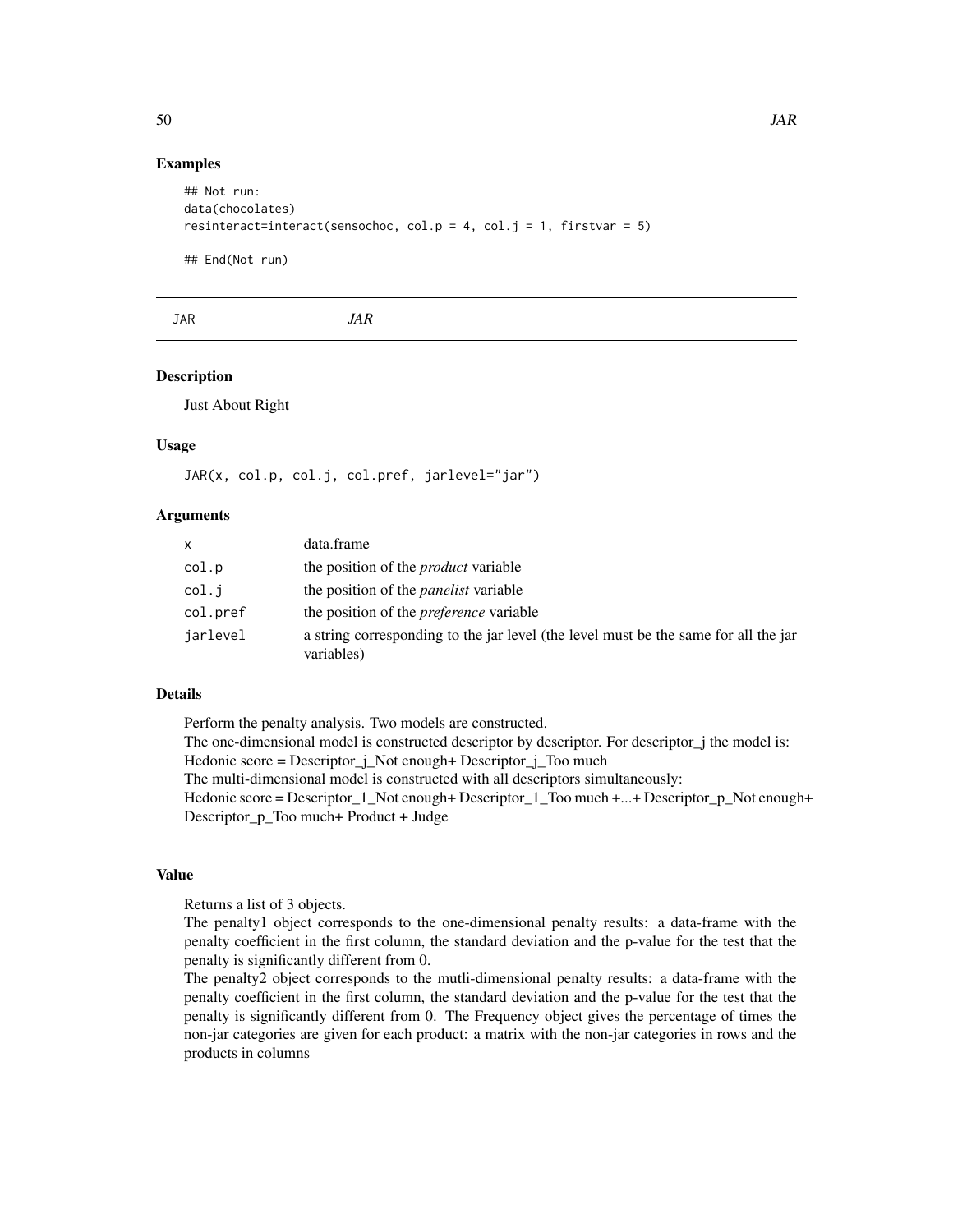### Examples

```
## Not run:
data(chocolates)
resinteract=interact(sensochoc, col.p = 4, col.j = 1, firstvar = 5)

## End(Not run)
```

---

## JAR *JAR*

---

### Description

Just About Right

### Usage

```
JAR(x, col.p, col.j, col.pref, jarlevel="jar")
```

### Arguments

| | |
|---|---|
| x | data.frame |
| col.p | the position of the *product* variable |
| col.j | the position of the *panelist* variable |
| col.pref | the position of the *preference* variable |
| jarlevel | a string corresponding to the jar level (the level must be the same for all the jar variables) |

### Details

Perform the penalty analysis. Two models are constructed.
The one-dimensional model is constructed descriptor by descriptor. For descriptor_j the model is:
Hedonic score = Descriptor_j_Not enough+ Descriptor_j_Too much
The multi-dimensional model is constructed with all descriptors simultaneously:
Hedonic score = Descriptor_1_Not enough+ Descriptor_1_Too much +...+ Descriptor_p_Not enough+ Descriptor_p_Too much+ Product + Judge

### Value

Returns a list of 3 objects.
The penalty1 object corresponds to the one-dimensional penalty results: a data-frame with the penalty coefficient in the first column, the standard deviation and the p-value for the test that the penalty is significantly different from 0.
The penalty2 object corresponds to the mutli-dimensional penalty results: a data-frame with the penalty coefficient in the first column, the standard deviation and the p-value for the test that the penalty is significantly different from 0. The Frequency object gives the percentage of times the non-jar categories are given for each product: a matrix with the non-jar categories in rows and the products in columns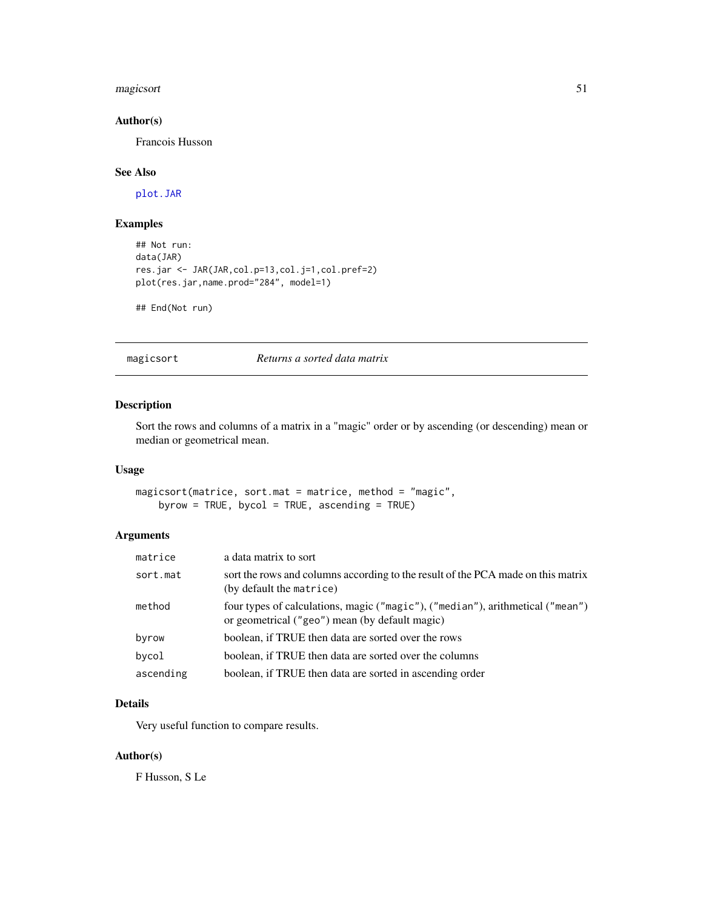## Author(s)

Francois Husson

## See Also

plot.JAR

## Examples

```
## Not run:
data(JAR)
res.jar <- JAR(JAR,col.p=13,col.j=1,col.pref=2)
plot(res.jar,name.prod="284", model=1)

## End(Not run)
```

---

# magicsort — *Returns a sorted data matrix*

## Description

Sort the rows and columns of a matrix in a "magic" order or by ascending (or descending) mean or median or geometrical mean.

## Usage

```
magicsort(matrice, sort.mat = matrice, method = "magic",
    byrow = TRUE, bycol = TRUE, ascending = TRUE)
```

## Arguments

| | |
|---|---|
| `matrice` | a data matrix to sort |
| `sort.mat` | sort the rows and columns according to the result of the PCA made on this matrix (by default the `matrice`) |
| `method` | four types of calculations, magic (`"magic"`), (`"median"`), arithmetical (`"mean"`) or geometrical (`"geo"`) mean (by default magic) |
| `byrow` | boolean, if TRUE then data are sorted over the rows |
| `bycol` | boolean, if TRUE then data are sorted over the columns |
| `ascending` | boolean, if TRUE then data are sorted in ascending order |

## Details

Very useful function to compare results.

## Author(s)

F Husson, S Le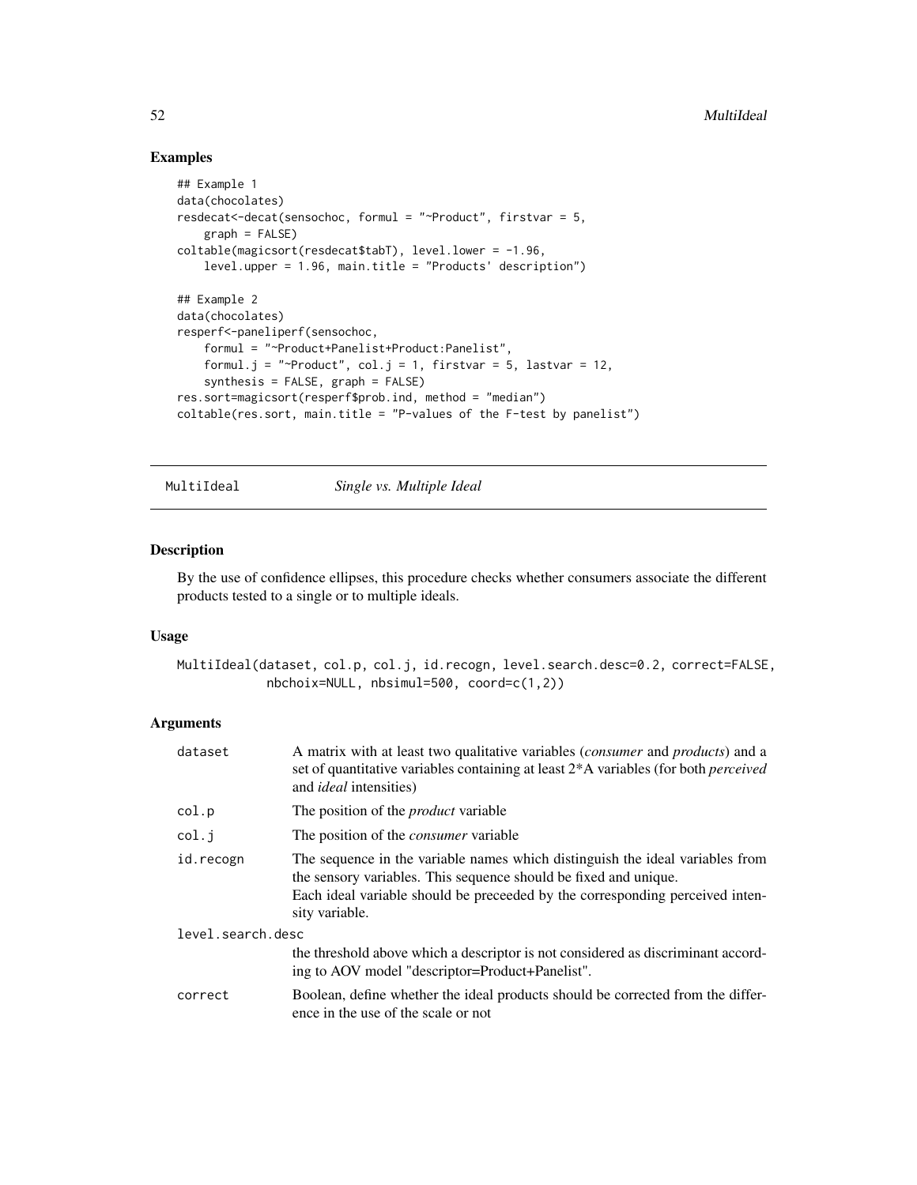## Examples

```
## Example 1
data(chocolates)
resdecat<-decat(sensochoc, formul = "~Product", firstvar = 5,
    graph = FALSE)
coltable(magicsort(resdecat$tabT), level.lower = -1.96,
    level.upper = 1.96, main.title = "Products' description")

## Example 2
data(chocolates)
resperf<-paneliperf(sensochoc,
    formul = "~Product+Panelist+Product:Panelist",
    formul.j = "~Product", col.j = 1, firstvar = 5, lastvar = 12,
    synthesis = FALSE, graph = FALSE)
res.sort=magicsort(resperf$prob.ind, method = "median")
coltable(res.sort, main.title = "P-values of the F-test by panelist")
```

---

# MultiIdeal *Single vs. Multiple Ideal*

---

## Description

By the use of confidence ellipses, this procedure checks whether consumers associate the different products tested to a single or to multiple ideals.

## Usage

```
MultiIdeal(dataset, col.p, col.j, id.recogn, level.search.desc=0.2, correct=FALSE,
           nbchoix=NULL, nbsimul=500, coord=c(1,2))
```

## Arguments

| | |
|---|---|
| dataset | A matrix with at least two qualitative variables (*consumer* and *products*) and a set of quantitative variables containing at least 2*A variables (for both *perceived* and *ideal* intensities) |
| col.p | The position of the *product* variable |
| col.j | The position of the *consumer* variable |
| id.recogn | The sequence in the variable names which distinguish the ideal variables from the sensory variables. This sequence should be fixed and unique. Each ideal variable should be preceeded by the corresponding perceived intensity variable. |
| level.search.desc | the threshold above which a descriptor is not considered as discriminant according to AOV model "descriptor=Product+Panelist". |
| correct | Boolean, define whether the ideal products should be corrected from the difference in the use of the scale or not |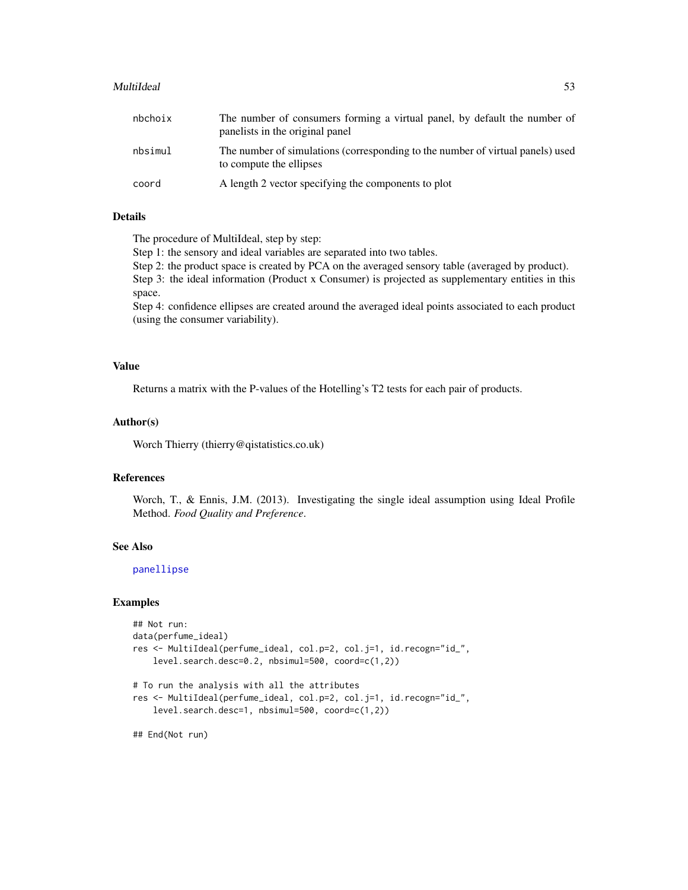| | |
|---|---|
| nbchoix | The number of consumers forming a virtual panel, by default the number of panelists in the original panel |
| nbsimul | The number of simulations (corresponding to the number of virtual panels) used to compute the ellipses |
| coord | A length 2 vector specifying the components to plot |

## Details

The procedure of MultiIdeal, step by step:
Step 1: the sensory and ideal variables are separated into two tables.
Step 2: the product space is created by PCA on the averaged sensory table (averaged by product).
Step 3: the ideal information (Product x Consumer) is projected as supplementary entities in this space.
Step 4: confidence ellipses are created around the averaged ideal points associated to each product (using the consumer variability).

## Value

Returns a matrix with the P-values of the Hotelling's T2 tests for each pair of products.

## Author(s)

Worch Thierry (thierry@qistatistics.co.uk)

## References

Worch, T., & Ennis, J.M. (2013). Investigating the single ideal assumption using Ideal Profile Method. *Food Quality and Preference*.

## See Also

panellipse

## Examples

```
## Not run:
data(perfume_ideal)
res <- MultiIdeal(perfume_ideal, col.p=2, col.j=1, id.recogn="id_",
    level.search.desc=0.2, nbsimul=500, coord=c(1,2))

# To run the analysis with all the attributes
res <- MultiIdeal(perfume_ideal, col.p=2, col.j=1, id.recogn="id_",
    level.search.desc=1, nbsimul=500, coord=c(1,2))

## End(Not run)
```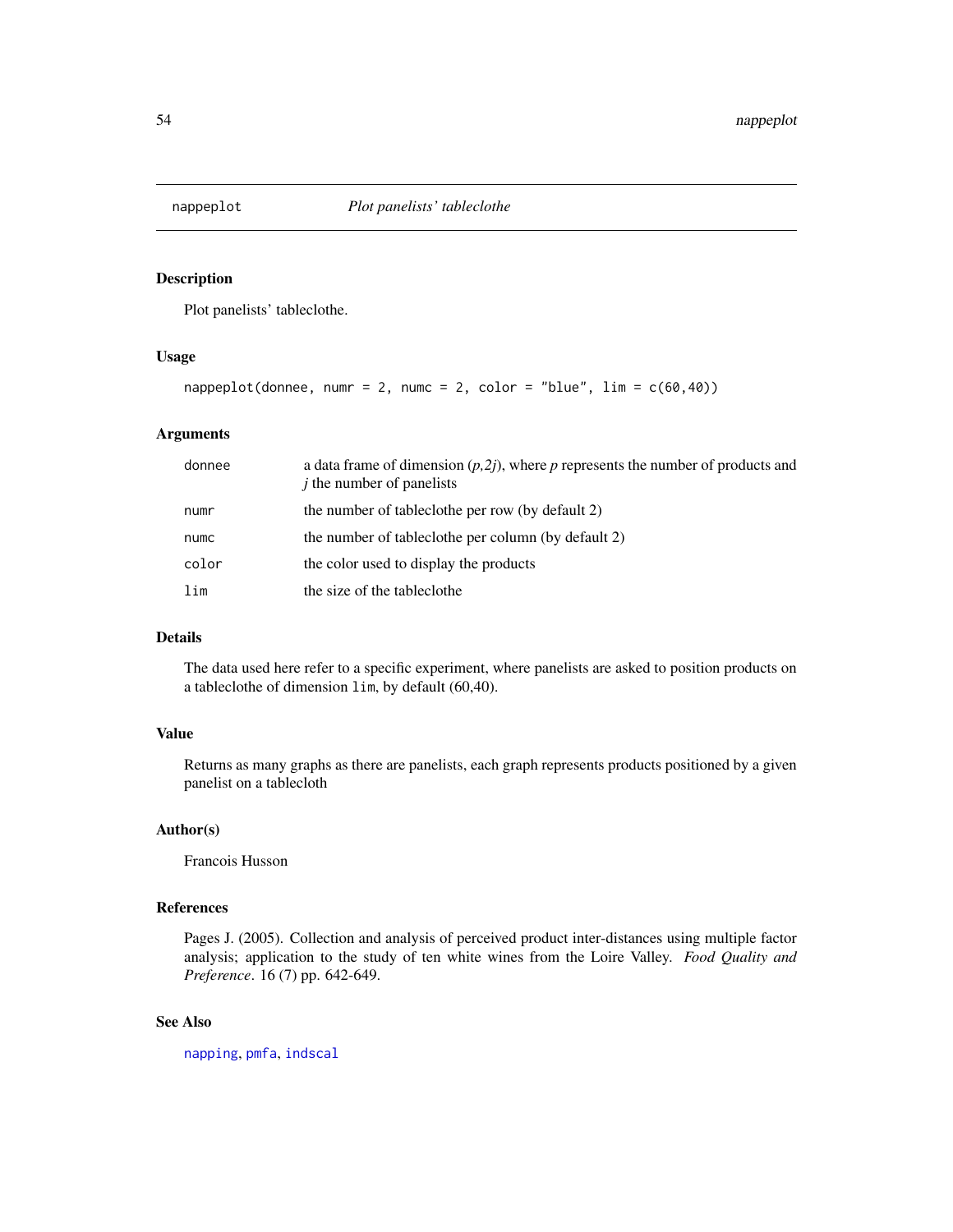# nappeplot — *Plot panelists' tableclothe*

## Description

Plot panelists' tableclothe.

## Usage

```
nappeplot(donnee, numr = 2, numc = 2, color = "blue", lim = c(60,40))
```

## Arguments

| | |
|---|---|
| `donnee` | a data frame of dimension (*p,2j*), where *p* represents the number of products and *j* the number of panelists |
| `numr` | the number of tableclothe per row (by default 2) |
| `numc` | the number of tableclothe per column (by default 2) |
| `color` | the color used to display the products |
| `lim` | the size of the tableclothe |

## Details

The data used here refer to a specific experiment, where panelists are asked to position products on a tableclothe of dimension `lim`, by default (60,40).

## Value

Returns as many graphs as there are panelists, each graph represents products positioned by a given panelist on a tablecloth

## Author(s)

Francois Husson

## References

Pages J. (2005). Collection and analysis of perceived product inter-distances using multiple factor analysis; application to the study of ten white wines from the Loire Valley. *Food Quality and Preference*. 16 (7) pp. 642-649.

## See Also

`napping`, `pmfa`, `indscal`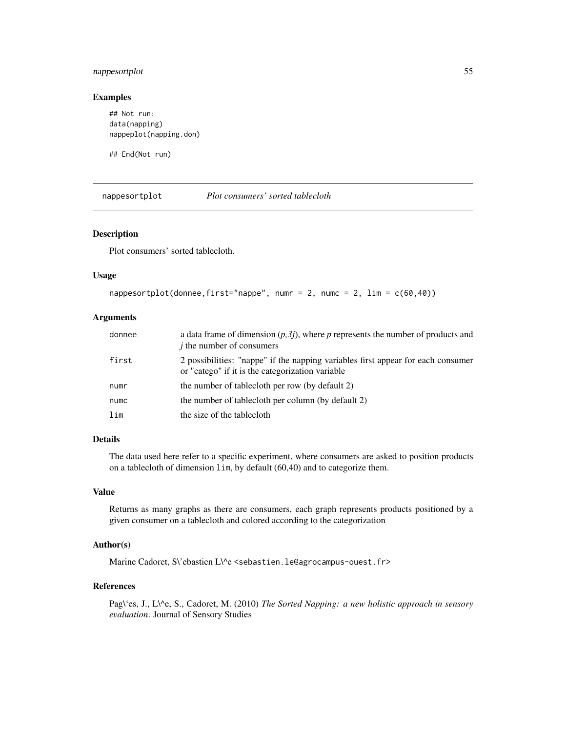## Examples

```
## Not run:
data(napping)
nappeplot(napping.don)

## End(Not run)
```

# nappesortplot — *Plot consumers' sorted tablecloth*

## Description

Plot consumers' sorted tablecloth.

## Usage

```
nappesortplot(donnee,first="nappe", numr = 2, numc = 2, lim = c(60,40))
```

## Arguments

| | |
|---|---|
| donnee | a data frame of dimension (*p,3j*), where *p* represents the number of products and *j* the number of consumers |
| first | 2 possibilities: "nappe" if the napping variables first appear for each consumer or "catego" if it is the categorization variable |
| numr | the number of tablecloth per row (by default 2) |
| numc | the number of tablecloth per column (by default 2) |
| lim | the size of the tablecloth |

## Details

The data used here refer to a specific experiment, where consumers are asked to position products on a tablecloth of dimension `lim`, by default (60,40) and to categorize them.

## Value

Returns as many graphs as there are consumers, each graph represents products positioned by a given consumer on a tablecloth and colored according to the categorization

## Author(s)

Marine Cadoret, S\'ebastien L\^e <sebastien.le@agrocampus-ouest.fr>

## References

Pag\`es, J., L\^e, S., Cadoret, M. (2010) *The Sorted Napping: a new holistic approach in sensory evaluation*. Journal of Sensory Studies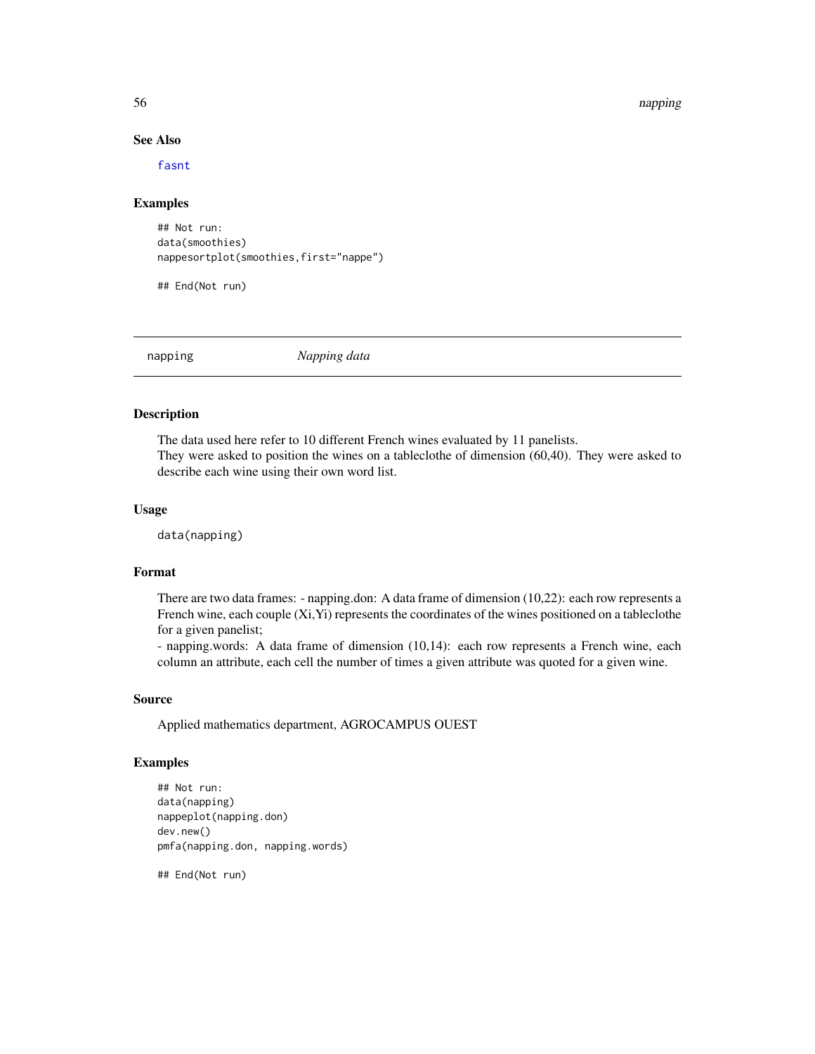### See Also

fasnt

### Examples

```
## Not run:
data(smoothies)
nappesortplot(smoothies,first="nappe")

## End(Not run)
```

---

## napping — *Napping data*

---

### Description

The data used here refer to 10 different French wines evaluated by 11 panelists.
They were asked to position the wines on a tableclothe of dimension (60,40). They were asked to describe each wine using their own word list.

### Usage

```
data(napping)
```

### Format

There are two data frames: - napping.don: A data frame of dimension (10,22): each row represents a French wine, each couple (Xi,Yi) represents the coordinates of the wines positioned on a tableclothe for a given panelist;
- napping.words: A data frame of dimension (10,14): each row represents a French wine, each column an attribute, each cell the number of times a given attribute was quoted for a given wine.

### Source

Applied mathematics department, AGROCAMPUS OUEST

### Examples

```
## Not run:
data(napping)
nappeplot(napping.don)
dev.new()
pmfa(napping.don, napping.words)

## End(Not run)
```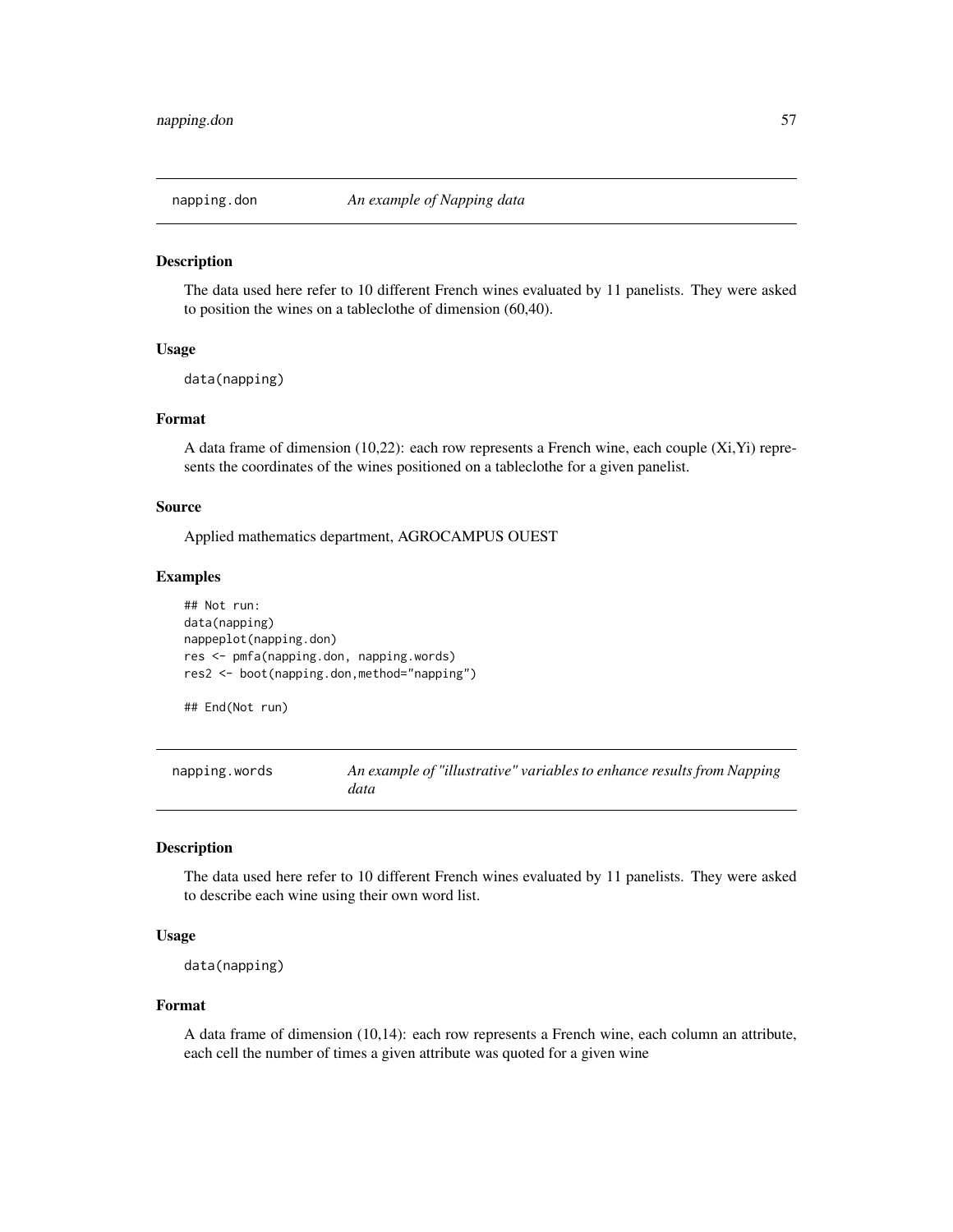## napping.don *An example of Napping data*

### Description

The data used here refer to 10 different French wines evaluated by 11 panelists. They were asked to position the wines on a tableclothe of dimension (60,40).

### Usage

```
data(napping)
```

### Format

A data frame of dimension (10,22): each row represents a French wine, each couple (Xi,Yi) represents the coordinates of the wines positioned on a tableclothe for a given panelist.

### Source

Applied mathematics department, AGROCAMPUS OUEST

### Examples

```
## Not run:
data(napping)
nappeplot(napping.don)
res <- pmfa(napping.don, napping.words)
res2 <- boot(napping.don,method="napping")

## End(Not run)
```

## napping.words *An example of "illustrative" variables to enhance results from Napping data*

### Description

The data used here refer to 10 different French wines evaluated by 11 panelists. They were asked to describe each wine using their own word list.

### Usage

```
data(napping)
```

### Format

A data frame of dimension (10,14): each row represents a French wine, each column an attribute, each cell the number of times a given attribute was quoted for a given wine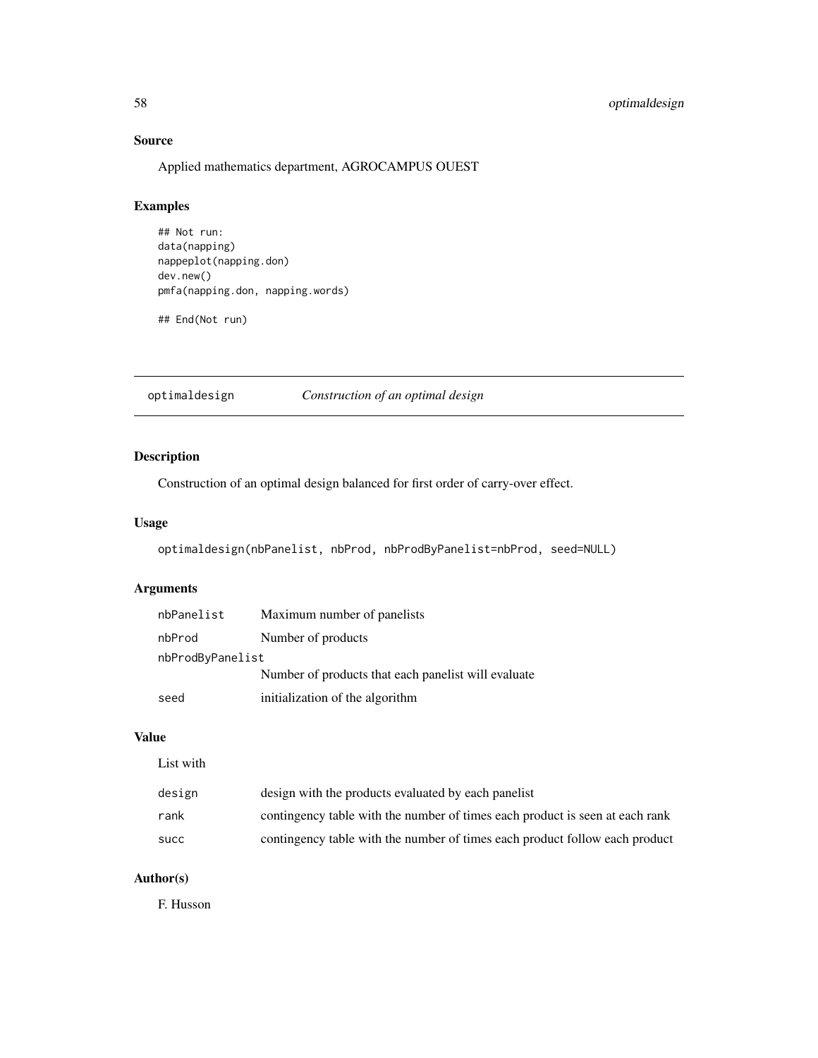### Source

Applied mathematics department, AGROCAMPUS OUEST

### Examples

```
## Not run:
data(napping)
nappeplot(napping.don)
dev.new()
pmfa(napping.don, napping.words)

## End(Not run)
```

---

## optimaldesign *Construction of an optimal design*

---

### Description

Construction of an optimal design balanced for first order of carry-over effect.

### Usage

```
optimaldesign(nbPanelist, nbProd, nbProdByPanelist=nbProd, seed=NULL)
```

### Arguments

| | |
|---|---|
| nbPanelist | Maximum number of panelists |
| nbProd | Number of products |
| nbProdByPanelist | Number of products that each panelist will evaluate |
| seed | initialization of the algorithm |

### Value

List with

| | |
|---|---|
| design | design with the products evaluated by each panelist |
| rank | contingency table with the number of times each product is seen at each rank |
| succ | contingency table with the number of times each product follow each product |

### Author(s)

F. Husson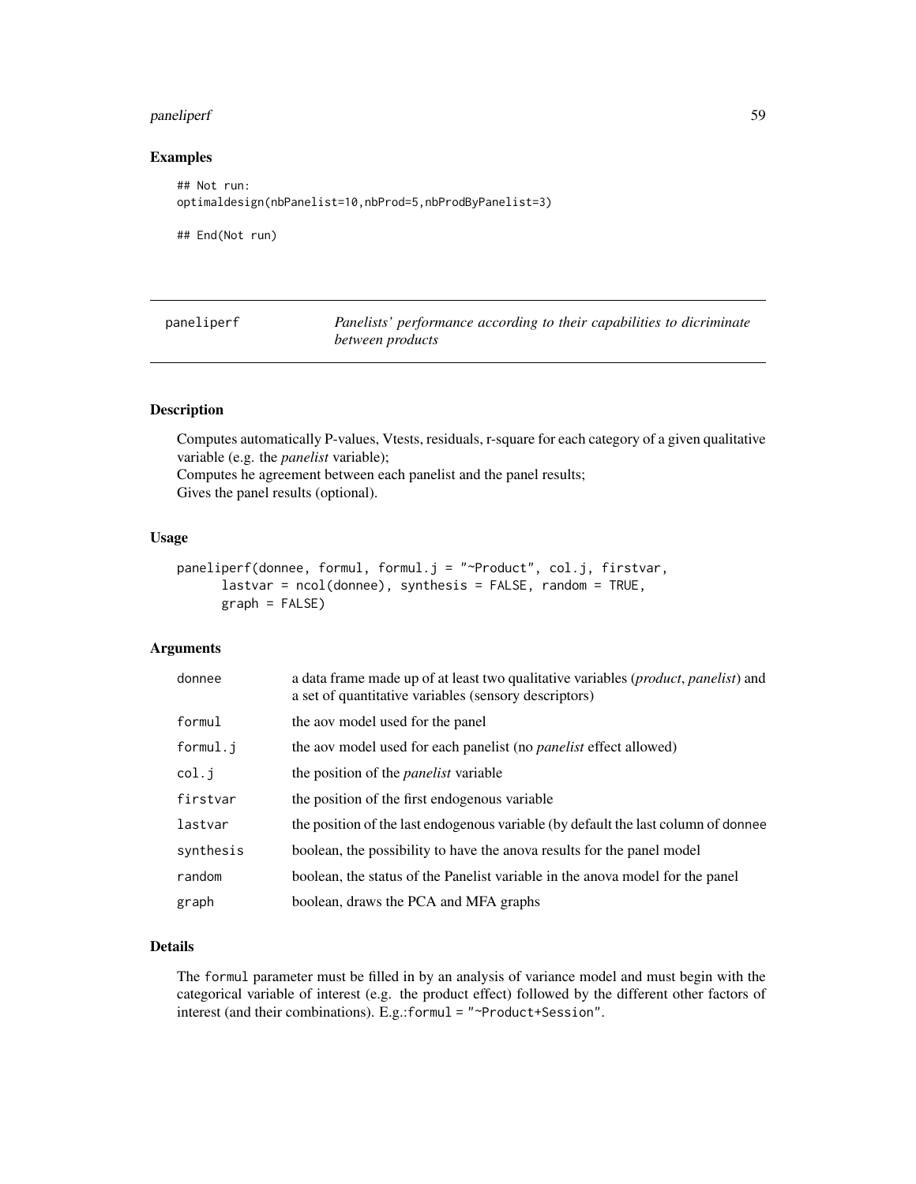## Examples

```
## Not run:
optimaldesign(nbPanelist=10,nbProd=5,nbProdByPanelist=3)

## End(Not run)
```

---

# paneliperf — *Panelists' performance according to their capabilities to dicriminate between products*

---

### Description

Computes automatically P-values, Vtests, residuals, r-square for each category of a given qualitative variable (e.g. the *panelist* variable);
Computes he agreement between each panelist and the panel results;
Gives the panel results (optional).

### Usage

```
paneliperf(donnee, formul, formul.j = "~Product", col.j, firstvar,
      lastvar = ncol(donnee), synthesis = FALSE, random = TRUE,
      graph = FALSE)
```

### Arguments

| | |
|---|---|
| donnee | a data frame made up of at least two qualitative variables (*product*, *panelist*) and a set of quantitative variables (sensory descriptors) |
| formul | the aov model used for the panel |
| formul.j | the aov model used for each panelist (no *panelist* effect allowed) |
| col.j | the position of the *panelist* variable |
| firstvar | the position of the first endogenous variable |
| lastvar | the position of the last endogenous variable (by default the last column of donnee |
| synthesis | boolean, the possibility to have the anova results for the panel model |
| random | boolean, the status of the Panelist variable in the anova model for the panel |
| graph | boolean, draws the PCA and MFA graphs |

### Details

The formul parameter must be filled in by an analysis of variance model and must begin with the categorical variable of interest (e.g. the product effect) followed by the different other factors of interest (and their combinations). E.g.:formul = "~Product+Session".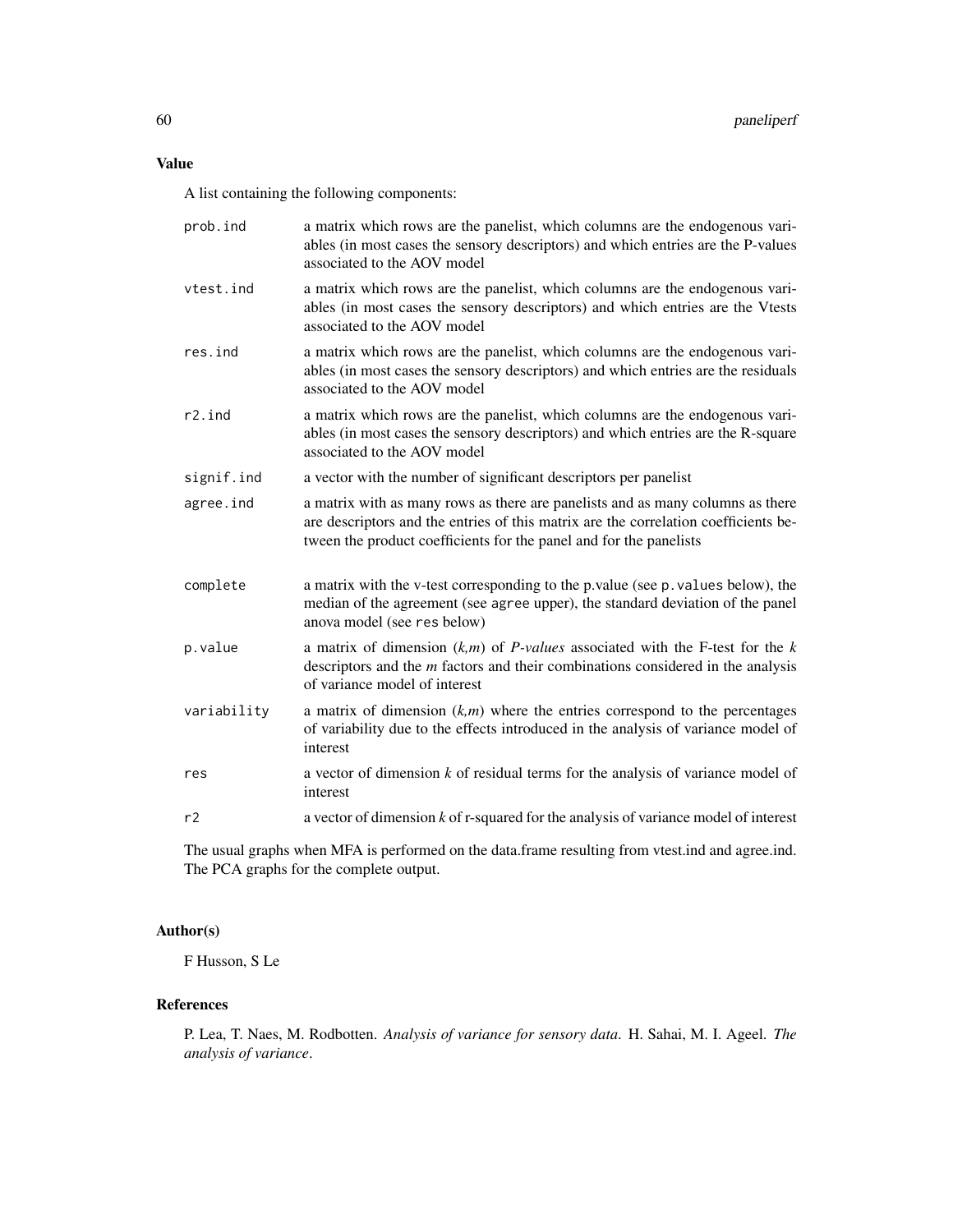## Value

A list containing the following components:

| | |
|---|---|
| `prob.ind` | a matrix which rows are the panelist, which columns are the endogenous variables (in most cases the sensory descriptors) and which entries are the P-values associated to the AOV model |
| `vtest.ind` | a matrix which rows are the panelist, which columns are the endogenous variables (in most cases the sensory descriptors) and which entries are the Vtests associated to the AOV model |
| `res.ind` | a matrix which rows are the panelist, which columns are the endogenous variables (in most cases the sensory descriptors) and which entries are the residuals associated to the AOV model |
| `r2.ind` | a matrix which rows are the panelist, which columns are the endogenous variables (in most cases the sensory descriptors) and which entries are the R-square associated to the AOV model |
| `signif.ind` | a vector with the number of significant descriptors per panelist |
| `agree.ind` | a matrix with as many rows as there are panelists and as many columns as there are descriptors and the entries of this matrix are the correlation coefficients between the product coefficients for the panel and for the panelists |
| `complete` | a matrix with the v-test corresponding to the p.value (see `p.values` below), the median of the agreement (see `agree` upper), the standard deviation of the panel anova model (see `res` below) |
| `p.value` | a matrix of dimension $(k,m)$ of *P-values* associated with the F-test for the $k$ descriptors and the $m$ factors and their combinations considered in the analysis of variance model of interest |
| `variability` | a matrix of dimension $(k,m)$ where the entries correspond to the percentages of variability due to the effects introduced in the analysis of variance model of interest |
| `res` | a vector of dimension $k$ of residual terms for the analysis of variance model of interest |
| `r2` | a vector of dimension $k$ of r-squared for the analysis of variance model of interest |

The usual graphs when MFA is performed on the data.frame resulting from vtest.ind and agree.ind. The PCA graphs for the complete output.

## Author(s)

F Husson, S Le

## References

P. Lea, T. Naes, M. Rodbotten. *Analysis of variance for sensory data*. H. Sahai, M. I. Ageel. *The analysis of variance*.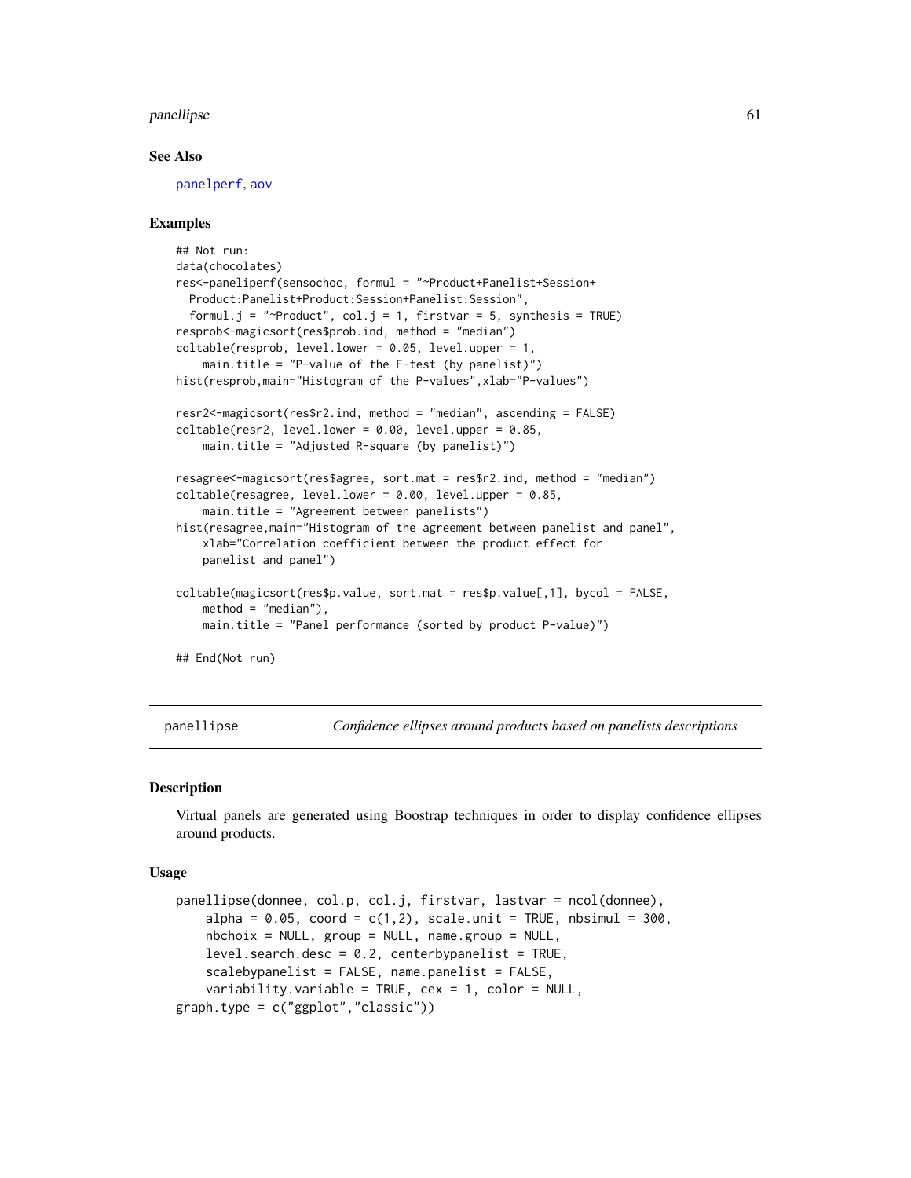### See Also

panelperf, aov

### Examples

```
## Not run:
data(chocolates)
res<-paneliperf(sensochoc, formul = "~Product+Panelist+Session+
  Product:Panelist+Product:Session+Panelist:Session",
  formul.j = "~Product", col.j = 1, firstvar = 5, synthesis = TRUE)
resprob<-magicsort(res$prob.ind, method = "median")
coltable(resprob, level.lower = 0.05, level.upper = 1,
    main.title = "P-value of the F-test (by panelist)")
hist(resprob,main="Histogram of the P-values",xlab="P-values")

resr2<-magicsort(res$r2.ind, method = "median", ascending = FALSE)
coltable(resr2, level.lower = 0.00, level.upper = 0.85,
    main.title = "Adjusted R-square (by panelist)")

resagree<-magicsort(res$agree, sort.mat = res$r2.ind, method = "median")
coltable(resagree, level.lower = 0.00, level.upper = 0.85,
    main.title = "Agreement between panelists")
hist(resagree,main="Histogram of the agreement between panelist and panel",
    xlab="Correlation coefficient between the product effect for
    panelist and panel")

coltable(magicsort(res$p.value, sort.mat = res$p.value[,1], bycol = FALSE,
    method = "median"),
    main.title = "Panel performance (sorted by product P-value)")

## End(Not run)
```

---

## panellipse    *Confidence ellipses around products based on panelists descriptions*

### Description

Virtual panels are generated using Boostrap techniques in order to display confidence ellipses around products.

### Usage

```
panellipse(donnee, col.p, col.j, firstvar, lastvar = ncol(donnee),
    alpha = 0.05, coord = c(1,2), scale.unit = TRUE, nbsimul = 300,
    nbchoix = NULL, group = NULL, name.group = NULL,
    level.search.desc = 0.2, centerbypanelist = TRUE,
    scalebypanelist = FALSE, name.panelist = FALSE,
    variability.variable = TRUE, cex = 1, color = NULL,
graph.type = c("ggplot","classic"))
```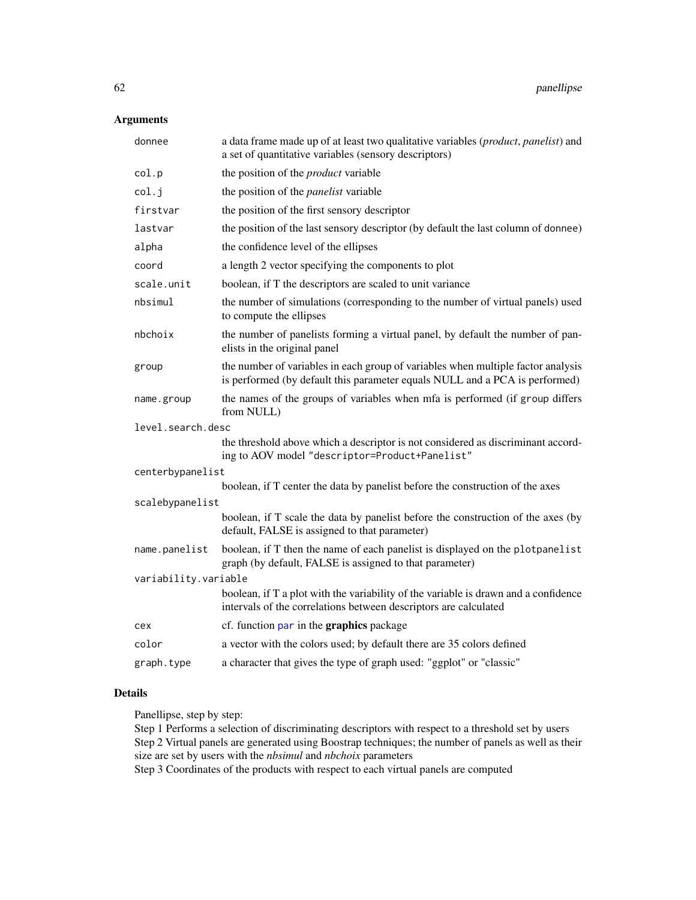## Arguments

| | |
|---|---|
| `donnee` | a data frame made up of at least two qualitative variables (*product*, *panelist*) and a set of quantitative variables (sensory descriptors) |
| `col.p` | the position of the *product* variable |
| `col.j` | the position of the *panelist* variable |
| `firstvar` | the position of the first sensory descriptor |
| `lastvar` | the position of the last sensory descriptor (by default the last column of `donnee`) |
| `alpha` | the confidence level of the ellipses |
| `coord` | a length 2 vector specifying the components to plot |
| `scale.unit` | boolean, if T the descriptors are scaled to unit variance |
| `nbsimul` | the number of simulations (corresponding to the number of virtual panels) used to compute the ellipses |
| `nbchoix` | the number of panelists forming a virtual panel, by default the number of panelists in the original panel |
| `group` | the number of variables in each group of variables when multiple factor analysis is performed (by default this parameter equals NULL and a PCA is performed) |
| `name.group` | the names of the groups of variables when mfa is performed (if `group` differs from NULL) |
| `level.search.desc` | the threshold above which a descriptor is not considered as discriminant according to AOV model `"descriptor=Product+Panelist"` |
| `centerbypanelist` | boolean, if T center the data by panelist before the construction of the axes |
| `scalebypanelist` | boolean, if T scale the data by panelist before the construction of the axes (by default, FALSE is assigned to that parameter) |
| `name.panelist` | boolean, if T then the name of each panelist is displayed on the `plotpanelist` graph (by default, FALSE is assigned to that parameter) |
| `variability.variable` | boolean, if T a plot with the variability of the variable is drawn and a confidence intervals of the correlations between descriptors are calculated |
| `cex` | cf. function `par` in the **graphics** package |
| `color` | a vector with the colors used; by default there are 35 colors defined |
| `graph.type` | a character that gives the type of graph used: "ggplot" or "classic" |

## Details

Panellipse, step by step:
Step 1 Performs a selection of discriminating descriptors with respect to a threshold set by users
Step 2 Virtual panels are generated using Boostrap techniques; the number of panels as well as their size are set by users with the *nbsimul* and *nbchoix* parameters
Step 3 Coordinates of the products with respect to each virtual panels are computed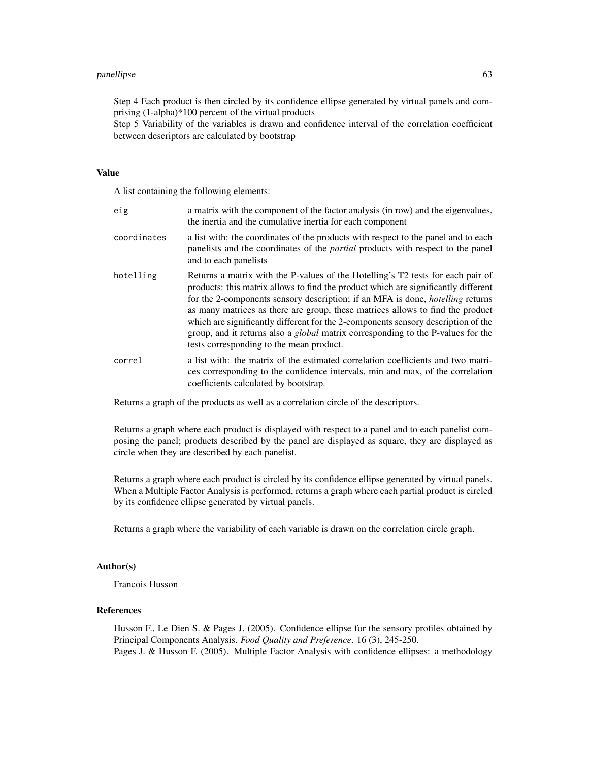Step 4 Each product is then circled by its confidence ellipse generated by virtual panels and comprising (1-alpha)*100 percent of the virtual products
Step 5 Variability of the variables is drawn and confidence interval of the correlation coefficient between descriptors are calculated by bootstrap

### Value

A list containing the following elements:

| | |
|---|---|
| eig | a matrix with the component of the factor analysis (in row) and the eigenvalues, the inertia and the cumulative inertia for each component |
| coordinates | a list with: the coordinates of the products with respect to the panel and to each panelists and the coordinates of the *partial* products with respect to the panel and to each panelists |
| hotelling | Returns a matrix with the P-values of the Hotelling's T2 tests for each pair of products: this matrix allows to find the product which are significantly different for the 2-components sensory description; if an MFA is done, *hotelling* returns as many matrices as there are group, these matrices allows to find the product which are significantly different for the 2-components sensory description of the group, and it returns also a *global* matrix corresponding to the P-values for the tests corresponding to the mean product. |
| correl | a list with: the matrix of the estimated correlation coefficients and two matrices corresponding to the confidence intervals, min and max, of the correlation coefficients calculated by bootstrap. |

Returns a graph of the products as well as a correlation circle of the descriptors.

Returns a graph where each product is displayed with respect to a panel and to each panelist composing the panel; products described by the panel are displayed as square, they are displayed as circle when they are described by each panelist.

Returns a graph where each product is circled by its confidence ellipse generated by virtual panels. When a Multiple Factor Analysis is performed, returns a graph where each partial product is circled by its confidence ellipse generated by virtual panels.

Returns a graph where the variability of each variable is drawn on the correlation circle graph.

### Author(s)

Francois Husson

### References

Husson F., Le Dien S. & Pages J. (2005). Confidence ellipse for the sensory profiles obtained by Principal Components Analysis. *Food Quality and Preference*. 16 (3), 245-250.
Pages J. & Husson F. (2005). Multiple Factor Analysis with confidence ellipses: a methodology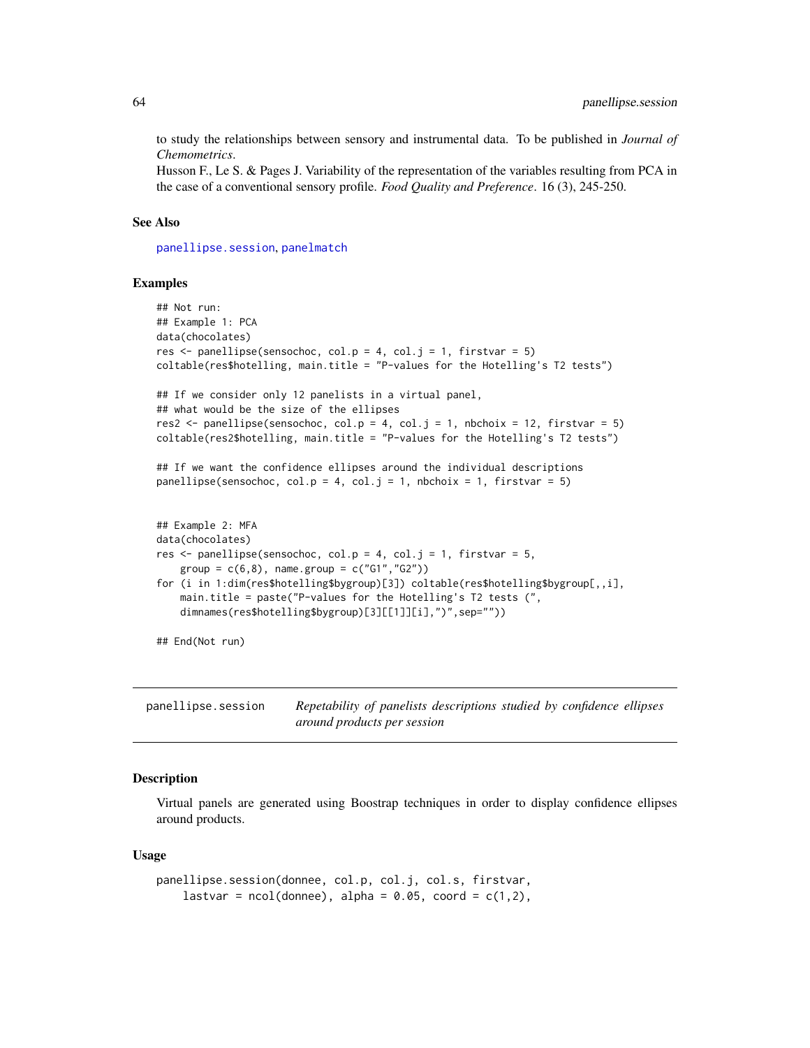to study the relationships between sensory and instrumental data. To be published in *Journal of Chemometrics*.

Husson F., Le S. & Pages J. Variability of the representation of the variables resulting from PCA in the case of a conventional sensory profile. *Food Quality and Preference*. 16 (3), 245-250.

### See Also

panellipse.session, panelmatch

### Examples

```
## Not run:
## Example 1: PCA
data(chocolates)
res <- panellipse(sensochoc, col.p = 4, col.j = 1, firstvar = 5)
coltable(res$hotelling, main.title = "P-values for the Hotelling's T2 tests")

## If we consider only 12 panelists in a virtual panel,
## what would be the size of the ellipses
res2 <- panellipse(sensochoc, col.p = 4, col.j = 1, nbchoix = 12, firstvar = 5)
coltable(res2$hotelling, main.title = "P-values for the Hotelling's T2 tests")

## If we want the confidence ellipses around the individual descriptions
panellipse(sensochoc, col.p = 4, col.j = 1, nbchoix = 1, firstvar = 5)


## Example 2: MFA
data(chocolates)
res <- panellipse(sensochoc, col.p = 4, col.j = 1, firstvar = 5,
    group = c(6,8), name.group = c("G1","G2"))
for (i in 1:dim(res$hotelling$bygroup)[3]) coltable(res$hotelling$bygroup[,,i],
    main.title = paste("P-values for the Hotelling's T2 tests (",
    dimnames(res$hotelling$bygroup)[3][[1]][i],")",sep=""))

## End(Not run)
```

---

## panellipse.session — *Repetability of panelists descriptions studied by confidence ellipses around products per session*

### Description

Virtual panels are generated using Boostrap techniques in order to display confidence ellipses around products.

### Usage

```
panellipse.session(donnee, col.p, col.j, col.s, firstvar,
    lastvar = ncol(donnee), alpha = 0.05, coord = c(1,2),
```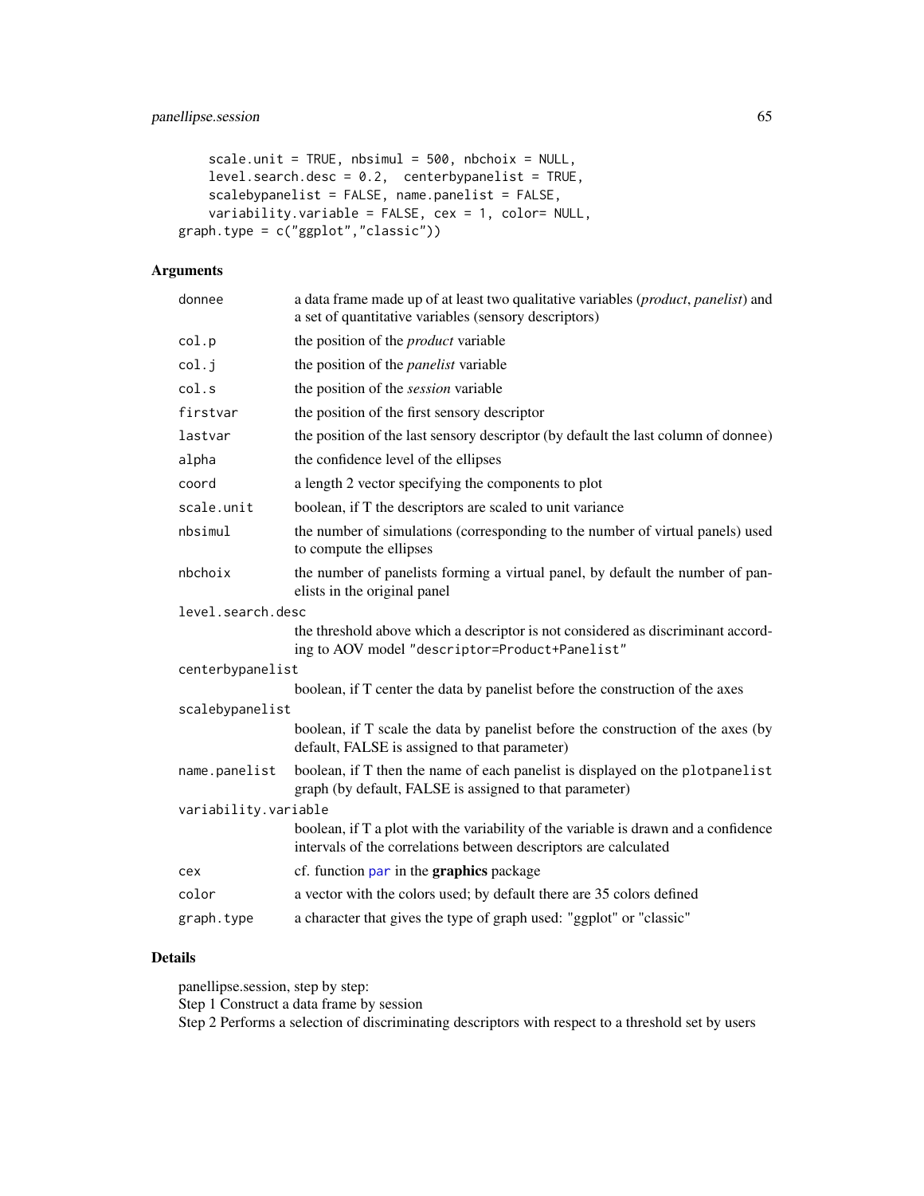```
    scale.unit = TRUE, nbsimul = 500, nbchoix = NULL,
    level.search.desc = 0.2,  centerbypanelist = TRUE,
    scalebypanelist = FALSE, name.panelist = FALSE,
    variability.variable = FALSE, cex = 1, color= NULL,
graph.type = c("ggplot","classic"))
```

## Arguments

| | |
|---|---|
| donnee | a data frame made up of at least two qualitative variables (*product*, *panelist*) and a set of quantitative variables (sensory descriptors) |
| col.p | the position of the *product* variable |
| col.j | the position of the *panelist* variable |
| col.s | the position of the *session* variable |
| firstvar | the position of the first sensory descriptor |
| lastvar | the position of the last sensory descriptor (by default the last column of donnee) |
| alpha | the confidence level of the ellipses |
| coord | a length 2 vector specifying the components to plot |
| scale.unit | boolean, if T the descriptors are scaled to unit variance |
| nbsimul | the number of simulations (corresponding to the number of virtual panels) used to compute the ellipses |
| nbchoix | the number of panelists forming a virtual panel, by default the number of panelists in the original panel |
| level.search.desc | the threshold above which a descriptor is not considered as discriminant according to AOV model "descriptor=Product+Panelist" |
| centerbypanelist | boolean, if T center the data by panelist before the construction of the axes |
| scalebypanelist | boolean, if T scale the data by panelist before the construction of the axes (by default, FALSE is assigned to that parameter) |
| name.panelist | boolean, if T then the name of each panelist is displayed on the plotpanelist graph (by default, FALSE is assigned to that parameter) |
| variability.variable | boolean, if T a plot with the variability of the variable is drawn and a confidence intervals of the correlations between descriptors are calculated |
| cex | cf. function par in the **graphics** package |
| color | a vector with the colors used; by default there are 35 colors defined |
| graph.type | a character that gives the type of graph used: "ggplot" or "classic" |

## Details

panellipse.session, step by step:
Step 1 Construct a data frame by session
Step 2 Performs a selection of discriminating descriptors with respect to a threshold set by users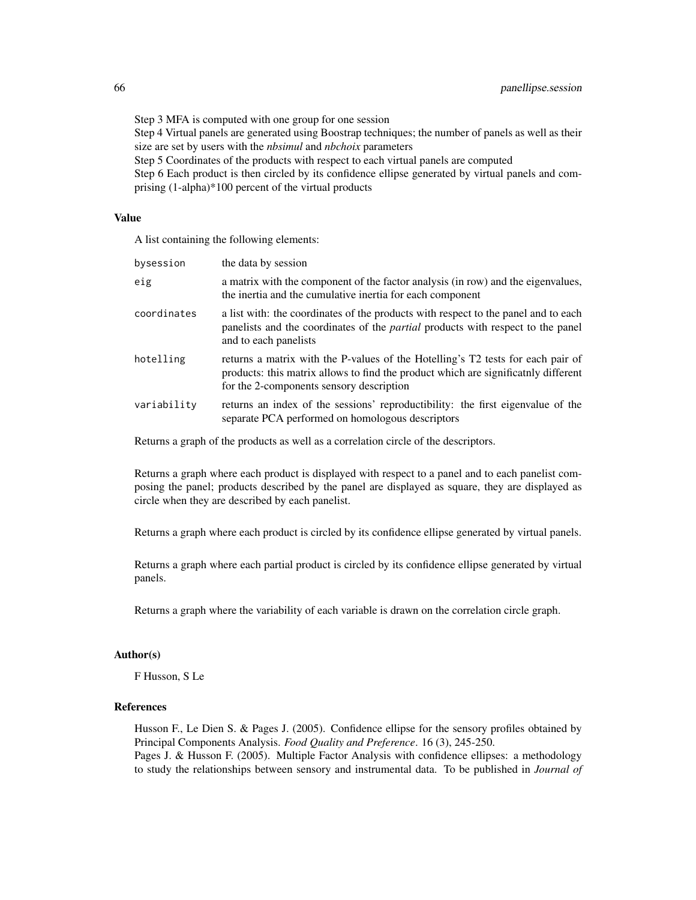Step 3 MFA is computed with one group for one session
Step 4 Virtual panels are generated using Boostrap techniques; the number of panels as well as their size are set by users with the *nbsimul* and *nbchoix* parameters
Step 5 Coordinates of the products with respect to each virtual panels are computed
Step 6 Each product is then circled by its confidence ellipse generated by virtual panels and comprising (1-alpha)*100 percent of the virtual products

### Value

A list containing the following elements:

| | |
|---|---|
| `bysession` | the data by session |
| `eig` | a matrix with the component of the factor analysis (in row) and the eigenvalues, the inertia and the cumulative inertia for each component |
| `coordinates` | a list with: the coordinates of the products with respect to the panel and to each panelists and the coordinates of the *partial* products with respect to the panel and to each panelists |
| `hotelling` | returns a matrix with the P-values of the Hotelling's T2 tests for each pair of products: this matrix allows to find the product which are significatnly different for the 2-components sensory description |
| `variability` | returns an index of the sessions' reproductibility: the first eigenvalue of the separate PCA performed on homologous descriptors |

Returns a graph of the products as well as a correlation circle of the descriptors.

Returns a graph where each product is displayed with respect to a panel and to each panelist composing the panel; products described by the panel are displayed as square, they are displayed as circle when they are described by each panelist.

Returns a graph where each product is circled by its confidence ellipse generated by virtual panels.

Returns a graph where each partial product is circled by its confidence ellipse generated by virtual panels.

Returns a graph where the variability of each variable is drawn on the correlation circle graph.

### Author(s)

F Husson, S Le

### References

Husson F., Le Dien S. & Pages J. (2005). Confidence ellipse for the sensory profiles obtained by Principal Components Analysis. *Food Quality and Preference*. 16 (3), 245-250.
Pages J. & Husson F. (2005). Multiple Factor Analysis with confidence ellipses: a methodology to study the relationships between sensory and instrumental data. To be published in *Journal of*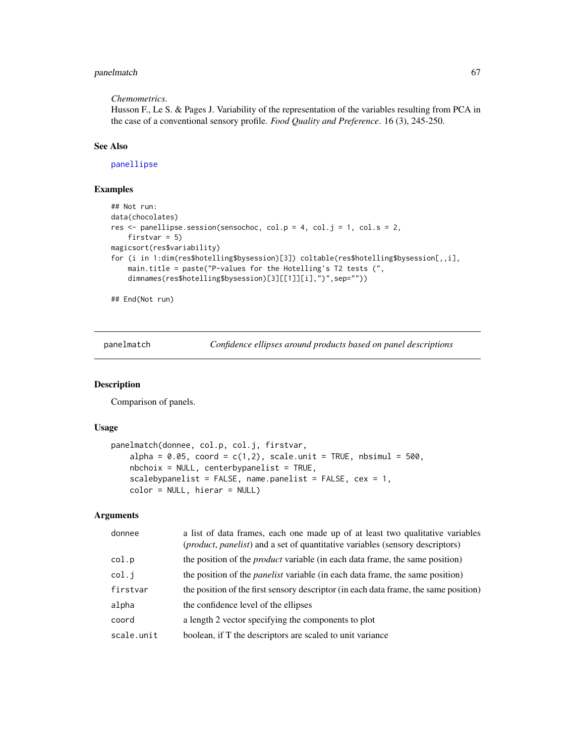*Chemometrics*.
Husson F., Le S. & Pages J. Variability of the representation of the variables resulting from PCA in the case of a conventional sensory profile. *Food Quality and Preference*. 16 (3), 245-250.

### See Also

panellipse

### Examples

```
## Not run:
data(chocolates)
res <- panellipse.session(sensochoc, col.p = 4, col.j = 1, col.s = 2,
    firstvar = 5)
magicsort(res$variability)
for (i in 1:dim(res$hotelling$bysession)[3]) coltable(res$hotelling$bysession[,,i],
    main.title = paste("P-values for the Hotelling's T2 tests (",
    dimnames(res$hotelling$bysession)[3][[1]][i],")",sep=""))

## End(Not run)
```

---

## panelmatch — *Confidence ellipses around products based on panel descriptions*

### Description

Comparison of panels.

### Usage

```
panelmatch(donnee, col.p, col.j, firstvar,
    alpha = 0.05, coord = c(1,2), scale.unit = TRUE, nbsimul = 500,
    nbchoix = NULL, centerbypanelist = TRUE,
    scalebypanelist = FALSE, name.panelist = FALSE, cex = 1,
    color = NULL, hierar = NULL)
```

### Arguments

| | |
|---|---|
| donnee | a list of data frames, each one made up of at least two qualitative variables (*product*, *panelist*) and a set of quantitative variables (sensory descriptors) |
| col.p | the position of the *product* variable (in each data frame, the same position) |
| col.j | the position of the *panelist* variable (in each data frame, the same position) |
| firstvar | the position of the first sensory descriptor (in each data frame, the same position) |
| alpha | the confidence level of the ellipses |
| coord | a length 2 vector specifying the components to plot |
| scale.unit | boolean, if T the descriptors are scaled to unit variance |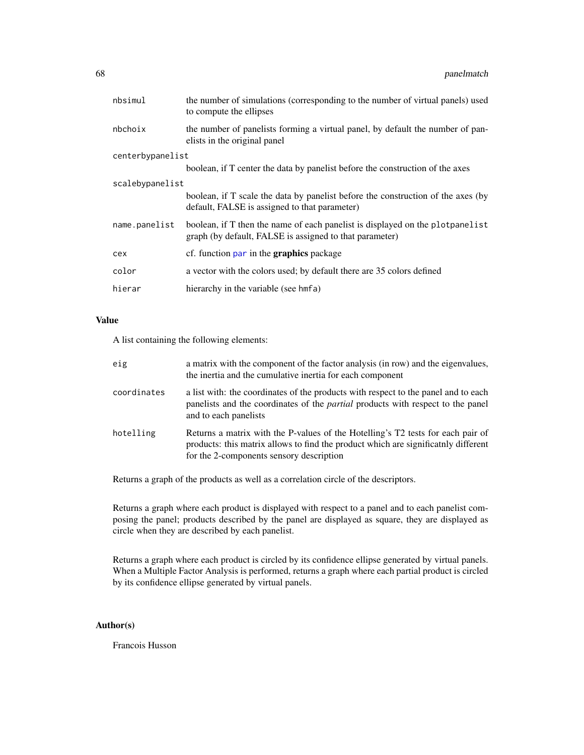| | |
|---|---|
| nbsimul | the number of simulations (corresponding to the number of virtual panels) used to compute the ellipses |
| nbchoix | the number of panelists forming a virtual panel, by default the number of panelists in the original panel |
| centerbypanelist | boolean, if T center the data by panelist before the construction of the axes |
| scalebypanelist | boolean, if T scale the data by panelist before the construction of the axes (by default, FALSE is assigned to that parameter) |
| name.panelist | boolean, if T then the name of each panelist is displayed on the `plotpanelist` graph (by default, FALSE is assigned to that parameter) |
| cex | cf. function `par` in the **graphics** package |
| color | a vector with the colors used; by default there are 35 colors defined |
| hierar | hierarchy in the variable (see `hmfa`) |

## Value

A list containing the following elements:

| | |
|---|---|
| eig | a matrix with the component of the factor analysis (in row) and the eigenvalues, the inertia and the cumulative inertia for each component |
| coordinates | a list with: the coordinates of the products with respect to the panel and to each panelists and the coordinates of the *partial* products with respect to the panel and to each panelists |
| hotelling | Returns a matrix with the P-values of the Hotelling's T2 tests for each pair of products: this matrix allows to find the product which are significatnly different for the 2-components sensory description |

Returns a graph of the products as well as a correlation circle of the descriptors.

Returns a graph where each product is displayed with respect to a panel and to each panelist composing the panel; products described by the panel are displayed as square, they are displayed as circle when they are described by each panelist.

Returns a graph where each product is circled by its confidence ellipse generated by virtual panels. When a Multiple Factor Analysis is performed, returns a graph where each partial product is circled by its confidence ellipse generated by virtual panels.

## Author(s)

Francois Husson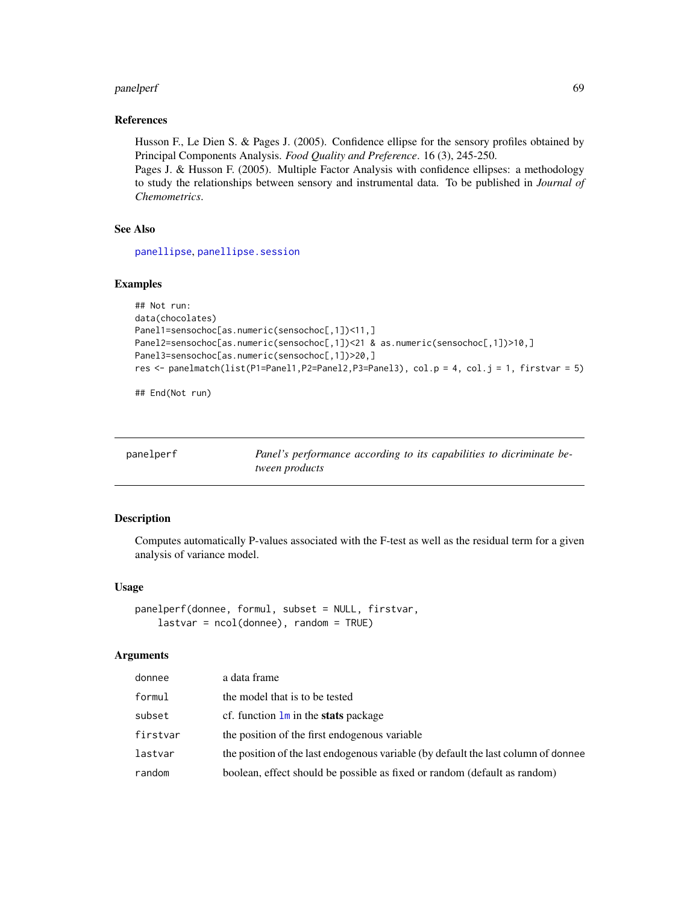### References

Husson F., Le Dien S. & Pages J. (2005). Confidence ellipse for the sensory profiles obtained by Principal Components Analysis. *Food Quality and Preference*. 16 (3), 245-250.
Pages J. & Husson F. (2005). Multiple Factor Analysis with confidence ellipses: a methodology to study the relationships between sensory and instrumental data. To be published in *Journal of Chemometrics*.

### See Also

panellipse, panellipse.session

### Examples

```
## Not run:
data(chocolates)
Panel1=sensochoc[as.numeric(sensochoc[,1])<11,]
Panel2=sensochoc[as.numeric(sensochoc[,1])<21 & as.numeric(sensochoc[,1])>10,]
Panel3=sensochoc[as.numeric(sensochoc[,1])>20,]
res <- panelmatch(list(P1=Panel1,P2=Panel2,P3=Panel3), col.p = 4, col.j = 1, firstvar = 5)

## End(Not run)
```

---

## panelperf — *Panel's performance according to its capabilities to dicriminate between products*

---

### Description

Computes automatically P-values associated with the F-test as well as the residual term for a given analysis of variance model.

### Usage

```
panelperf(donnee, formul, subset = NULL, firstvar,
    lastvar = ncol(donnee), random = TRUE)
```

### Arguments

| | |
|---|---|
| donnee | a data frame |
| formul | the model that is to be tested |
| subset | cf. function lm in the **stats** package |
| firstvar | the position of the first endogenous variable |
| lastvar | the position of the last endogenous variable (by default the last column of donnee |
| random | boolean, effect should be possible as fixed or random (default as random) |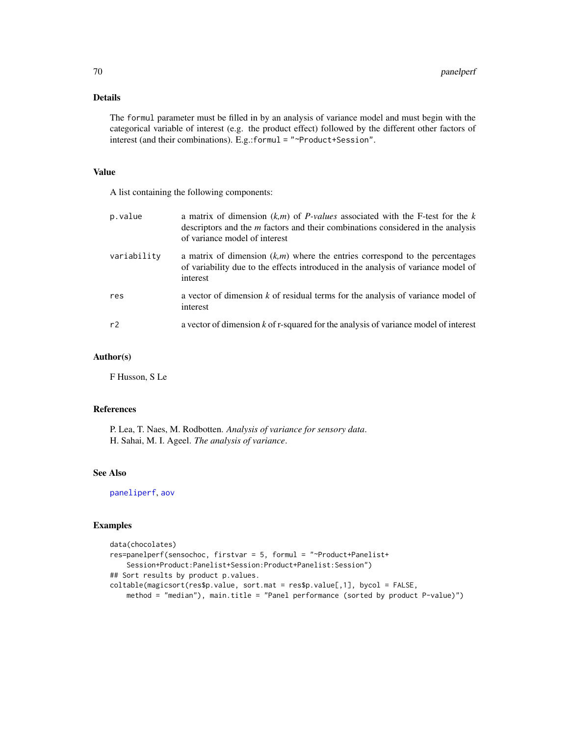### Details

The `formul` parameter must be filled in by an analysis of variance model and must begin with the categorical variable of interest (e.g. the product effect) followed by the different other factors of interest (and their combinations). E.g.:`formul = "~Product+Session"`.

### Value

A list containing the following components:

| | |
|---|---|
| `p.value` | a matrix of dimension (*k,m*) of *P-values* associated with the F-test for the *k* descriptors and the *m* factors and their combinations considered in the analysis of variance model of interest |
| `variability` | a matrix of dimension (*k,m*) where the entries correspond to the percentages of variability due to the effects introduced in the analysis of variance model of interest |
| `res` | a vector of dimension *k* of residual terms for the analysis of variance model of interest |
| `r2` | a vector of dimension *k* of r-squared for the analysis of variance model of interest |

### Author(s)

F Husson, S Le

### References

P. Lea, T. Naes, M. Rodbotten. *Analysis of variance for sensory data*.
H. Sahai, M. I. Ageel. *The analysis of variance*.

### See Also

`paneliperf`, `aov`

### Examples

```
data(chocolates)
res=panelperf(sensochoc, firstvar = 5, formul = "~Product+Panelist+
    Session+Product:Panelist+Session:Product+Panelist:Session")
## Sort results by product p.values.
coltable(magicsort(res$p.value, sort.mat = res$p.value[,1], bycol = FALSE,
    method = "median"), main.title = "Panel performance (sorted by product P-value)")
```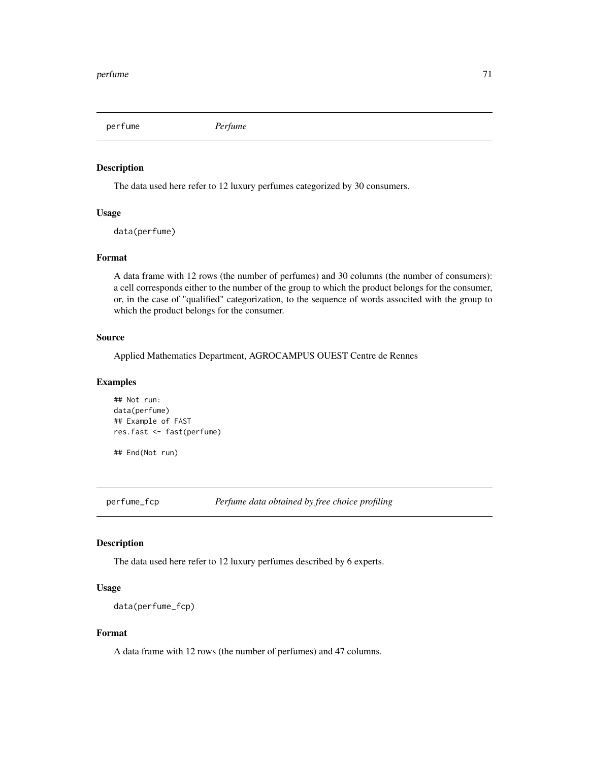## perfume — *Perfume*

### Description

The data used here refer to 12 luxury perfumes categorized by 30 consumers.

### Usage

```
data(perfume)
```

### Format

A data frame with 12 rows (the number of perfumes) and 30 columns (the number of consumers): a cell corresponds either to the number of the group to which the product belongs for the consumer, or, in the case of "qualified" categorization, to the sequence of words associted with the group to which the product belongs for the consumer.

### Source

Applied Mathematics Department, AGROCAMPUS OUEST Centre de Rennes

### Examples

```
## Not run:
data(perfume)
## Example of FAST
res.fast <- fast(perfume)

## End(Not run)
```

## perfume_fcp — *Perfume data obtained by free choice profiling*

### Description

The data used here refer to 12 luxury perfumes described by 6 experts.

### Usage

```
data(perfume_fcp)
```

### Format

A data frame with 12 rows (the number of perfumes) and 47 columns.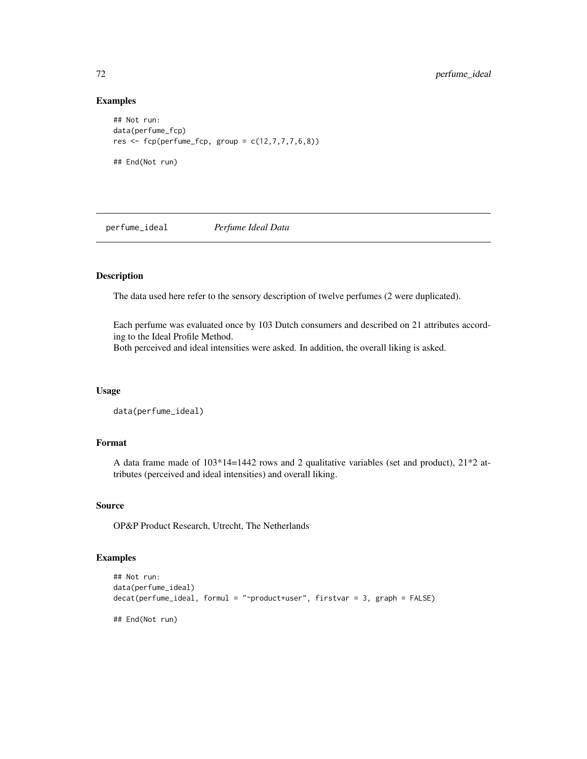### Examples

```
## Not run:
data(perfume_fcp)
res <- fcp(perfume_fcp, group = c(12,7,7,7,6,8))

## End(Not run)
```

## perfume_ideal *Perfume Ideal Data*

### Description

The data used here refer to the sensory description of twelve perfumes (2 were duplicated).

Each perfume was evaluated once by 103 Dutch consumers and described on 21 attributes according to the Ideal Profile Method.
Both perceived and ideal intensities were asked. In addition, the overall liking is asked.

### Usage

```
data(perfume_ideal)
```

### Format

A data frame made of 103*14=1442 rows and 2 qualitative variables (set and product), 21*2 attributes (perceived and ideal intensities) and overall liking.

### Source

OP&P Product Research, Utrecht, The Netherlands

### Examples

```
## Not run:
data(perfume_ideal)
decat(perfume_ideal, formul = "~product+user", firstvar = 3, graph = FALSE)

## End(Not run)
```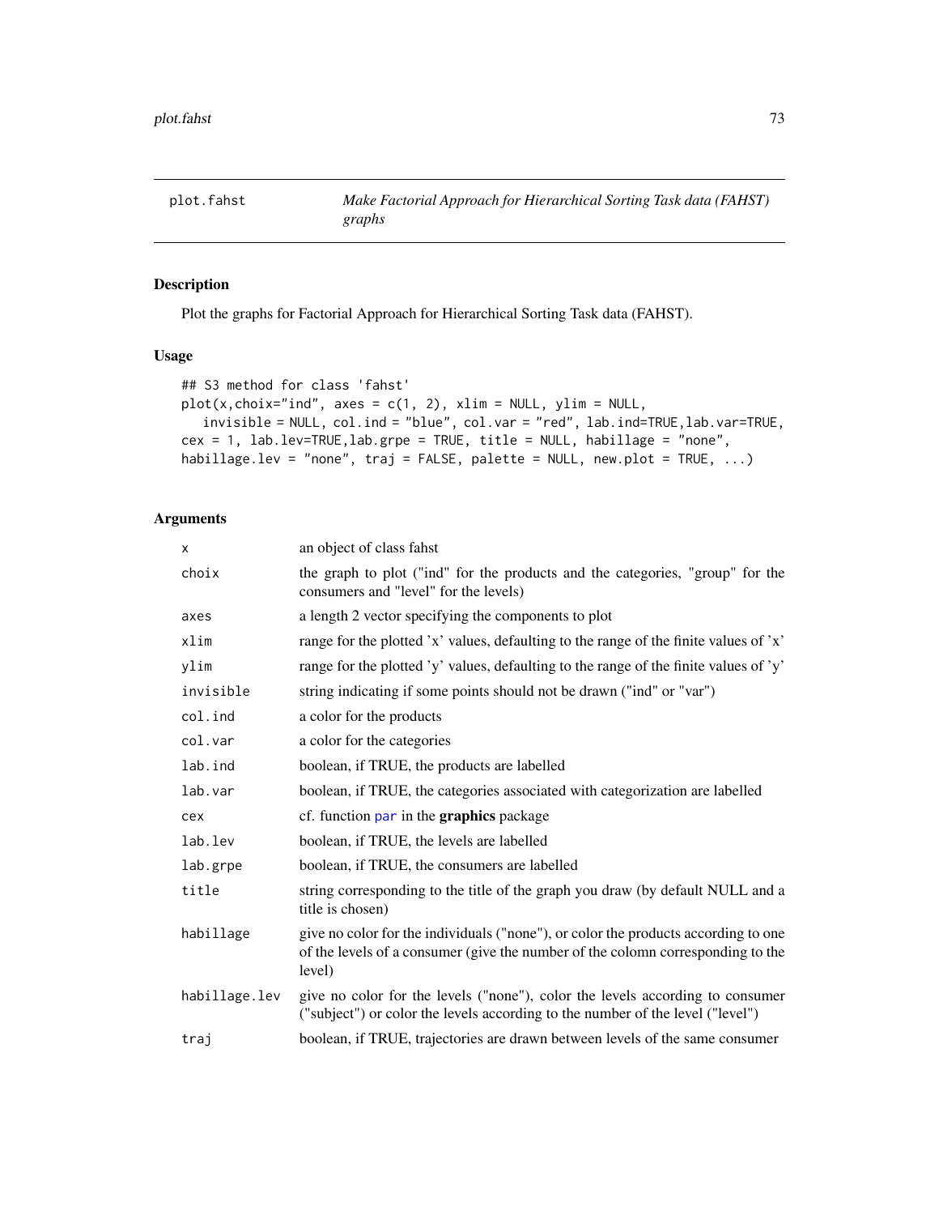## plot.fahst — *Make Factorial Approach for Hierarchical Sorting Task data (FAHST) graphs*

### Description

Plot the graphs for Factorial Approach for Hierarchical Sorting Task data (FAHST).

### Usage

```
## S3 method for class 'fahst'
plot(x,choix="ind", axes = c(1, 2), xlim = NULL, ylim = NULL,
   invisible = NULL, col.ind = "blue", col.var = "red", lab.ind=TRUE,lab.var=TRUE,
cex = 1, lab.lev=TRUE,lab.grpe = TRUE, title = NULL, habillage = "none",
habillage.lev = "none", traj = FALSE, palette = NULL, new.plot = TRUE, ...)
```

### Arguments

| Argument | Description |
|---|---|
| `x` | an object of class fahst |
| `choix` | the graph to plot ("ind" for the products and the categories, "group" for the consumers and "level" for the levels) |
| `axes` | a length 2 vector specifying the components to plot |
| `xlim` | range for the plotted 'x' values, defaulting to the range of the finite values of 'x' |
| `ylim` | range for the plotted 'y' values, defaulting to the range of the finite values of 'y' |
| `invisible` | string indicating if some points should not be drawn ("ind" or "var") |
| `col.ind` | a color for the products |
| `col.var` | a color for the categories |
| `lab.ind` | boolean, if TRUE, the products are labelled |
| `lab.var` | boolean, if TRUE, the categories associated with categorization are labelled |
| `cex` | cf. function `par` in the **graphics** package |
| `lab.lev` | boolean, if TRUE, the levels are labelled |
| `lab.grpe` | boolean, if TRUE, the consumers are labelled |
| `title` | string corresponding to the title of the graph you draw (by default NULL and a title is chosen) |
| `habillage` | give no color for the individuals ("none"), or color the products according to one of the levels of a consumer (give the number of the colomn corresponding to the level) |
| `habillage.lev` | give no color for the levels ("none"), color the levels according to consumer ("subject") or color the levels according to the number of the level ("level") |
| `traj` | boolean, if TRUE, trajectories are drawn between levels of the same consumer |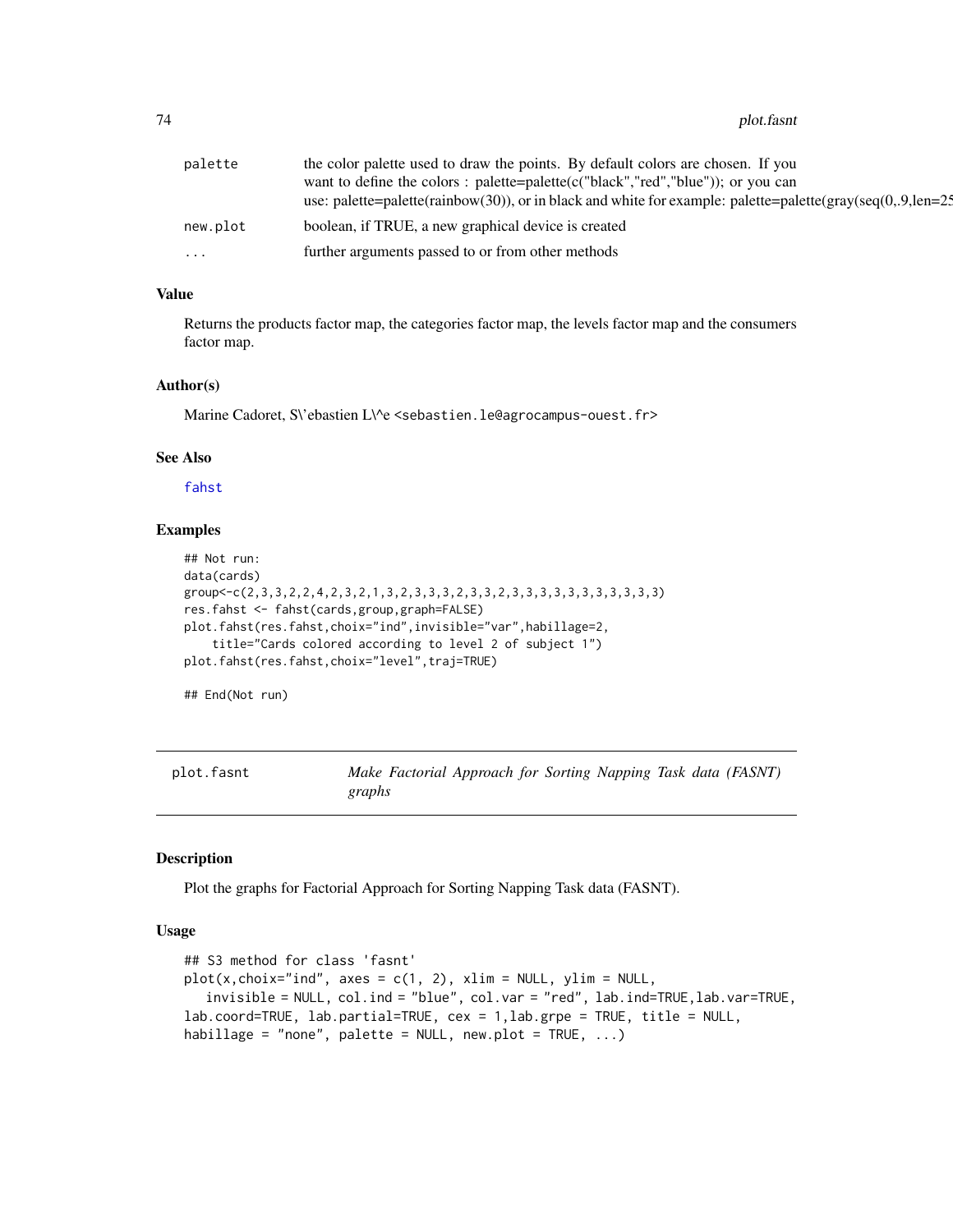| | |
|---|---|
| palette | the color palette used to draw the points. By default colors are chosen. If you want to define the colors : palette=palette(c("black","red","blue")); or you can use: palette=palette(rainbow(30)), or in black and white for example: palette=palette(gray(seq(0,.9,len=25 |
| new.plot | boolean, if TRUE, a new graphical device is created |
| ... | further arguments passed to or from other methods |

### Value

Returns the products factor map, the categories factor map, the levels factor map and the consumers factor map.

### Author(s)

Marine Cadoret, S\'ebastien L\^e <sebastien.le@agrocampus-ouest.fr>

### See Also

fahst

### Examples

```
## Not run:
data(cards)
group<-c(2,3,3,2,2,4,2,3,2,1,3,2,3,3,3,2,3,3,2,3,3,3,3,3,3,3,3,3,3,3)
res.fahst <- fahst(cards,group,graph=FALSE)
plot.fahst(res.fahst,choix="ind",invisible="var",habillage=2,
    title="Cards colored according to level 2 of subject 1")
plot.fahst(res.fahst,choix="level",traj=TRUE)

## End(Not run)
```

---

## plot.fasnt — *Make Factorial Approach for Sorting Napping Task data (FASNT) graphs*

### Description

Plot the graphs for Factorial Approach for Sorting Napping Task data (FASNT).

### Usage

```
## S3 method for class 'fasnt'
plot(x,choix="ind", axes = c(1, 2), xlim = NULL, ylim = NULL,
   invisible = NULL, col.ind = "blue", col.var = "red", lab.ind=TRUE,lab.var=TRUE,
lab.coord=TRUE, lab.partial=TRUE, cex = 1,lab.grpe = TRUE, title = NULL,
habillage = "none", palette = NULL, new.plot = TRUE, ...)
```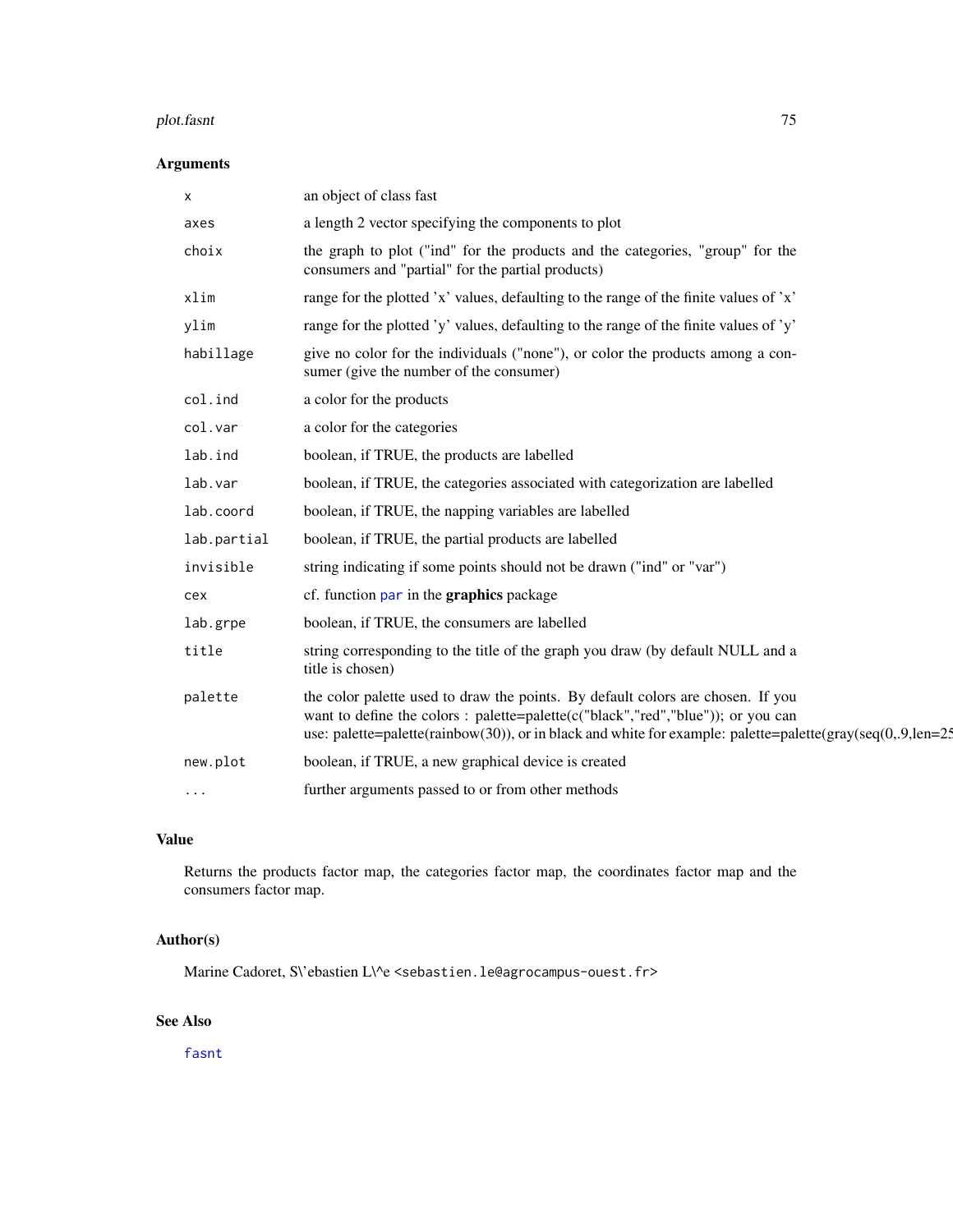## Arguments

| | |
|---|---|
| x | an object of class fast |
| axes | a length 2 vector specifying the components to plot |
| choix | the graph to plot ("ind" for the products and the categories, "group" for the consumers and "partial" for the partial products) |
| xlim | range for the plotted 'x' values, defaulting to the range of the finite values of 'x' |
| ylim | range for the plotted 'y' values, defaulting to the range of the finite values of 'y' |
| habillage | give no color for the individuals ("none"), or color the products among a consumer (give the number of the consumer) |
| col.ind | a color for the products |
| col.var | a color for the categories |
| lab.ind | boolean, if TRUE, the products are labelled |
| lab.var | boolean, if TRUE, the categories associated with categorization are labelled |
| lab.coord | boolean, if TRUE, the napping variables are labelled |
| lab.partial | boolean, if TRUE, the partial products are labelled |
| invisible | string indicating if some points should not be drawn ("ind" or "var") |
| cex | cf. function par in the **graphics** package |
| lab.grpe | boolean, if TRUE, the consumers are labelled |
| title | string corresponding to the title of the graph you draw (by default NULL and a title is chosen) |
| palette | the color palette used to draw the points. By default colors are chosen. If you want to define the colors : palette=palette(c("black","red","blue")); or you can use: palette=palette(rainbow(30)), or in black and white for example: palette=palette(gray(seq(0,.9,len=25 |
| new.plot | boolean, if TRUE, a new graphical device is created |
| ... | further arguments passed to or from other methods |

## Value

Returns the products factor map, the categories factor map, the coordinates factor map and the consumers factor map.

## Author(s)

Marine Cadoret, S\'ebastien L\^e <sebastien.le@agrocampus-ouest.fr>

## See Also

fasnt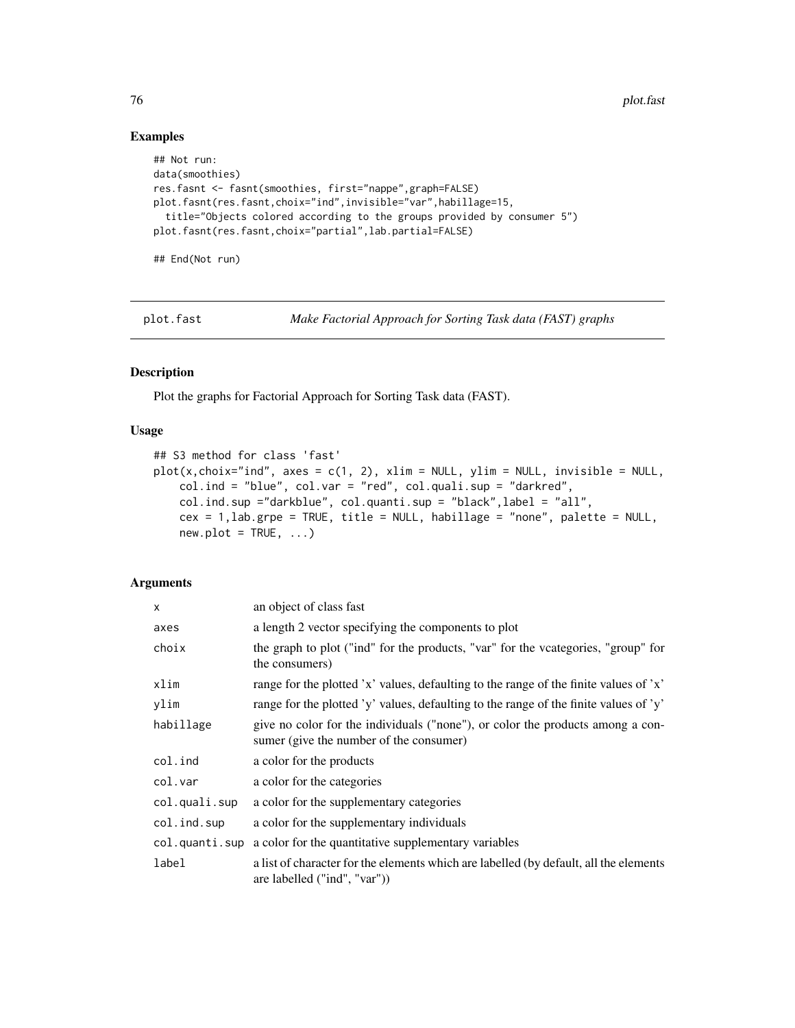## Examples

```
## Not run:
data(smoothies)
res.fasnt <- fasnt(smoothies, first="nappe",graph=FALSE)
plot.fasnt(res.fasnt,choix="ind",invisible="var",habillage=15,
  title="Objects colored according to the groups provided by consumer 5")
plot.fasnt(res.fasnt,choix="partial",lab.partial=FALSE)

## End(Not run)
```

---

plot.fast    *Make Factorial Approach for Sorting Task data (FAST) graphs*

---

### Description

Plot the graphs for Factorial Approach for Sorting Task data (FAST).

### Usage

```
## S3 method for class 'fast'
plot(x,choix="ind", axes = c(1, 2), xlim = NULL, ylim = NULL, invisible = NULL,
    col.ind = "blue", col.var = "red", col.quali.sup = "darkred",
    col.ind.sup ="darkblue", col.quanti.sup = "black",label = "all",
    cex = 1,lab.grpe = TRUE, title = NULL, habillage = "none", palette = NULL,
    new.plot = TRUE, ...)
```

### Arguments

| | |
|---|---|
| x | an object of class fast |
| axes | a length 2 vector specifying the components to plot |
| choix | the graph to plot ("ind" for the products, "var" for the vcategories, "group" for the consumers) |
| xlim | range for the plotted 'x' values, defaulting to the range of the finite values of 'x' |
| ylim | range for the plotted 'y' values, defaulting to the range of the finite values of 'y' |
| habillage | give no color for the individuals ("none"), or color the products among a consumer (give the number of the consumer) |
| col.ind | a color for the products |
| col.var | a color for the categories |
| col.quali.sup | a color for the supplementary categories |
| col.ind.sup | a color for the supplementary individuals |
| col.quanti.sup | a color for the quantitative supplementary variables |
| label | a list of character for the elements which are labelled (by default, all the elements are labelled ("ind", "var")) |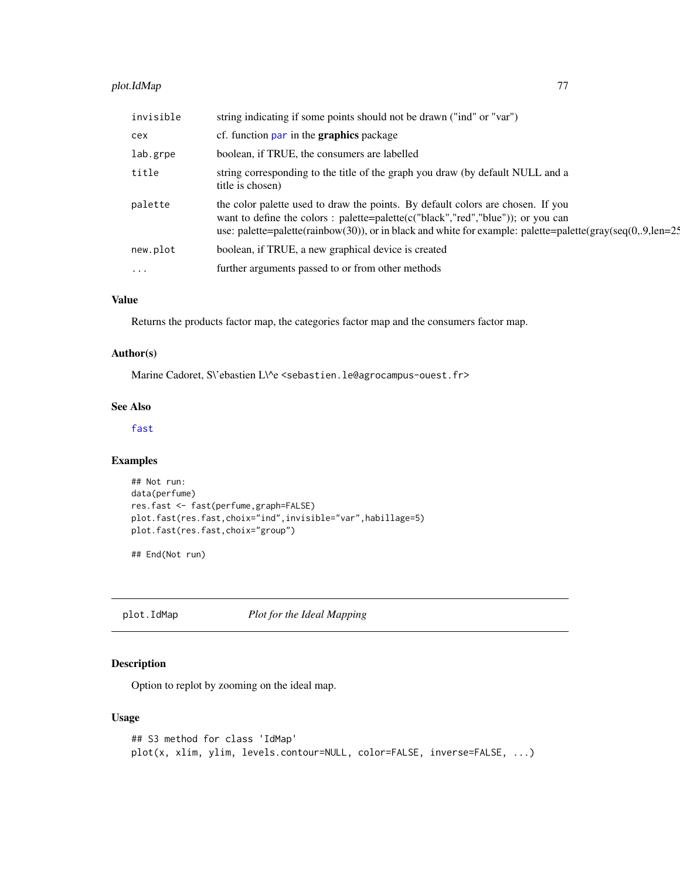| | |
|---|---|
| invisible | string indicating if some points should not be drawn ("ind" or "var") |
| cex | cf. function par in the **graphics** package |
| lab.grpe | boolean, if TRUE, the consumers are labelled |
| title | string corresponding to the title of the graph you draw (by default NULL and a title is chosen) |
| palette | the color palette used to draw the points. By default colors are chosen. If you want to define the colors : palette=palette(c("black","red","blue")); or you can use: palette=palette(rainbow(30)), or in black and white for example: palette=palette(gray(seq(0,.9,len=25 |
| new.plot | boolean, if TRUE, a new graphical device is created |
| ... | further arguments passed to or from other methods |

### Value

Returns the products factor map, the categories factor map and the consumers factor map.

### Author(s)

Marine Cadoret, S\'ebastien L\^e <sebastien.le@agrocampus-ouest.fr>

### See Also

fast

### Examples

```
## Not run:
data(perfume)
res.fast <- fast(perfume,graph=FALSE)
plot.fast(res.fast,choix="ind",invisible="var",habillage=5)
plot.fast(res.fast,choix="group")

## End(Not run)
```

---

## plot.IdMap *Plot for the Ideal Mapping*

### Description

Option to replot by zooming on the ideal map.

### Usage

```
## S3 method for class 'IdMap'
plot(x, xlim, ylim, levels.contour=NULL, color=FALSE, inverse=FALSE, ...)
```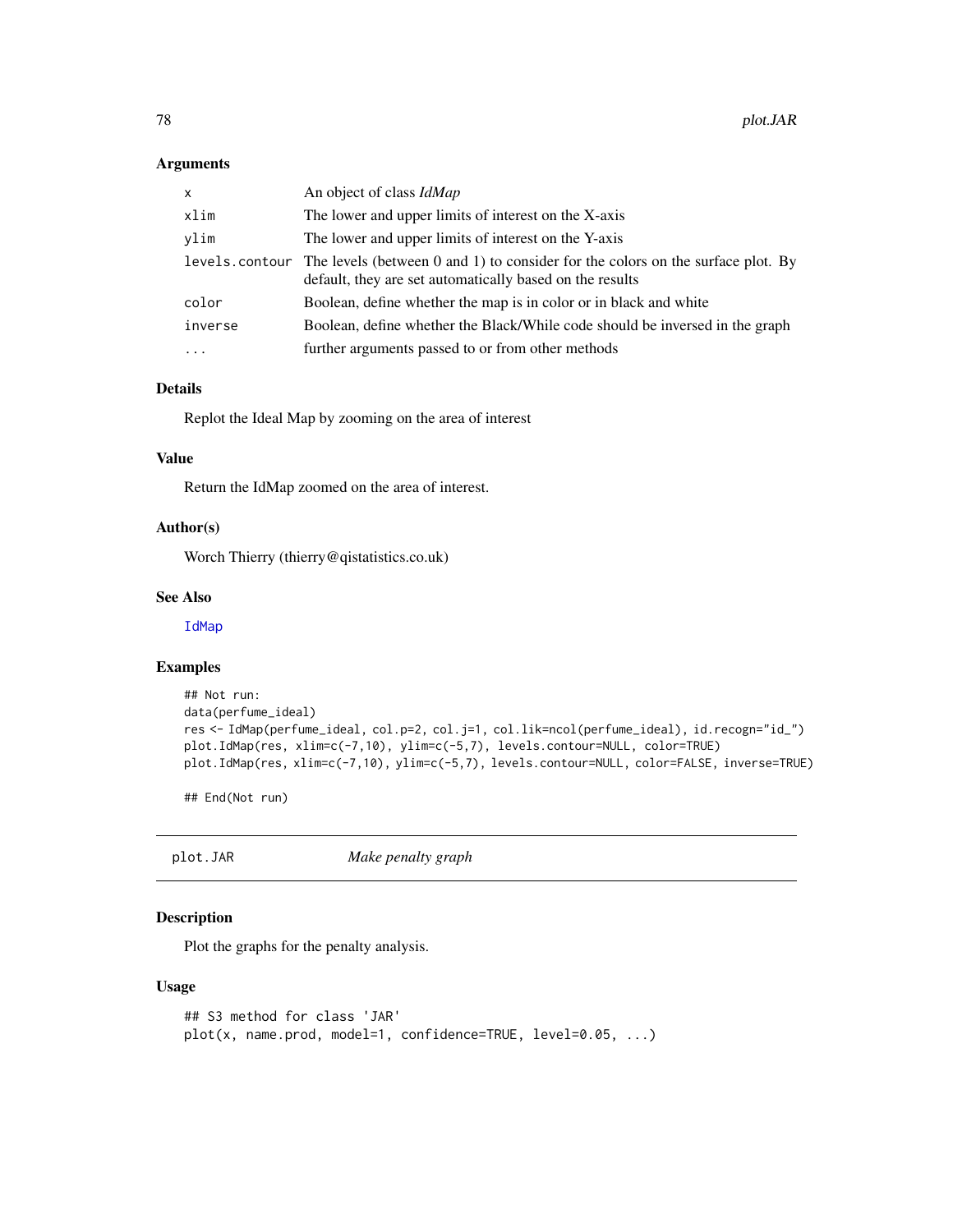### Arguments

| | |
|---|---|
| x | An object of class *IdMap* |
| xlim | The lower and upper limits of interest on the X-axis |
| ylim | The lower and upper limits of interest on the Y-axis |
| levels.contour | The levels (between 0 and 1) to consider for the colors on the surface plot. By default, they are set automatically based on the results |
| color | Boolean, define whether the map is in color or in black and white |
| inverse | Boolean, define whether the Black/While code should be inversed in the graph |
| ... | further arguments passed to or from other methods |

### Details

Replot the Ideal Map by zooming on the area of interest

### Value

Return the IdMap zoomed on the area of interest.

### Author(s)

Worch Thierry (thierry@qistatistics.co.uk)

### See Also

IdMap

### Examples

```
## Not run:
data(perfume_ideal)
res <- IdMap(perfume_ideal, col.p=2, col.j=1, col.lik=ncol(perfume_ideal), id.recogn="id_")
plot.IdMap(res, xlim=c(-7,10), ylim=c(-5,7), levels.contour=NULL, color=TRUE)
plot.IdMap(res, xlim=c(-7,10), ylim=c(-5,7), levels.contour=NULL, color=FALSE, inverse=TRUE)

## End(Not run)
```

---

## plot.JAR *Make penalty graph*

### Description

Plot the graphs for the penalty analysis.

### Usage

```
## S3 method for class 'JAR'
plot(x, name.prod, model=1, confidence=TRUE, level=0.05, ...)
```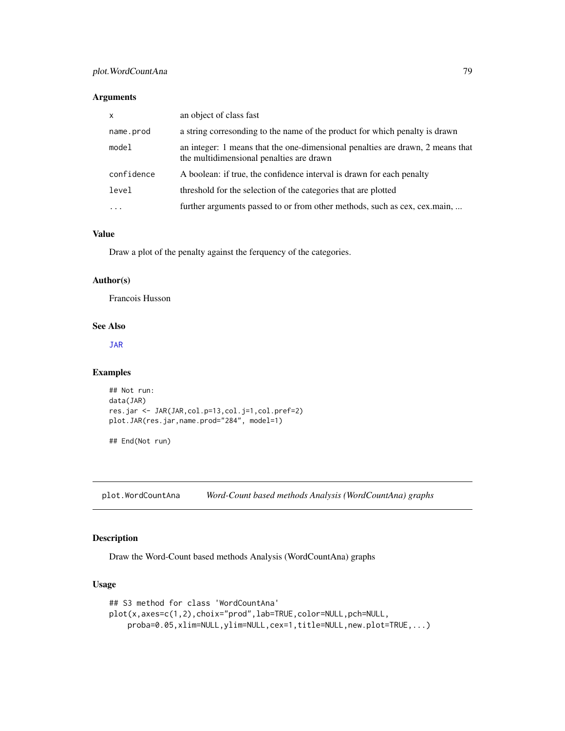### Arguments

| | |
|---|---|
| x | an object of class fast |
| name.prod | a string corresonding to the name of the product for which penalty is drawn |
| model | an integer: 1 means that the one-dimensional penalties are drawn, 2 means that the multidimensional penalties are drawn |
| confidence | A boolean: if true, the confidence interval is drawn for each penalty |
| level | threshold for the selection of the categories that are plotted |
| ... | further arguments passed to or from other methods, such as cex, cex.main, ... |

### Value

Draw a plot of the penalty against the ferquency of the categories.

### Author(s)

Francois Husson

### See Also

JAR

### Examples

```
## Not run:
data(JAR)
res.jar <- JAR(JAR,col.p=13,col.j=1,col.pref=2)
plot.JAR(res.jar,name.prod="284", model=1)

## End(Not run)
```

---

## plot.WordCountAna *Word-Count based methods Analysis (WordCountAna) graphs*

### Description

Draw the Word-Count based methods Analysis (WordCountAna) graphs

### Usage

```
## S3 method for class 'WordCountAna'
plot(x,axes=c(1,2),choix="prod",lab=TRUE,color=NULL,pch=NULL,
    proba=0.05,xlim=NULL,ylim=NULL,cex=1,title=NULL,new.plot=TRUE,...)
```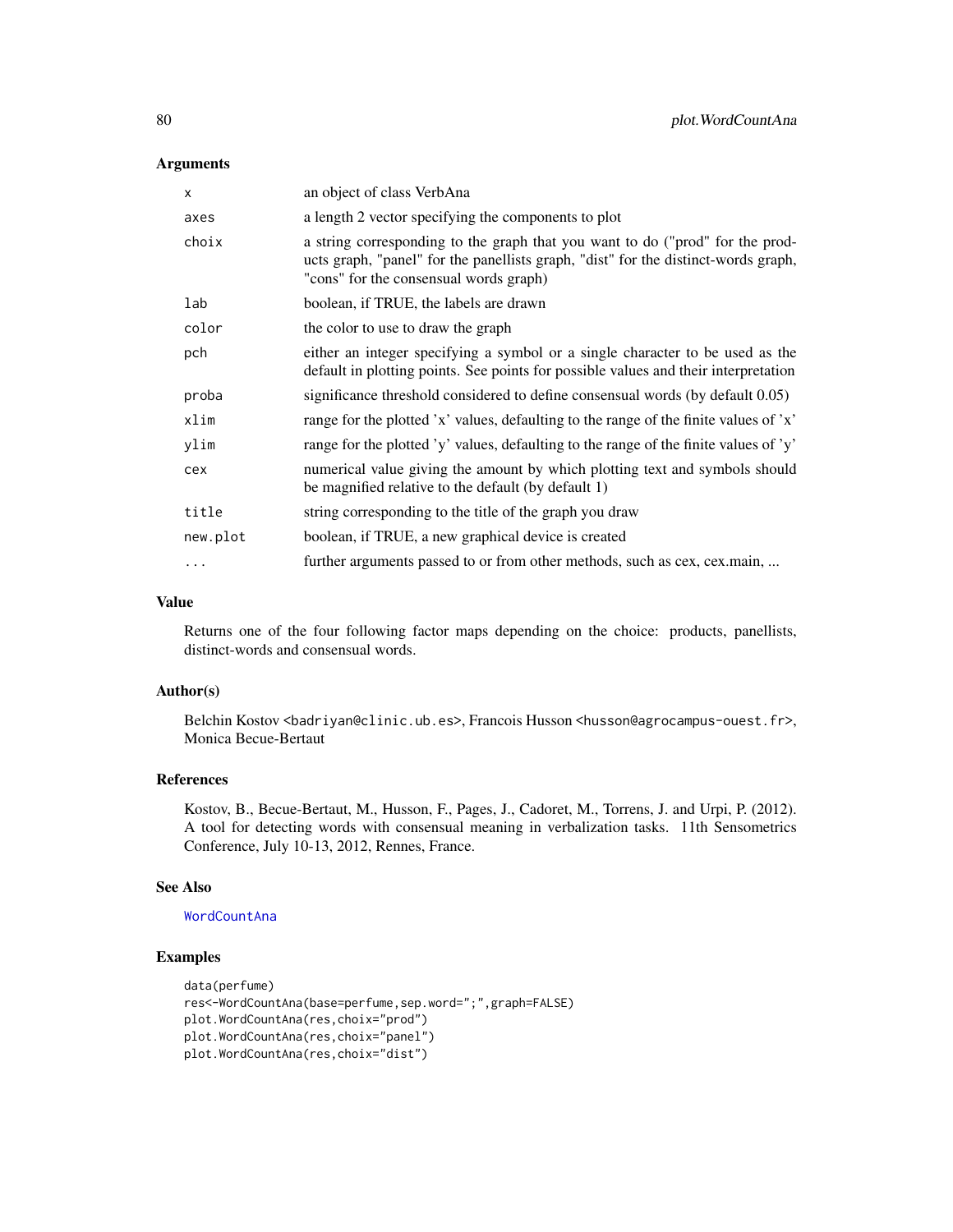### Arguments

| | |
|---|---|
| x | an object of class VerbAna |
| axes | a length 2 vector specifying the components to plot |
| choix | a string corresponding to the graph that you want to do ("prod" for the products graph, "panel" for the panellists graph, "dist" for the distinct-words graph, "cons" for the consensual words graph) |
| lab | boolean, if TRUE, the labels are drawn |
| color | the color to use to draw the graph |
| pch | either an integer specifying a symbol or a single character to be used as the default in plotting points. See points for possible values and their interpretation |
| proba | significance threshold considered to define consensual words (by default 0.05) |
| xlim | range for the plotted 'x' values, defaulting to the range of the finite values of 'x' |
| ylim | range for the plotted 'y' values, defaulting to the range of the finite values of 'y' |
| cex | numerical value giving the amount by which plotting text and symbols should be magnified relative to the default (by default 1) |
| title | string corresponding to the title of the graph you draw |
| new.plot | boolean, if TRUE, a new graphical device is created |
| ... | further arguments passed to or from other methods, such as cex, cex.main, ... |

### Value

Returns one of the four following factor maps depending on the choice: products, panellists, distinct-words and consensual words.

### Author(s)

Belchin Kostov <badriyan@clinic.ub.es>, Francois Husson <husson@agrocampus-ouest.fr>, Monica Becue-Bertaut

### References

Kostov, B., Becue-Bertaut, M., Husson, F., Pages, J., Cadoret, M., Torrens, J. and Urpi, P. (2012). A tool for detecting words with consensual meaning in verbalization tasks. 11th Sensometrics Conference, July 10-13, 2012, Rennes, France.

### See Also

WordCountAna

### Examples

```
data(perfume)
res<-WordCountAna(base=perfume,sep.word=";",graph=FALSE)
plot.WordCountAna(res,choix="prod")
plot.WordCountAna(res,choix="panel")
plot.WordCountAna(res,choix="dist")
```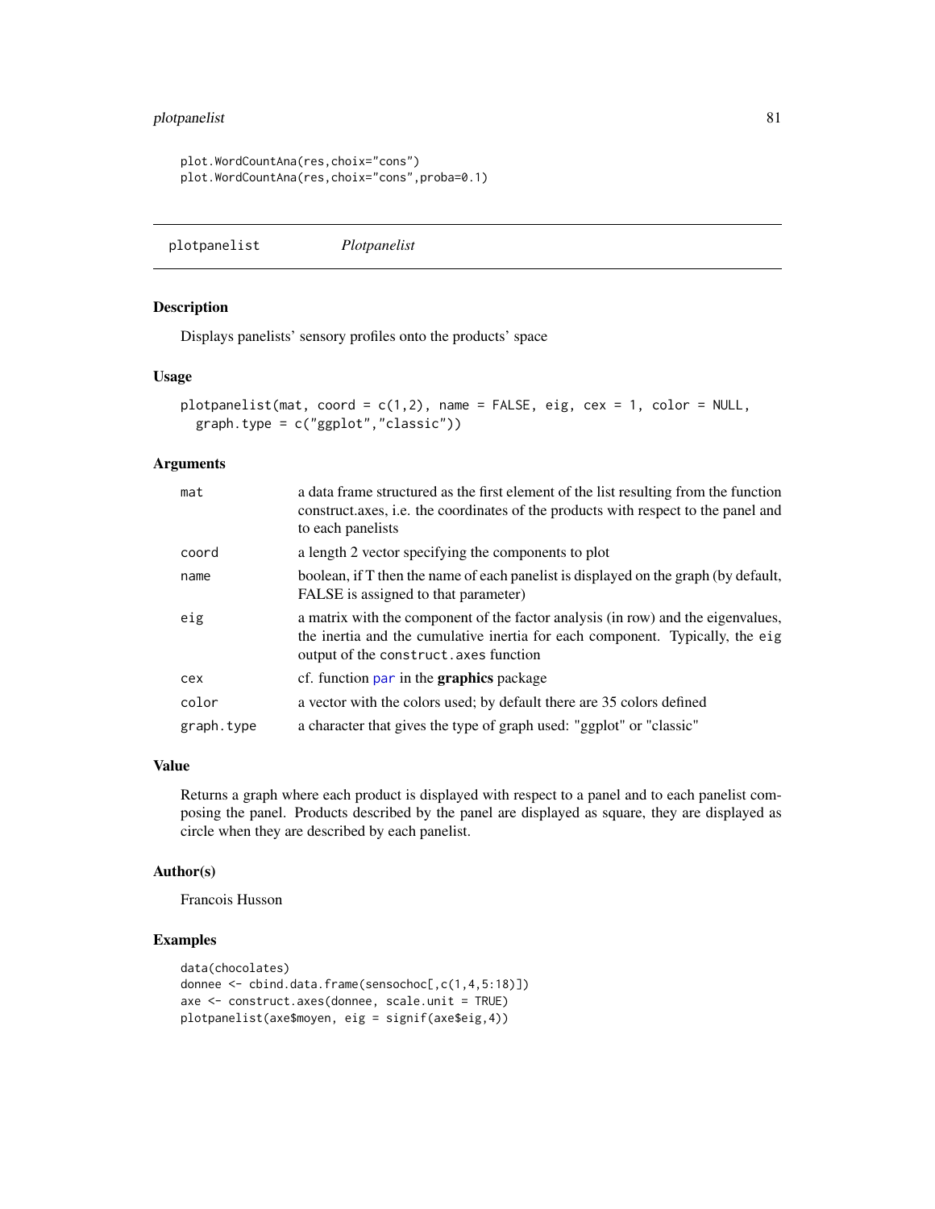```
plot.WordCountAna(res,choix="cons")
plot.WordCountAna(res,choix="cons",proba=0.1)
```

## plotpanelist — *Plotpanelist*

### Description

Displays panelists' sensory profiles onto the products' space

### Usage

```
plotpanelist(mat, coord = c(1,2), name = FALSE, eig, cex = 1, color = NULL,
  graph.type = c("ggplot","classic"))
```

### Arguments

| | |
|---|---|
| `mat` | a data frame structured as the first element of the list resulting from the function construct.axes, i.e. the coordinates of the products with respect to the panel and to each panelists |
| `coord` | a length 2 vector specifying the components to plot |
| `name` | boolean, if T then the name of each panelist is displayed on the graph (by default, FALSE is assigned to that parameter) |
| `eig` | a matrix with the component of the factor analysis (in row) and the eigenvalues, the inertia and the cumulative inertia for each component. Typically, the `eig` output of the `construct.axes` function |
| `cex` | cf. function `par` in the **graphics** package |
| `color` | a vector with the colors used; by default there are 35 colors defined |
| `graph.type` | a character that gives the type of graph used: "ggplot" or "classic" |

### Value

Returns a graph where each product is displayed with respect to a panel and to each panelist composing the panel. Products described by the panel are displayed as square, they are displayed as circle when they are described by each panelist.

### Author(s)

Francois Husson

### Examples

```
data(chocolates)
donnee <- cbind.data.frame(sensochoc[,c(1,4,5:18)])
axe <- construct.axes(donnee, scale.unit = TRUE)
plotpanelist(axe$moyen, eig = signif(axe$eig,4))
```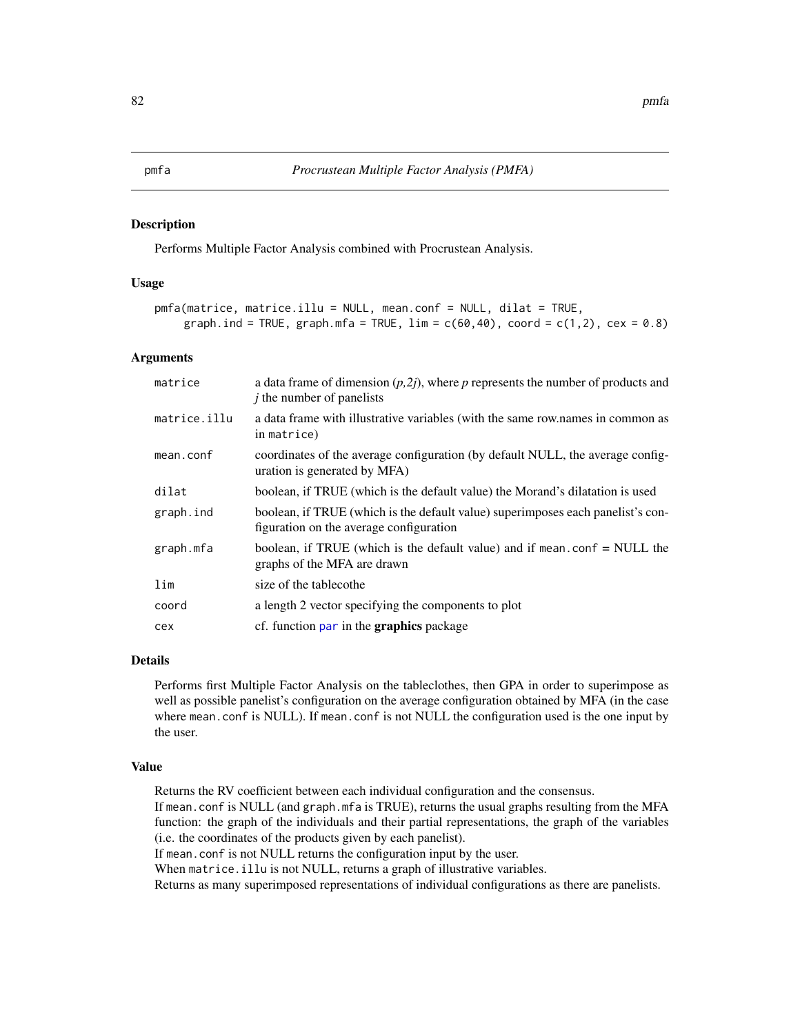# pmfa — *Procrustean Multiple Factor Analysis (PMFA)*

## Description

Performs Multiple Factor Analysis combined with Procrustean Analysis.

## Usage

```
pmfa(matrice, matrice.illu = NULL, mean.conf = NULL, dilat = TRUE,
    graph.ind = TRUE, graph.mfa = TRUE, lim = c(60,40), coord = c(1,2), cex = 0.8)
```

## Arguments

| | |
|---|---|
| `matrice` | a data frame of dimension *(p,2j)*, where *p* represents the number of products and *j* the number of panelists |
| `matrice.illu` | a data frame with illustrative variables (with the same row.names in common as in `matrice`) |
| `mean.conf` | coordinates of the average configuration (by default NULL, the average configuration is generated by MFA) |
| `dilat` | boolean, if TRUE (which is the default value) the Morand's dilatation is used |
| `graph.ind` | boolean, if TRUE (which is the default value) superimposes each panelist's configuration on the average configuration |
| `graph.mfa` | boolean, if TRUE (which is the default value) and if `mean.conf` = NULL the graphs of the MFA are drawn |
| `lim` | size of the tablecothe |
| `coord` | a length 2 vector specifying the components to plot |
| `cex` | cf. function `par` in the **graphics** package |

## Details

Performs first Multiple Factor Analysis on the tableclothes, then GPA in order to superimpose as well as possible panelist's configuration on the average configuration obtained by MFA (in the case where `mean.conf` is NULL). If `mean.conf` is not NULL the configuration used is the one input by the user.

## Value

Returns the RV coefficient between each individual configuration and the consensus.
If `mean.conf` is NULL (and `graph.mfa` is TRUE), returns the usual graphs resulting from the MFA function: the graph of the individuals and their partial representations, the graph of the variables (i.e. the coordinates of the products given by each panelist).
If `mean.conf` is not NULL returns the configuration input by the user.
When `matrice.illu` is not NULL, returns a graph of illustrative variables.
Returns as many superimposed representations of individual configurations as there are panelists.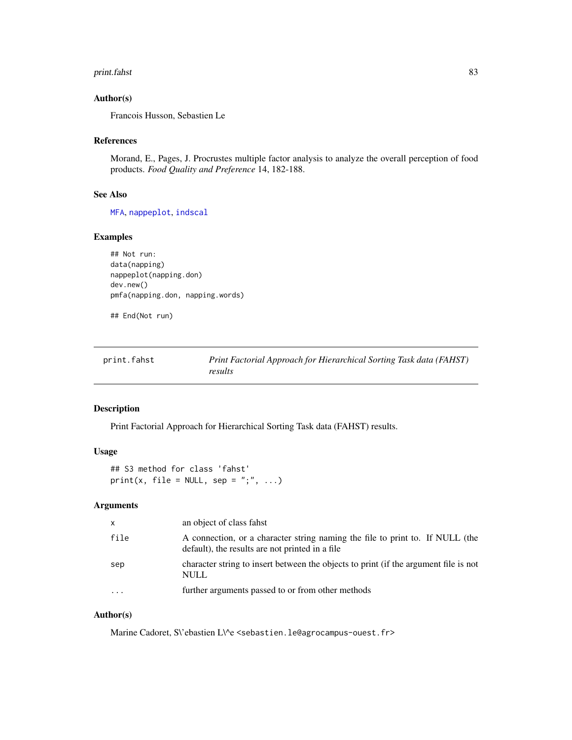### Author(s)

Francois Husson, Sebastien Le

### References

Morand, E., Pages, J. Procrustes multiple factor analysis to analyze the overall perception of food products. *Food Quality and Preference* 14, 182-188.

### See Also

MFA, nappeplot, indscal

### Examples

```
## Not run:
data(napping)
nappeplot(napping.don)
dev.new()
pmfa(napping.don, napping.words)

## End(Not run)
```

---

## print.fahst — *Print Factorial Approach for Hierarchical Sorting Task data (FAHST) results*

### Description

Print Factorial Approach for Hierarchical Sorting Task data (FAHST) results.

### Usage

```
## S3 method for class 'fahst'
print(x, file = NULL, sep = ";", ...)
```

### Arguments

| | |
|---|---|
| x | an object of class fahst |
| file | A connection, or a character string naming the file to print to. If NULL (the default), the results are not printed in a file |
| sep | character string to insert between the objects to print (if the argument file is not NULL |
| ... | further arguments passed to or from other methods |

### Author(s)

Marine Cadoret, S\'ebastien L\^e <sebastien.le@agrocampus-ouest.fr>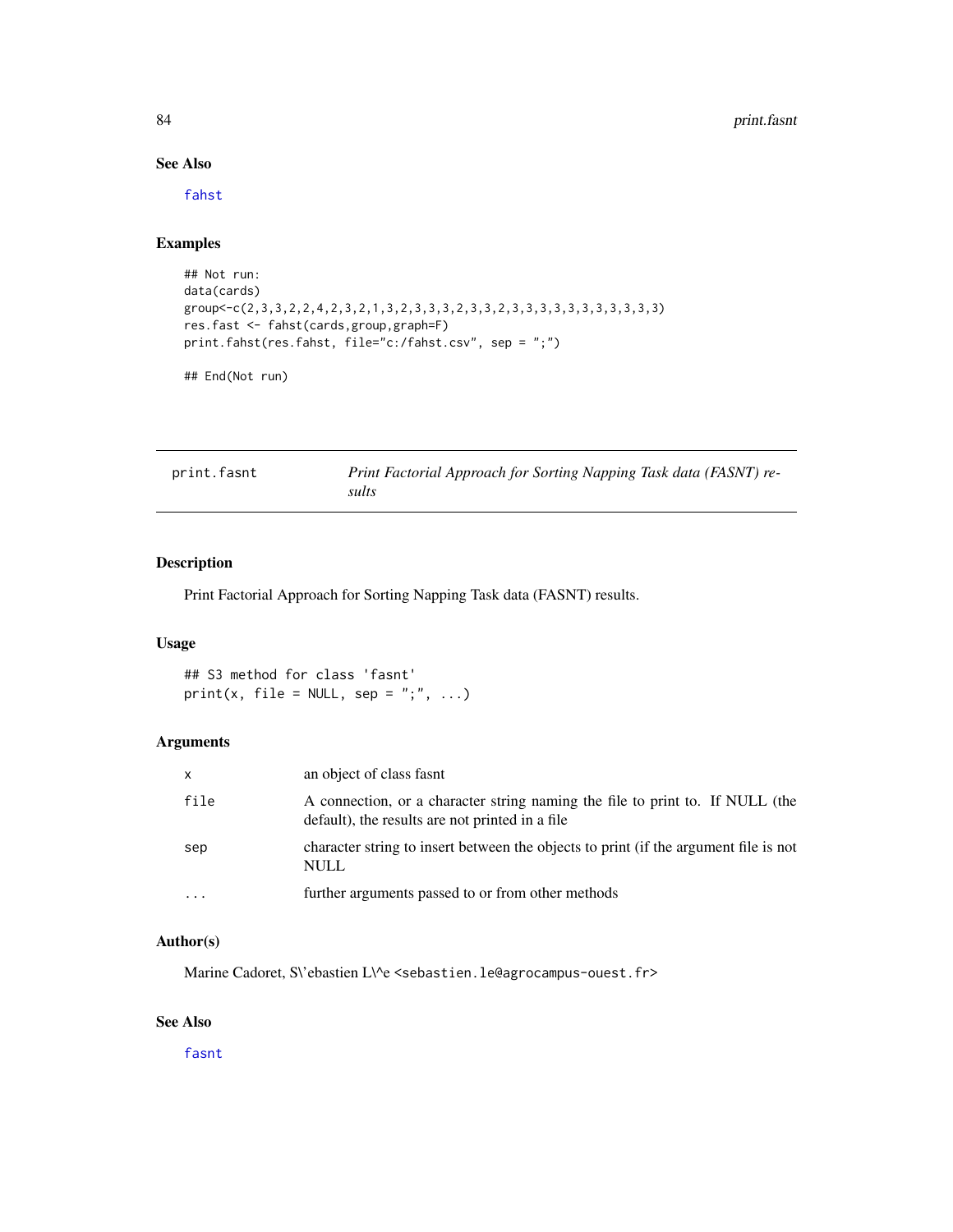## See Also

fahst

## Examples

```
## Not run:
data(cards)
group<-c(2,3,3,2,2,4,2,3,2,1,3,2,3,3,3,2,3,3,2,3,3,3,3,3,3,3,3,3,3,3)
res.fast <- fahst(cards,group,graph=F)
print.fahst(res.fahst, file="c:/fahst.csv", sep = ";")

## End(Not run)
```

---

# print.fasnt — *Print Factorial Approach for Sorting Napping Task data (FASNT) results*

## Description

Print Factorial Approach for Sorting Napping Task data (FASNT) results.

## Usage

```
## S3 method for class 'fasnt'
print(x, file = NULL, sep = ";", ...)
```

## Arguments

| | |
|---|---|
| x | an object of class fasnt |
| file | A connection, or a character string naming the file to print to. If NULL (the default), the results are not printed in a file |
| sep | character string to insert between the objects to print (if the argument file is not NULL |
| ... | further arguments passed to or from other methods |

## Author(s)

Marine Cadoret, S\'ebastien L\^e <sebastien.le@agrocampus-ouest.fr>

## See Also

fasnt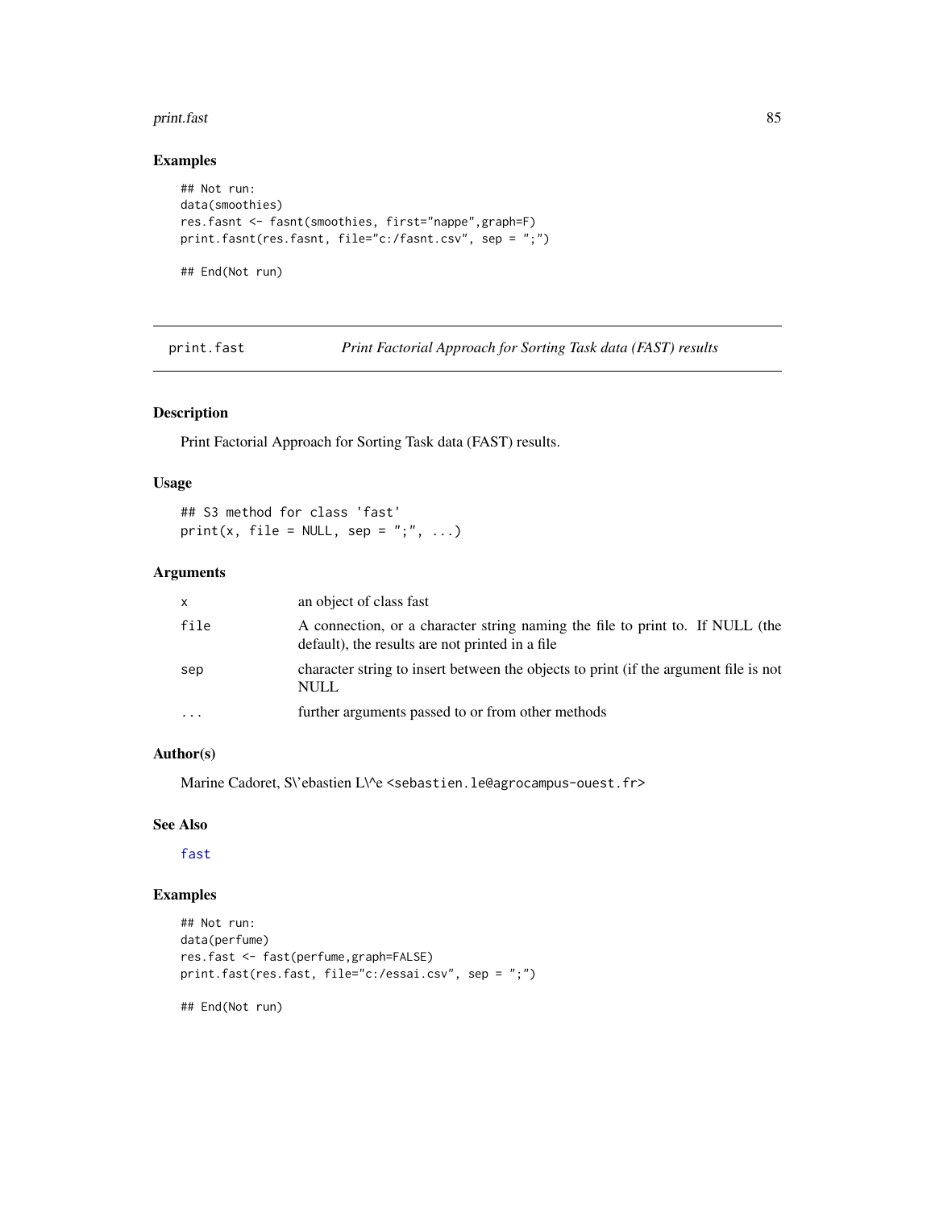## Examples

```
## Not run:
data(smoothies)
res.fasnt <- fasnt(smoothies, first="nappe",graph=F)
print.fasnt(res.fasnt, file="c:/fasnt.csv", sep = ";")

## End(Not run)
```

---

# print.fast    *Print Factorial Approach for Sorting Task data (FAST) results*

---

## Description

Print Factorial Approach for Sorting Task data (FAST) results.

## Usage

```
## S3 method for class 'fast'
print(x, file = NULL, sep = ";", ...)
```

## Arguments

| | |
|---|---|
| x | an object of class fast |
| file | A connection, or a character string naming the file to print to. If NULL (the default), the results are not printed in a file |
| sep | character string to insert between the objects to print (if the argument file is not NULL |
| ... | further arguments passed to or from other methods |

## Author(s)

Marine Cadoret, S\'ebastien L\^e <sebastien.le@agrocampus-ouest.fr>

## See Also

fast

## Examples

```
## Not run:
data(perfume)
res.fast <- fast(perfume,graph=FALSE)
print.fast(res.fast, file="c:/essai.csv", sep = ";")

## End(Not run)
```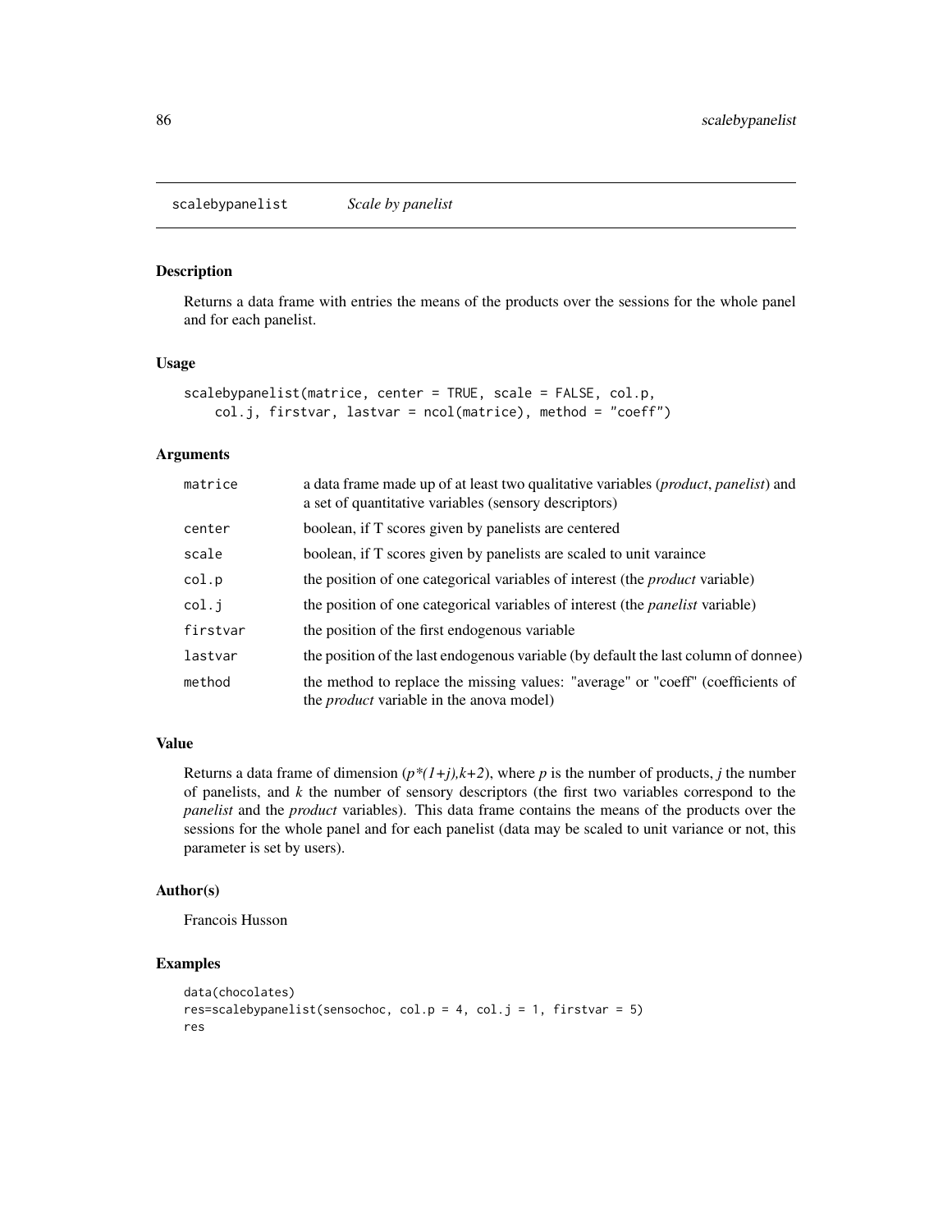## scalebypanelist *Scale by panelist*

### Description

Returns a data frame with entries the means of the products over the sessions for the whole panel and for each panelist.

### Usage

```
scalebypanelist(matrice, center = TRUE, scale = FALSE, col.p,
    col.j, firstvar, lastvar = ncol(matrice), method = "coeff")
```

### Arguments

| | |
|---|---|
| matrice | a data frame made up of at least two qualitative variables (*product*, *panelist*) and a set of quantitative variables (sensory descriptors) |
| center | boolean, if T scores given by panelists are centered |
| scale | boolean, if T scores given by panelists are scaled to unit varaince |
| col.p | the position of one categorical variables of interest (the *product* variable) |
| col.j | the position of one categorical variables of interest (the *panelist* variable) |
| firstvar | the position of the first endogenous variable |
| lastvar | the position of the last endogenous variable (by default the last column of donnee) |
| method | the method to replace the missing values: "average" or "coeff" (coefficients of the *product* variable in the anova model) |

### Value

Returns a data frame of dimension ($p*(1+j),k+2$), where $p$ is the number of products, $j$ the number of panelists, and $k$ the number of sensory descriptors (the first two variables correspond to the *panelist* and the *product* variables). This data frame contains the means of the products over the sessions for the whole panel and for each panelist (data may be scaled to unit variance or not, this parameter is set by users).

### Author(s)

Francois Husson

### Examples

```
data(chocolates)
res=scalebypanelist(sensochoc, col.p = 4, col.j = 1, firstvar = 5)
res
```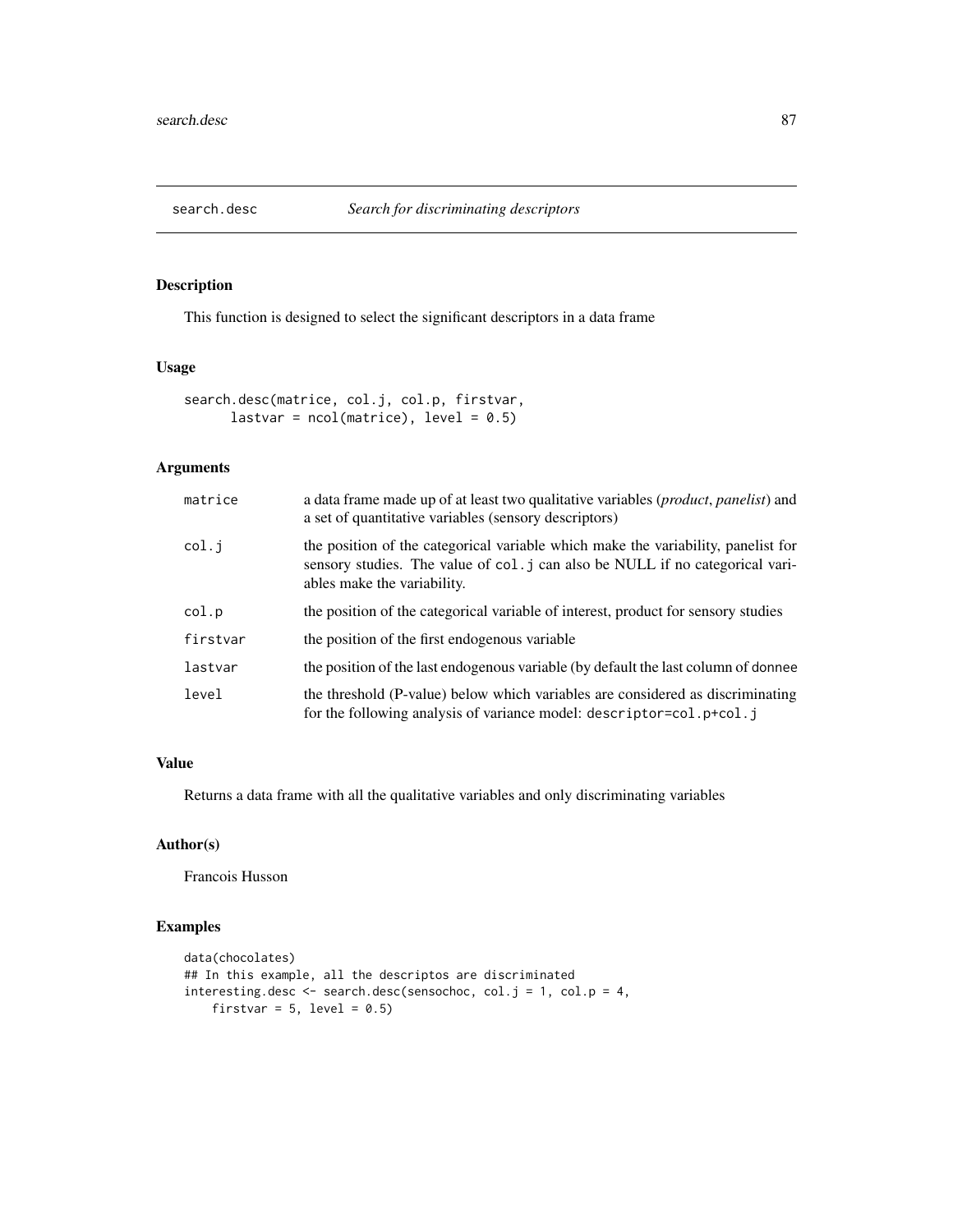# search.desc — *Search for discriminating descriptors*

## Description

This function is designed to select the significant descriptors in a data frame

## Usage

```
search.desc(matrice, col.j, col.p, firstvar,
      lastvar = ncol(matrice), level = 0.5)
```

## Arguments

| | |
|---|---|
| `matrice` | a data frame made up of at least two qualitative variables (*product*, *panelist*) and a set of quantitative variables (sensory descriptors) |
| `col.j` | the position of the categorical variable which make the variability, panelist for sensory studies. The value of `col.j` can also be NULL if no categorical variables make the variability. |
| `col.p` | the position of the categorical variable of interest, product for sensory studies |
| `firstvar` | the position of the first endogenous variable |
| `lastvar` | the position of the last endogenous variable (by default the last column of `donnee` |
| `level` | the threshold (P-value) below which variables are considered as discriminating for the following analysis of variance model: `descriptor=col.p+col.j` |

## Value

Returns a data frame with all the qualitative variables and only discriminating variables

## Author(s)

Francois Husson

## Examples

```
data(chocolates)
## In this example, all the descriptos are discriminated
interesting.desc <- search.desc(sensochoc, col.j = 1, col.p = 4,
    firstvar = 5, level = 0.5)
```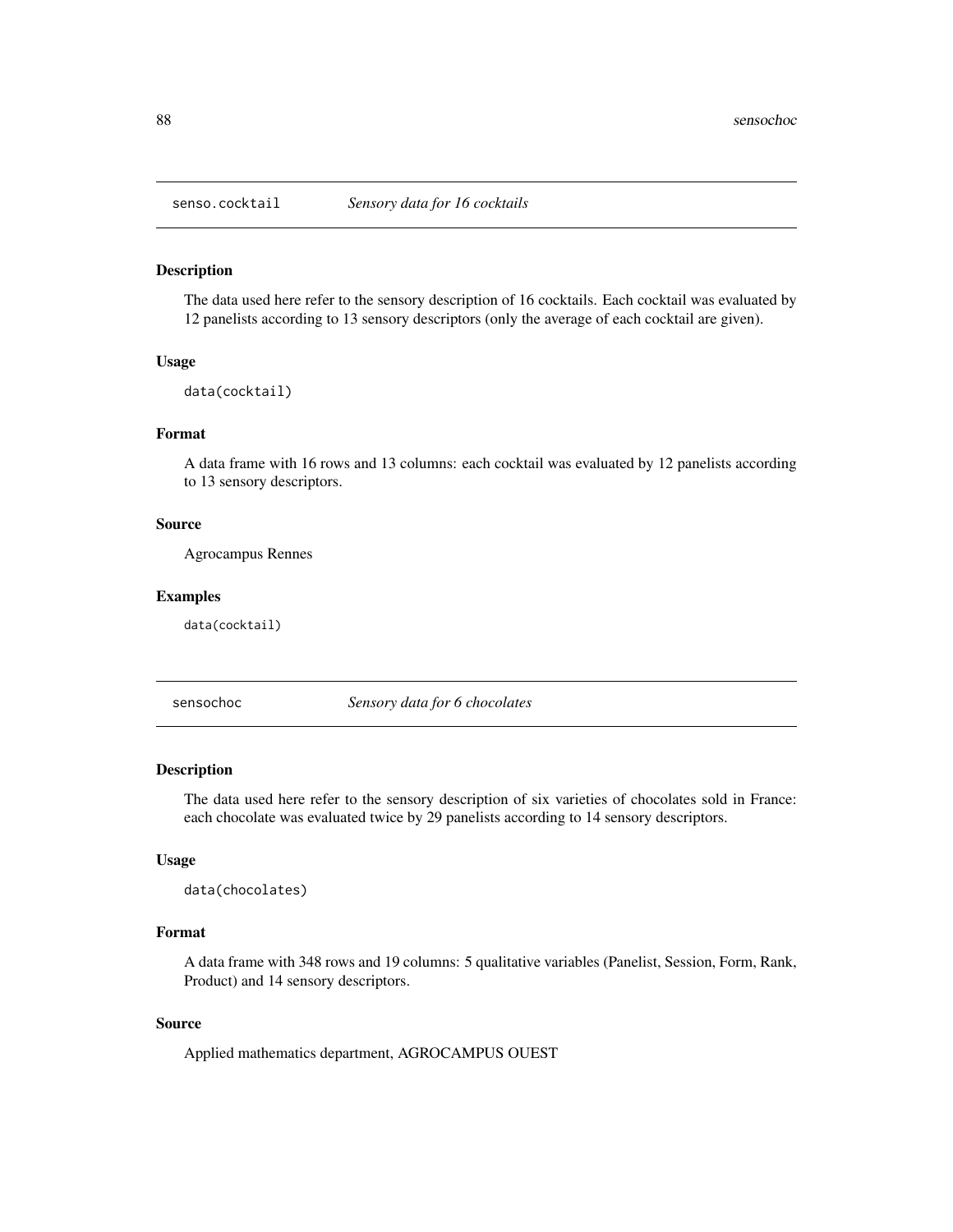## senso.cocktail *Sensory data for 16 cocktails*

### Description

The data used here refer to the sensory description of 16 cocktails. Each cocktail was evaluated by 12 panelists according to 13 sensory descriptors (only the average of each cocktail are given).

### Usage

```
data(cocktail)
```

### Format

A data frame with 16 rows and 13 columns: each cocktail was evaluated by 12 panelists according to 13 sensory descriptors.

### Source

Agrocampus Rennes

### Examples

```
data(cocktail)
```

## sensochoc *Sensory data for 6 chocolates*

### Description

The data used here refer to the sensory description of six varieties of chocolates sold in France: each chocolate was evaluated twice by 29 panelists according to 14 sensory descriptors.

### Usage

```
data(chocolates)
```

### Format

A data frame with 348 rows and 19 columns: 5 qualitative variables (Panelist, Session, Form, Rank, Product) and 14 sensory descriptors.

### Source

Applied mathematics department, AGROCAMPUS OUEST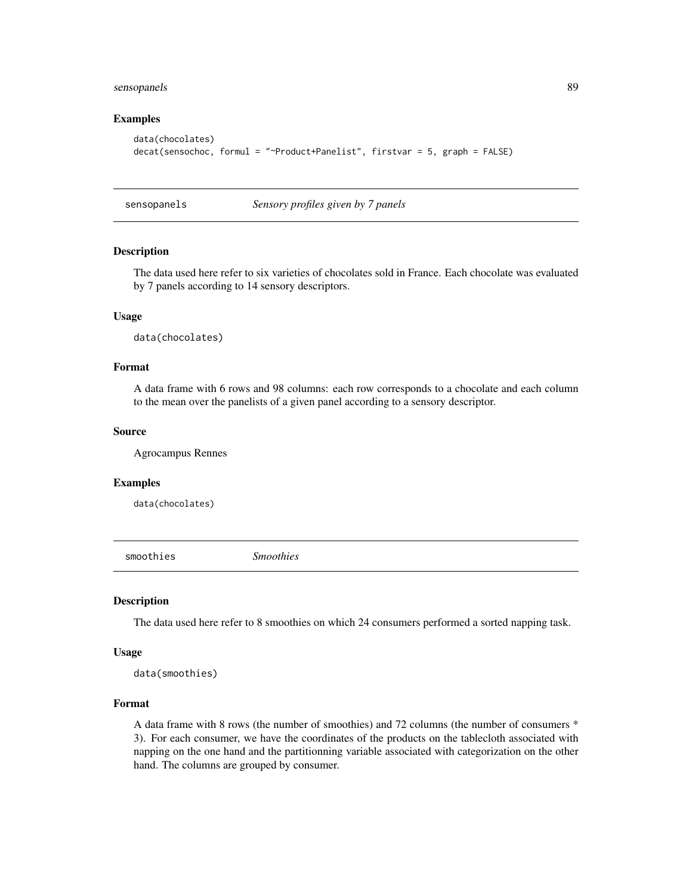### Examples

```
data(chocolates)
decat(sensochoc, formul = "~Product+Panelist", firstvar = 5, graph = FALSE)
```

## sensopanels *Sensory profiles given by 7 panels*

### Description

The data used here refer to six varieties of chocolates sold in France. Each chocolate was evaluated by 7 panels according to 14 sensory descriptors.

### Usage

```
data(chocolates)
```

### Format

A data frame with 6 rows and 98 columns: each row corresponds to a chocolate and each column to the mean over the panelists of a given panel according to a sensory descriptor.

### Source

Agrocampus Rennes

### Examples

```
data(chocolates)
```

## smoothies *Smoothies*

### Description

The data used here refer to 8 smoothies on which 24 consumers performed a sorted napping task.

### Usage

```
data(smoothies)
```

### Format

A data frame with 8 rows (the number of smoothies) and 72 columns (the number of consumers * 3). For each consumer, we have the coordinates of the products on the tablecloth associated with napping on the one hand and the partitionning variable associated with categorization on the other hand. The columns are grouped by consumer.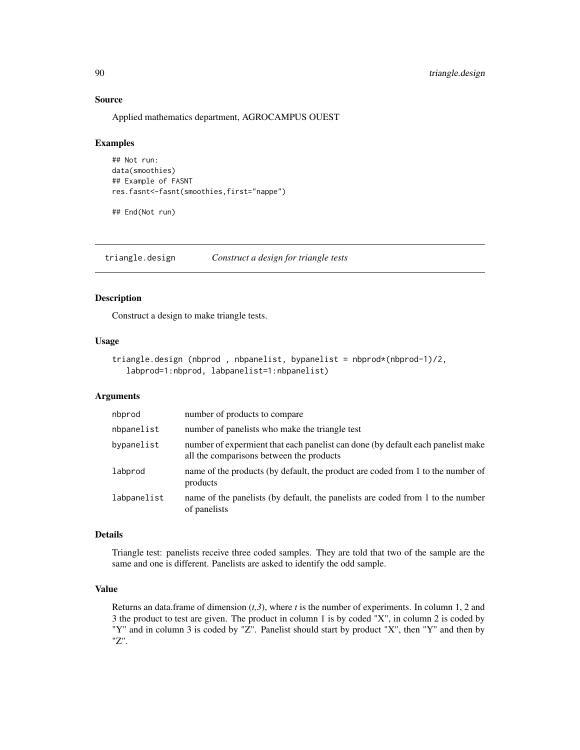### Source

Applied mathematics department, AGROCAMPUS OUEST

### Examples

```
## Not run:
data(smoothies)
## Example of FASNT
res.fasnt<-fasnt(smoothies,first="nappe")

## End(Not run)
```

---

## triangle.design *Construct a design for triangle tests*

---

### Description

Construct a design to make triangle tests.

### Usage

```
triangle.design (nbprod , nbpanelist, bypanelist = nbprod*(nbprod-1)/2,
   labprod=1:nbprod, labpanelist=1:nbpanelist)
```

### Arguments

| | |
|---|---|
| nbprod | number of products to compare |
| nbpanelist | number of panelists who make the triangle test |
| bypanelist | number of expermient that each panelist can done (by default each panelist make all the comparisons between the products |
| labprod | name of the products (by default, the product are coded from 1 to the number of products |
| labpanelist | name of the panelists (by default, the panelists are coded from 1 to the number of panelists |

### Details

Triangle test: panelists receive three coded samples. They are told that two of the sample are the same and one is different. Panelists are asked to identify the odd sample.

### Value

Returns an data.frame of dimension (*t,3*), where *t* is the number of experiments. In column 1, 2 and 3 the product to test are given. The product in column 1 is by coded "X", in column 2 is coded by "Y" and in column 3 is coded by "Z". Panelist should start by product "X", then "Y" and then by "Z".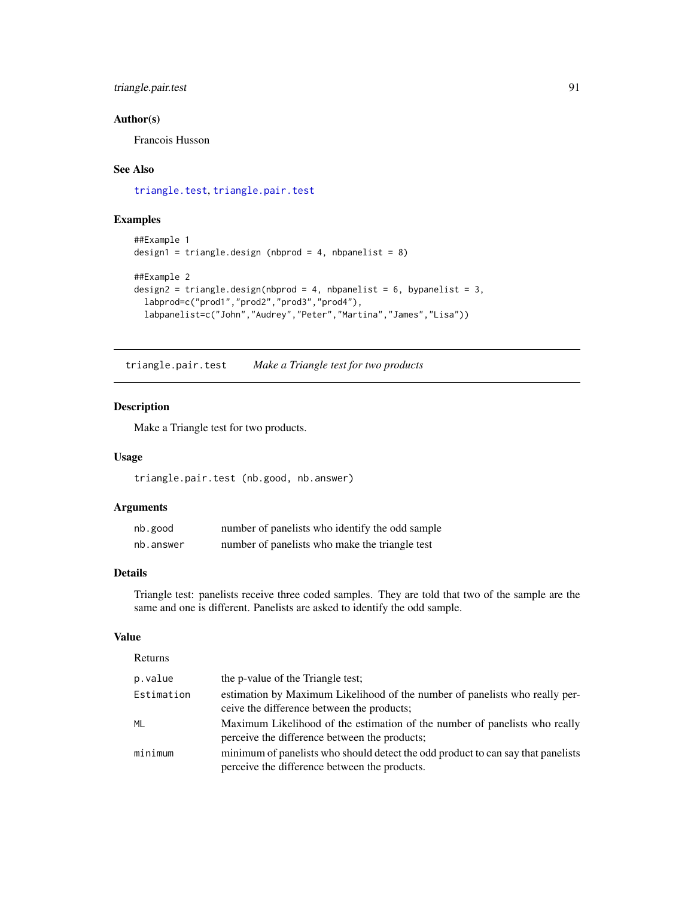### Author(s)

Francois Husson

### See Also

triangle.test, triangle.pair.test

### Examples

```
##Example 1
design1 = triangle.design (nbprod = 4, nbpanelist = 8)

##Example 2
design2 = triangle.design(nbprod = 4, nbpanelist = 6, bypanelist = 3,
  labprod=c("prod1","prod2","prod3","prod4"),
  labpanelist=c("John","Audrey","Peter","Martina","James","Lisa"))
```

---

## triangle.pair.test *Make a Triangle test for two products*

### Description

Make a Triangle test for two products.

### Usage

```
triangle.pair.test (nb.good, nb.answer)
```

### Arguments

| | |
|---|---|
| nb.good | number of panelists who identify the odd sample |
| nb.answer | number of panelists who make the triangle test |

### Details

Triangle test: panelists receive three coded samples. They are told that two of the sample are the same and one is different. Panelists are asked to identify the odd sample.

### Value

Returns

| | |
|---|---|
| p.value | the p-value of the Triangle test; |
| Estimation | estimation by Maximum Likelihood of the number of panelists who really perceive the difference between the products; |
| ML | Maximum Likelihood of the estimation of the number of panelists who really perceive the difference between the products; |
| minimum | minimum of panelists who should detect the odd product to can say that panelists perceive the difference between the products. |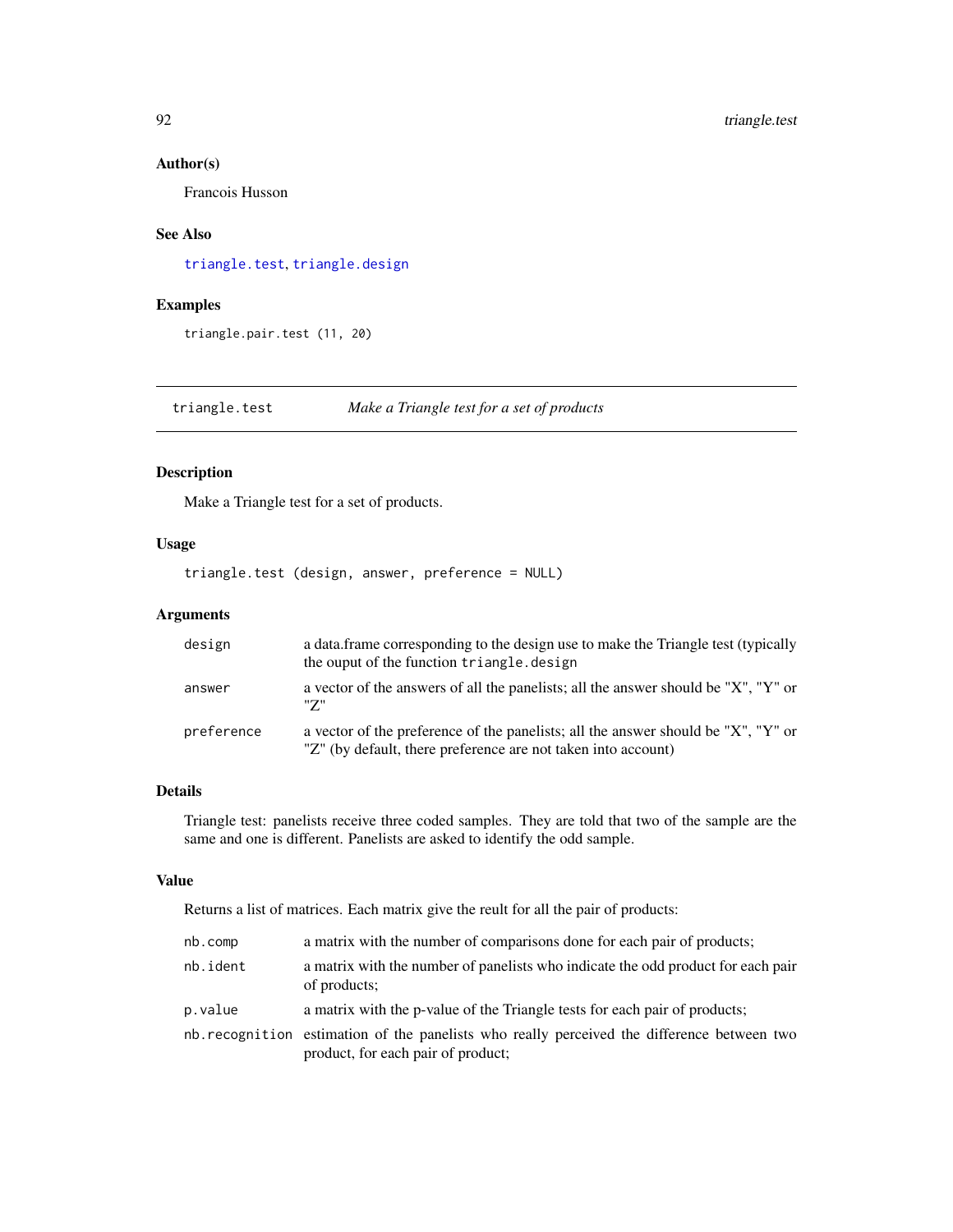### Author(s)

Francois Husson

### See Also

triangle.test, triangle.design

### Examples

```
triangle.pair.test (11, 20)
```

---

## triangle.test *Make a Triangle test for a set of products*

### Description

Make a Triangle test for a set of products.

### Usage

```
triangle.test (design, answer, preference = NULL)
```

### Arguments

| | |
|---|---|
| design | a data.frame corresponding to the design use to make the Triangle test (typically the ouput of the function `triangle.design` |
| answer | a vector of the answers of all the panelists; all the answer should be "X", "Y" or "Z" |
| preference | a vector of the preference of the panelists; all the answer should be "X", "Y" or "Z" (by default, there preference are not taken into account) |

### Details

Triangle test: panelists receive three coded samples. They are told that two of the sample are the same and one is different. Panelists are asked to identify the odd sample.

### Value

Returns a list of matrices. Each matrix give the reult for all the pair of products:

| | |
|---|---|
| nb.comp | a matrix with the number of comparisons done for each pair of products; |
| nb.ident | a matrix with the number of panelists who indicate the odd product for each pair of products; |
| p.value | a matrix with the p-value of the Triangle tests for each pair of products; |
| nb.recognition | estimation of the panelists who really perceived the difference between two product, for each pair of product; |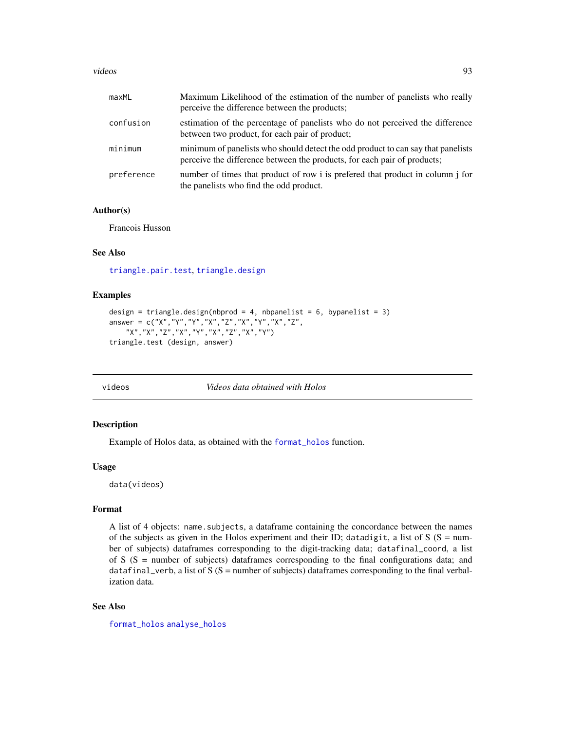| | |
|---|---|
| maxML | Maximum Likelihood of the estimation of the number of panelists who really perceive the difference between the products; |
| confusion | estimation of the percentage of panelists who do not perceived the difference between two product, for each pair of product; |
| minimum | minimum of panelists who should detect the odd product to can say that panelists perceive the difference between the products, for each pair of products; |
| preference | number of times that product of row i is prefered that product in column j for the panelists who find the odd product. |

### Author(s)

Francois Husson

### See Also

triangle.pair.test, triangle.design

### Examples

```
design = triangle.design(nbprod = 4, nbpanelist = 6, bypanelist = 3)
answer = c("X","Y","Y","X","Z","X","Y","X","Z",
    "X","X","Z","X","Y","X","Z","X","Y")
triangle.test (design, answer)
```

---

## videos — *Videos data obtained with Holos*

### Description

Example of Holos data, as obtained with the format_holos function.

### Usage

```
data(videos)
```

### Format

A list of 4 objects: name.subjects, a dataframe containing the concordance between the names of the subjects as given in the Holos experiment and their ID; datadigit, a list of S (S = number of subjects) dataframes corresponding to the digit-tracking data; datafinal_coord, a list of S (S = number of subjects) dataframes corresponding to the final configurations data; and datafinal_verb, a list of S (S = number of subjects) dataframes corresponding to the final verbalization data.

### See Also

format_holos analyse_holos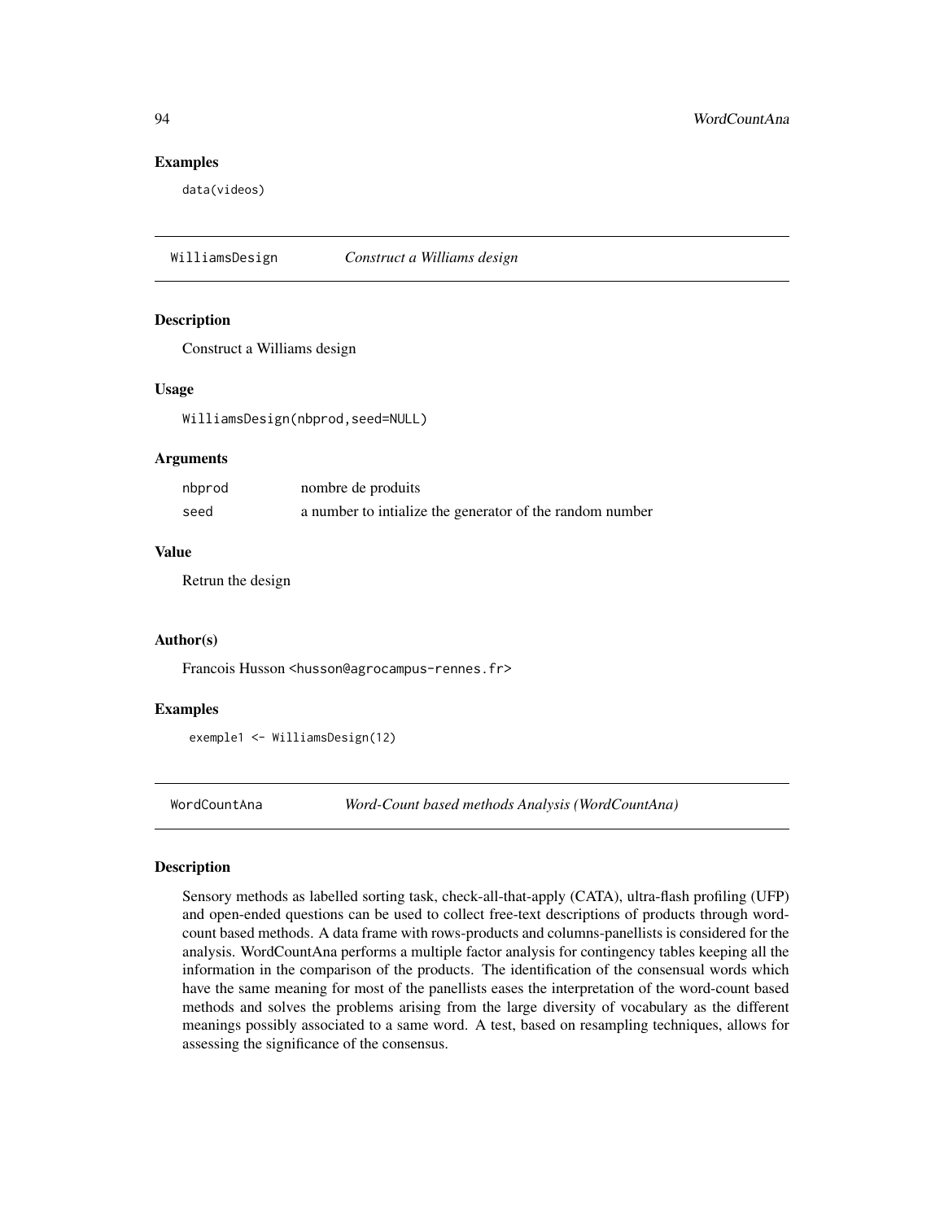### Examples

```
data(videos)
```

## WilliamsDesign — *Construct a Williams design*

### Description

Construct a Williams design

### Usage

```
WilliamsDesign(nbprod,seed=NULL)
```

### Arguments

| | |
|---|---|
| nbprod | nombre de produits |
| seed | a number to intialize the generator of the random number |

### Value

Retrun the design

### Author(s)

Francois Husson <husson@agrocampus-rennes.fr>

### Examples

```
exemple1 <- WilliamsDesign(12)
```

## WordCountAna — *Word-Count based methods Analysis (WordCountAna)*

### Description

Sensory methods as labelled sorting task, check-all-that-apply (CATA), ultra-flash profiling (UFP) and open-ended questions can be used to collect free-text descriptions of products through word-count based methods. A data frame with rows-products and columns-panellists is considered for the analysis. WordCountAna performs a multiple factor analysis for contingency tables keeping all the information in the comparison of the products. The identification of the consensual words which have the same meaning for most of the panellists eases the interpretation of the word-count based methods and solves the problems arising from the large diversity of vocabulary as the different meanings possibly associated to a same word. A test, based on resampling techniques, allows for assessing the significance of the consensus.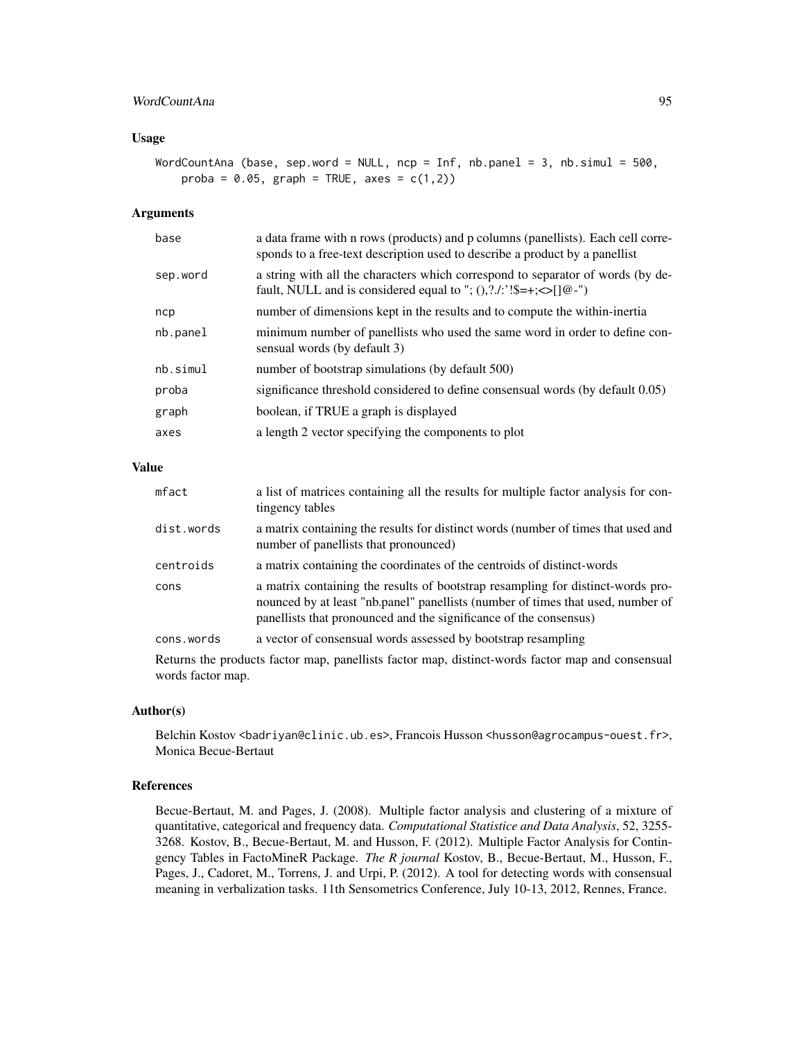### Usage

```
WordCountAna (base, sep.word = NULL, ncp = Inf, nb.panel = 3, nb.simul = 500,
    proba = 0.05, graph = TRUE, axes = c(1,2))
```

### Arguments

| | |
|---|---|
| base | a data frame with n rows (products) and p columns (panellists). Each cell corresponds to a free-text description used to describe a product by a panellist |
| sep.word | a string with all the characters which correspond to separator of words (by default, NULL and is considered equal to "; (),?./:'!$=+;<>[]@-") |
| ncp | number of dimensions kept in the results and to compute the within-inertia |
| nb.panel | minimum number of panellists who used the same word in order to define consensual words (by default 3) |
| nb.simul | number of bootstrap simulations (by default 500) |
| proba | significance threshold considered to define consensual words (by default 0.05) |
| graph | boolean, if TRUE a graph is displayed |
| axes | a length 2 vector specifying the components to plot |

### Value

| | |
|---|---|
| mfact | a list of matrices containing all the results for multiple factor analysis for contingency tables |
| dist.words | a matrix containing the results for distinct words (number of times that used and number of panellists that pronounced) |
| centroids | a matrix containing the coordinates of the centroids of distinct-words |
| cons | a matrix containing the results of bootstrap resampling for distinct-words pronounced by at least "nb.panel" panellists (number of times that used, number of panellists that pronounced and the significance of the consensus) |
| cons.words | a vector of consensual words assessed by bootstrap resampling |

Returns the products factor map, panellists factor map, distinct-words factor map and consensual words factor map.

### Author(s)

Belchin Kostov <badriyan@clinic.ub.es>, Francois Husson <husson@agrocampus-ouest.fr>, Monica Becue-Bertaut

### References

Becue-Bertaut, M. and Pages, J. (2008). Multiple factor analysis and clustering of a mixture of quantitative, categorical and frequency data. *Computational Statistice and Data Analysis*, 52, 3255-3268. Kostov, B., Becue-Bertaut, M. and Husson, F. (2012). Multiple Factor Analysis for Contingency Tables in FactoMineR Package. *The R journal* Kostov, B., Becue-Bertaut, M., Husson, F., Pages, J., Cadoret, M., Torrens, J. and Urpi, P. (2012). A tool for detecting words with consensual meaning in verbalization tasks. 11th Sensometrics Conference, July 10-13, 2012, Rennes, France.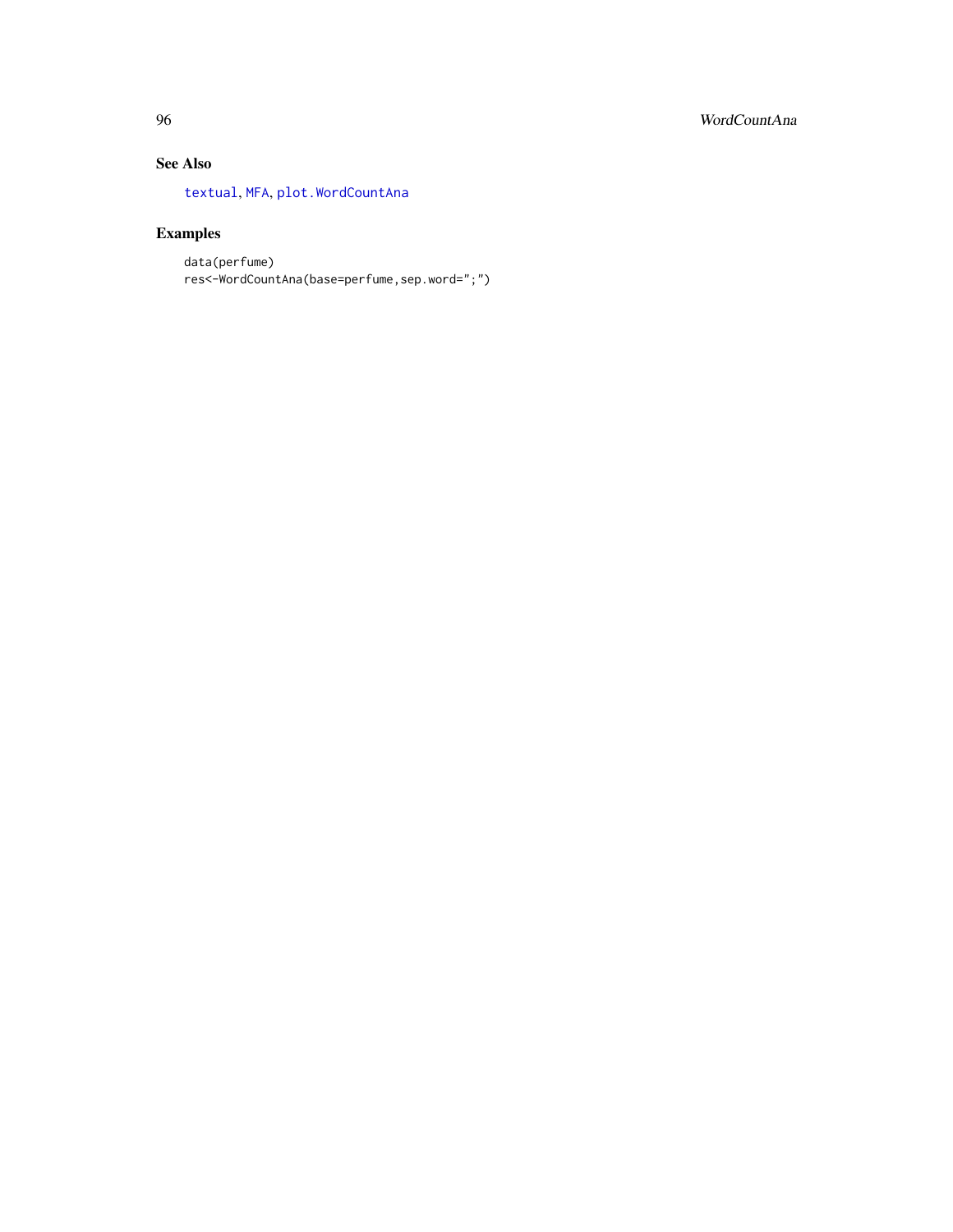## See Also

textual, MFA, plot.WordCountAna

## Examples

```
data(perfume)
res<-WordCountAna(base=perfume,sep.word=";")
```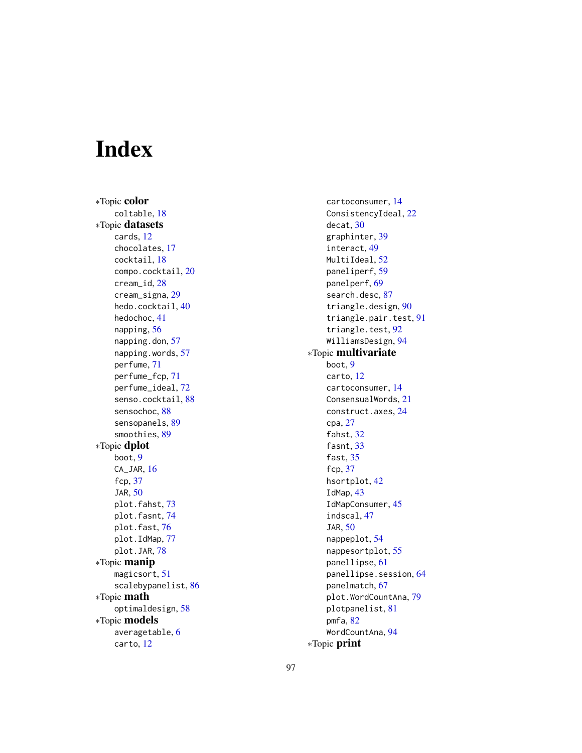# Index

∗Topic **color**
- coltable, 18

∗Topic **datasets**
- cards, 12
- chocolates, 17
- cocktail, 18
- compo.cocktail, 20
- cream_id, 28
- cream_signa, 29
- hedo.cocktail, 40
- hedochoc, 41
- napping, 56
- napping.don, 57
- napping.words, 57
- perfume, 71
- perfume_fcp, 71
- perfume_ideal, 72
- senso.cocktail, 88
- sensochoc, 88
- sensopanels, 89
- smoothies, 89

∗Topic **dplot**
- boot, 9
- CA_JAR, 16
- fcp, 37
- JAR, 50
- plot.fahst, 73
- plot.fasnt, 74
- plot.fast, 76
- plot.IdMap, 77
- plot.JAR, 78

∗Topic **manip**
- magicsort, 51
- scalebypanelist, 86

∗Topic **math**
- optimaldesign, 58

∗Topic **models**
- averagetable, 6
- carto, 12
- cartoconsumer, 14
- ConsistencyIdeal, 22
- decat, 30
- graphinter, 39
- interact, 49
- MultiIdeal, 52
- paneliperf, 59
- panelperf, 69
- search.desc, 87
- triangle.design, 90
- triangle.pair.test, 91
- triangle.test, 92
- WilliamsDesign, 94

∗Topic **multivariate**
- boot, 9
- carto, 12
- cartoconsumer, 14
- ConsensualWords, 21
- construct.axes, 24
- cpa, 27
- fahst, 32
- fasnt, 33
- fast, 35
- fcp, 37
- hsortplot, 42
- IdMap, 43
- IdMapConsumer, 45
- indscal, 47
- JAR, 50
- nappeplot, 54
- nappesortplot, 55
- panellipse, 61
- panellipse.session, 64
- panelmatch, 67
- plot.WordCountAna, 79
- plotpanelist, 81
- pmfa, 82
- WordCountAna, 94

∗Topic **print**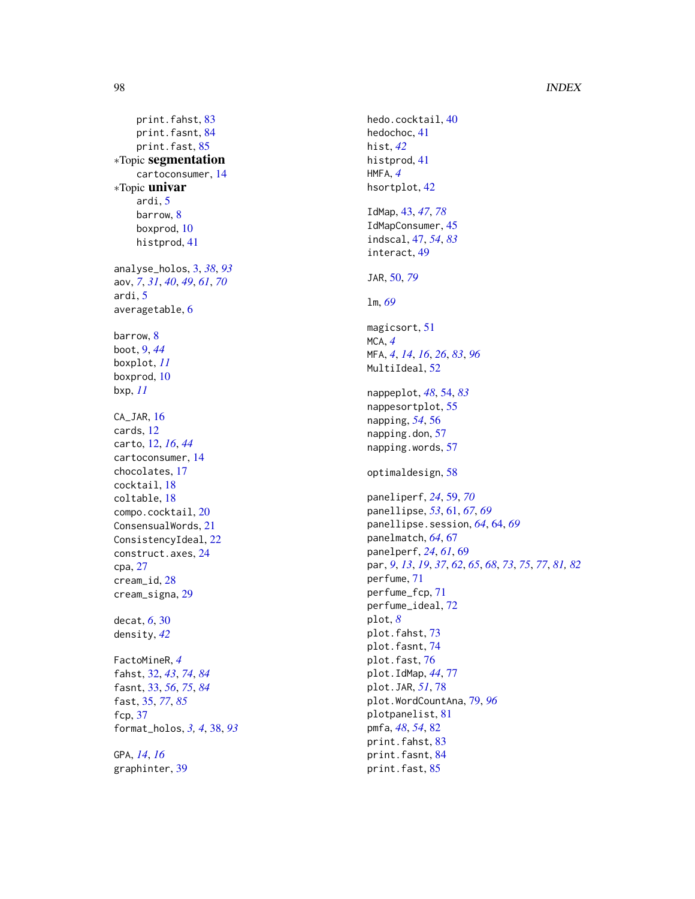print.fahst, 83
print.fasnt, 84
print.fast, 85

∗Topic **segmentation**
cartoconsumer, 14

∗Topic **univar**
ardi, 5
barrow, 8
boxprod, 10
histprod, 41

analyse_holos, 3, *38*, *93*
aov, *7*, *31*, *40*, *49*, *61*, *70*
ardi, 5
averagetable, 6

barrow, 8
boot, 9, *44*
boxplot, *11*
boxprod, 10
bxp, *11*

CA_JAR, 16
cards, 12
carto, 12, *16*, *44*
cartoconsumer, 14
chocolates, 17
cocktail, 18
coltable, 18
compo.cocktail, 20
ConsensualWords, 21
ConsistencyIdeal, 22
construct.axes, 24
cpa, 27
cream_id, 28
cream_signa, 29

decat, *6*, 30
density, *42*

FactoMineR, *4*
fahst, 32, *43*, *74*, *84*
fasnt, 33, *56*, *75*, *84*
fast, 35, *77*, *85*
fcp, 37
format_holos, *3, 4*, 38, *93*

GPA, *14*, *16*
graphinter, 39

hedo.cocktail, 40
hedochoc, 41
hist, *42*
histprod, 41
HMFA, *4*
hsortplot, 42

IdMap, 43, *47*, *78*
IdMapConsumer, 45
indscal, 47, *54*, *83*
interact, 49

JAR, 50, *79*

lm, *69*

magicsort, 51
MCA, *4*
MFA, *4*, *14*, *16*, *26*, *83*, *96*
MultiIdeal, 52

nappeplot, *48*, 54, *83*
nappesortplot, 55
napping, *54*, 56
napping.don, 57
napping.words, 57

optimaldesign, 58

paneliperf, *24*, 59, *70*
panellipse, *53*, 61, *67*, *69*
panellipse.session, *64*, 64, *69*
panelmatch, *64*, 67
panelperf, *24*, *61*, 69
par, *9*, *13*, *19*, *37*, *62*, *65*, *68*, *73*, *75*, *77*, *81, 82*
perfume, 71
perfume_fcp, 71
perfume_ideal, 72
plot, *8*
plot.fahst, 73
plot.fasnt, 74
plot.fast, 76
plot.IdMap, *44*, 77
plot.JAR, *51*, 78
plot.WordCountAna, 79, *96*
plotpanelist, 81
pmfa, *48*, *54*, 82
print.fahst, 83
print.fasnt, 84
print.fast, 85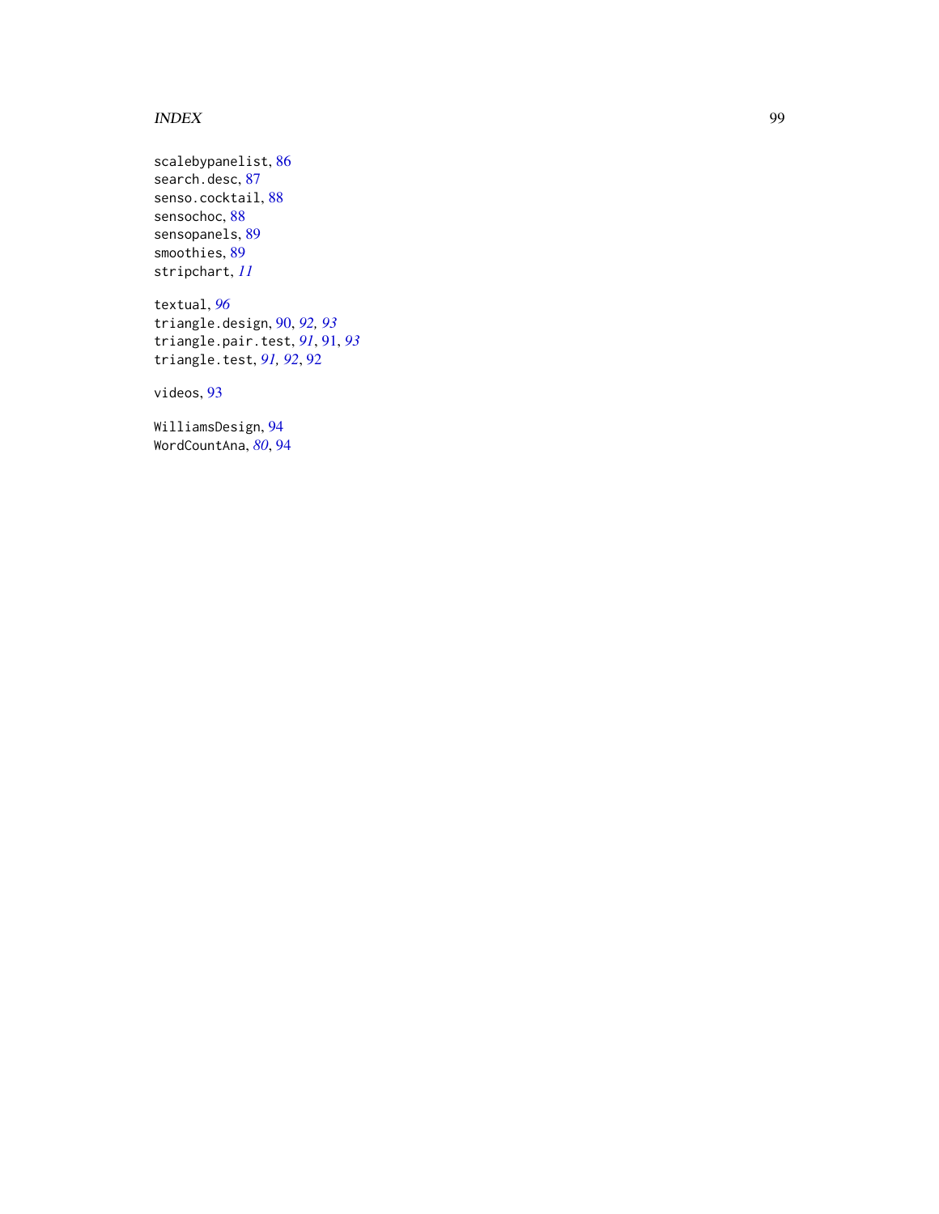scalebypanelist, 86
search.desc, 87
senso.cocktail, 88
sensochoc, 88
sensopanels, 89
smoothies, 89
stripchart, *11*

textual, *96*
triangle.design, 90, *92, 93*
triangle.pair.test, *91*, 91, *93*
triangle.test, *91, 92*, 92

videos, 93

WilliamsDesign, 94
WordCountAna, *80*, 94